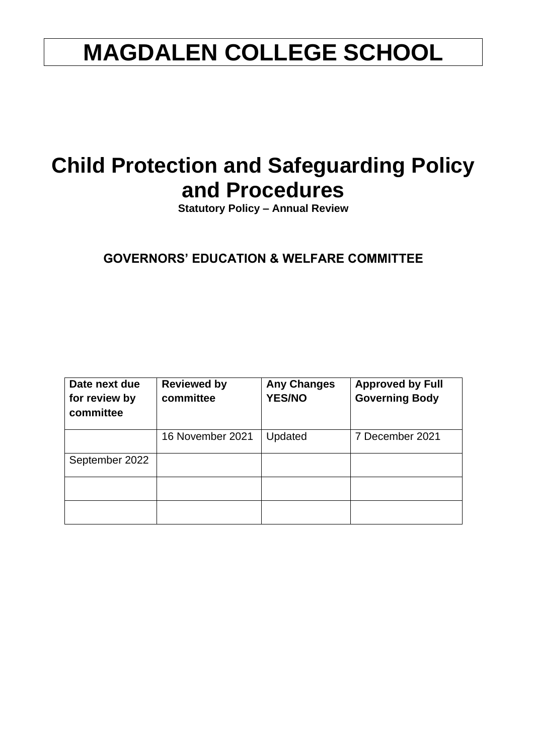# MAGDALEN COLLEGE SCHOOL

# Child Protection and Safeguarding Policy and Procedures

**Statutory Policy – Annual Review**

## GOVERNORS' EDUCATION & WELFARE COMMITTEE

| Date next due for review by committee | Reviewed by committee | Any Changes YES/NO | Approved by Full Governing Body |
|---|---|---|---|
| | 16 November 2021 | Updated | 7 December 2021 |
| September 2022 | | | |
| | | | |
| | | | |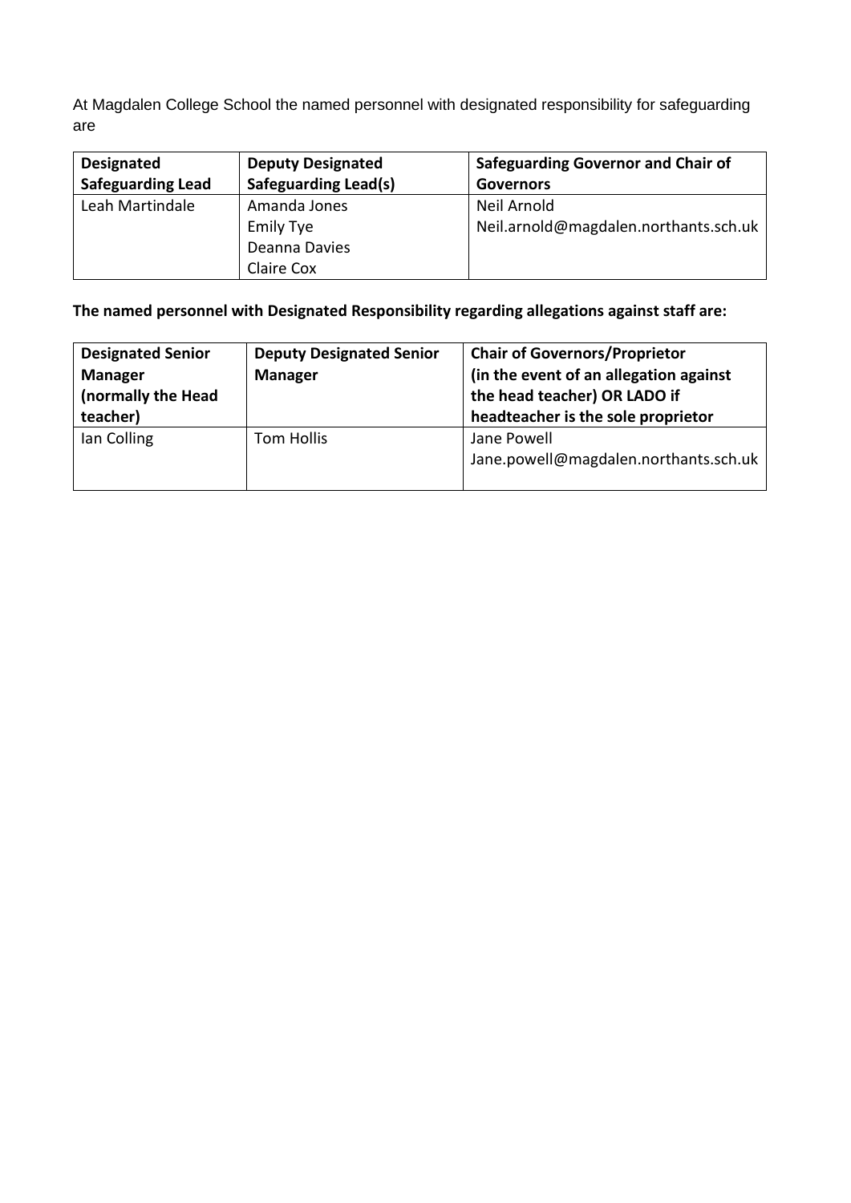At Magdalen College School the named personnel with designated responsibility for safeguarding are

| **Designated Safeguarding Lead** | **Deputy Designated Safeguarding Lead(s)** | **Safeguarding Governor and Chair of Governors** |
| --- | --- | --- |
| Leah Martindale | Amanda Jones<br>Emily Tye<br>Deanna Davies<br>Claire Cox | Neil Arnold<br>Neil.arnold@magdalen.northants.sch.uk |

**The named personnel with Designated Responsibility regarding allegations against staff are:**

| **Designated Senior Manager (normally the Head teacher)** | **Deputy Designated Senior Manager** | **Chair of Governors/Proprietor (in the event of an allegation against the head teacher) OR LADO if headteacher is the sole proprietor** |
| --- | --- | --- |
| Ian Colling | Tom Hollis | Jane Powell<br>Jane.powell@magdalen.northants.sch.uk |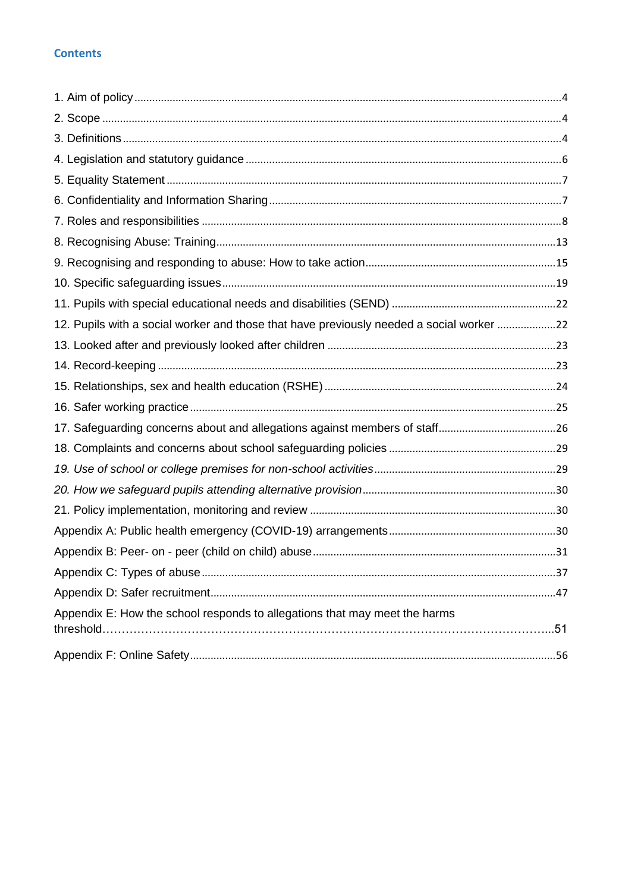## Contents

1. Aim of policy ....................................................................................................................................4
2. Scope ...............................................................................................................................................4
3. Definitions ........................................................................................................................................4
4. Legislation and statutory guidance ..................................................................................................6
5. Equality Statement ...........................................................................................................................7
6. Confidentiality and Information Sharing ..........................................................................................7
7. Roles and responsibilities ................................................................................................................8
8. Recognising Abuse: Training..........................................................................................................13
9. Recognising and responding to abuse: How to take action...........................................................15
10. Specific safeguarding issues ........................................................................................................19
11. Pupils with special educational needs and disabilities (SEND) ....................................................22
12. Pupils with a social worker and those that have previously needed a social worker ....................22
13. Looked after and previously looked after children ........................................................................23
14. Record-keeping ............................................................................................................................23
15. Relationships, sex and health education (RSHE) ........................................................................24
16. Safer working practice ..................................................................................................................25
17. Safeguarding concerns about and allegations against members of staff......................................26
18. Complaints and concerns about school safeguarding policies ......................................................29
*19. Use of school or college premises for non-school activities* ........................................................29
*20. How we safeguard pupils attending alternative provision* ...........................................................30
21. Policy implementation, monitoring and review .............................................................................30

Appendix A: Public health emergency (COVID-19) arrangements......................................................30

Appendix B: Peer- on - peer (child on child) abuse ............................................................................31

Appendix C: Types of abuse ..............................................................................................................37

Appendix D: Safer recruitment...........................................................................................................47

Appendix E: How the school responds to allegations that may meet the harms threshold……………………………………………………………………………………………..51

Appendix F: Online Safety..................................................................................................................56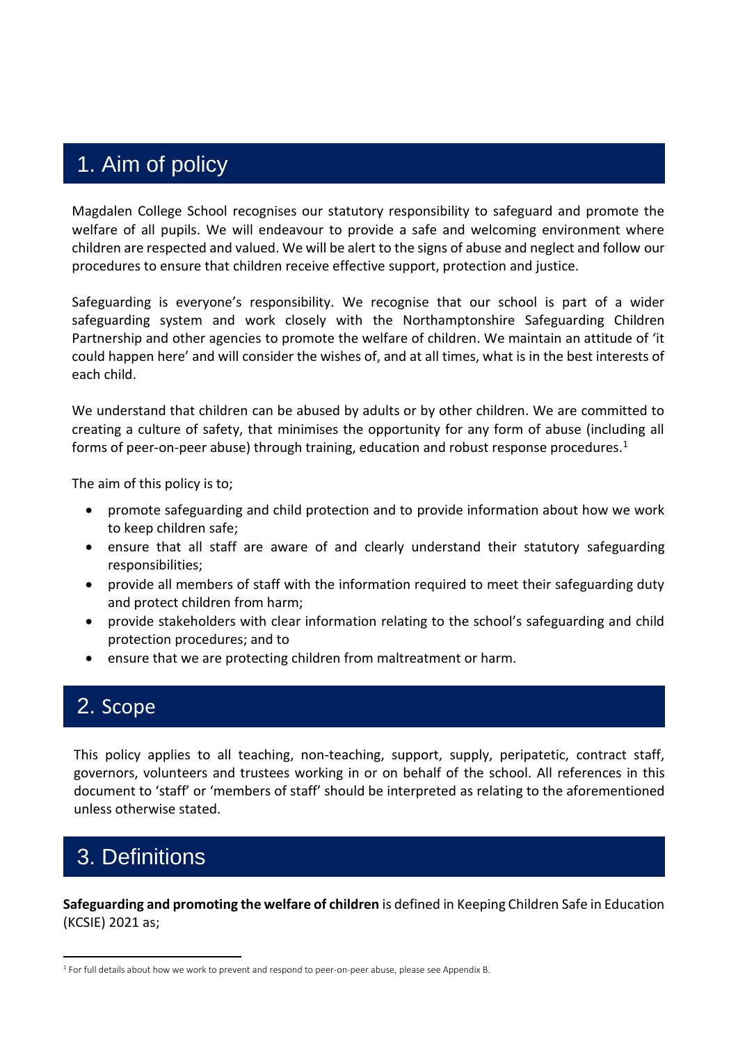# 1. Aim of policy

Magdalen College School recognises our statutory responsibility to safeguard and promote the welfare of all pupils. We will endeavour to provide a safe and welcoming environment where children are respected and valued. We will be alert to the signs of abuse and neglect and follow our procedures to ensure that children receive effective support, protection and justice.

Safeguarding is everyone's responsibility. We recognise that our school is part of a wider safeguarding system and work closely with the Northamptonshire Safeguarding Children Partnership and other agencies to promote the welfare of children. We maintain an attitude of 'it could happen here' and will consider the wishes of, and at all times, what is in the best interests of each child.

We understand that children can be abused by adults or by other children. We are committed to creating a culture of safety, that minimises the opportunity for any form of abuse (including all forms of peer-on-peer abuse) through training, education and robust response procedures.[1]

The aim of this policy is to;

- promote safeguarding and child protection and to provide information about how we work to keep children safe;
- ensure that all staff are aware of and clearly understand their statutory safeguarding responsibilities;
- provide all members of staff with the information required to meet their safeguarding duty and protect children from harm;
- provide stakeholders with clear information relating to the school's safeguarding and child protection procedures; and to
- ensure that we are protecting children from maltreatment or harm.

# 2. Scope

This policy applies to all teaching, non-teaching, support, supply, peripatetic, contract staff, governors, volunteers and trustees working in or on behalf of the school. All references in this document to 'staff' or 'members of staff' should be interpreted as relating to the aforementioned unless otherwise stated.

# 3. Definitions

**Safeguarding and promoting the welfare of children** is defined in Keeping Children Safe in Education (KCSIE) 2021 as;

[1] For full details about how we work to prevent and respond to peer-on-peer abuse, please see Appendix B.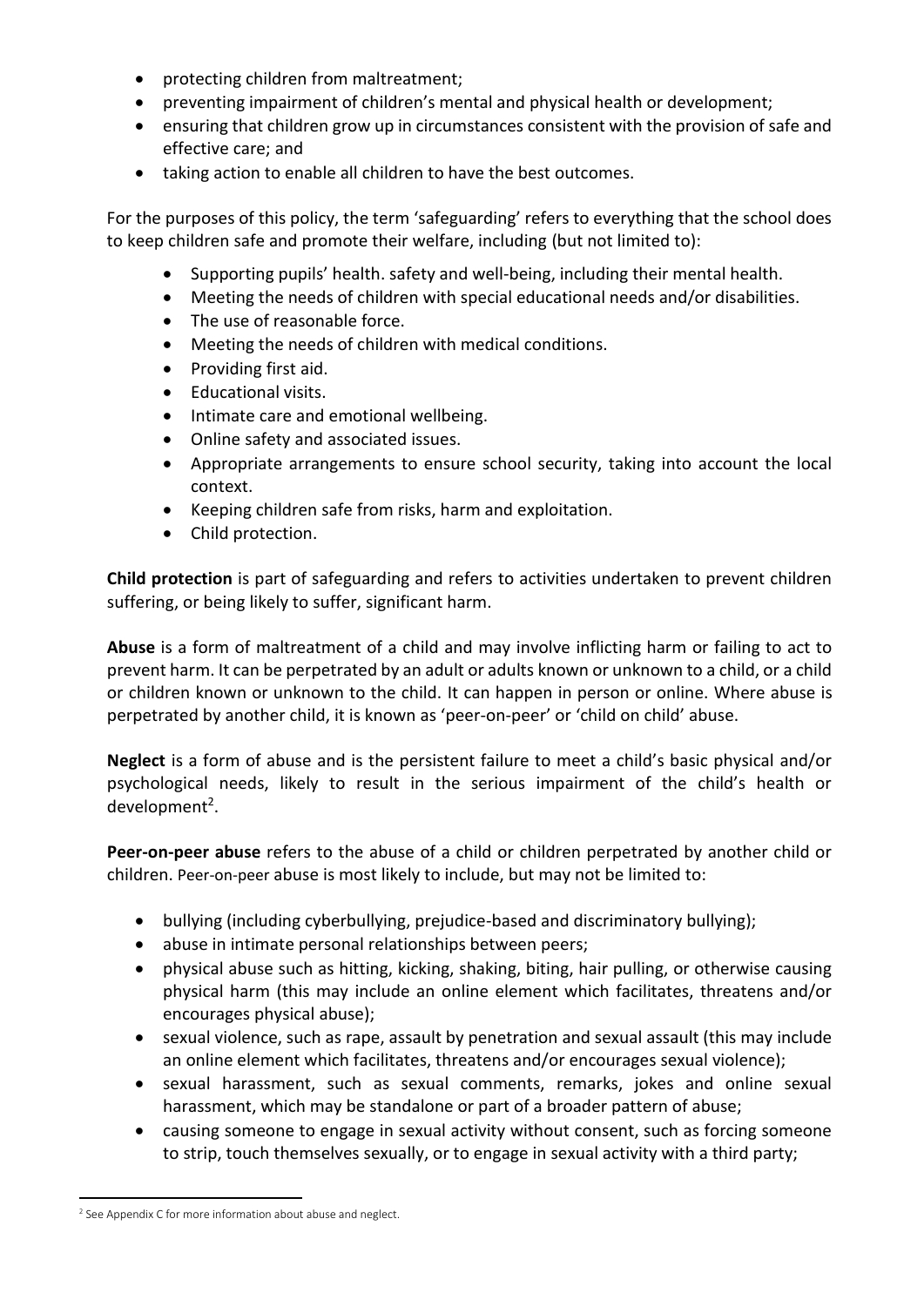- protecting children from maltreatment;
- preventing impairment of children's mental and physical health or development;
- ensuring that children grow up in circumstances consistent with the provision of safe and effective care; and
- taking action to enable all children to have the best outcomes.

For the purposes of this policy, the term 'safeguarding' refers to everything that the school does to keep children safe and promote their welfare, including (but not limited to):

- Supporting pupils' health. safety and well-being, including their mental health.
- Meeting the needs of children with special educational needs and/or disabilities.
- The use of reasonable force.
- Meeting the needs of children with medical conditions.
- Providing first aid.
- Educational visits.
- Intimate care and emotional wellbeing.
- Online safety and associated issues.
- Appropriate arrangements to ensure school security, taking into account the local context.
- Keeping children safe from risks, harm and exploitation.
- Child protection.

**Child protection** is part of safeguarding and refers to activities undertaken to prevent children suffering, or being likely to suffer, significant harm.

**Abuse** is a form of maltreatment of a child and may involve inflicting harm or failing to act to prevent harm. It can be perpetrated by an adult or adults known or unknown to a child, or a child or children known or unknown to the child. It can happen in person or online. Where abuse is perpetrated by another child, it is known as 'peer-on-peer' or 'child on child' abuse.

**Neglect** is a form of abuse and is the persistent failure to meet a child's basic physical and/or psychological needs, likely to result in the serious impairment of the child's health or development[2].

**Peer-on-peer abuse** refers to the abuse of a child or children perpetrated by another child or children. Peer-on-peer abuse is most likely to include, but may not be limited to:

- bullying (including cyberbullying, prejudice-based and discriminatory bullying);
- abuse in intimate personal relationships between peers;
- physical abuse such as hitting, kicking, shaking, biting, hair pulling, or otherwise causing physical harm (this may include an online element which facilitates, threatens and/or encourages physical abuse);
- sexual violence, such as rape, assault by penetration and sexual assault (this may include an online element which facilitates, threatens and/or encourages sexual violence);
- sexual harassment, such as sexual comments, remarks, jokes and online sexual harassment, which may be standalone or part of a broader pattern of abuse;
- causing someone to engage in sexual activity without consent, such as forcing someone to strip, touch themselves sexually, or to engage in sexual activity with a third party;

[2] See Appendix C for more information about abuse and neglect.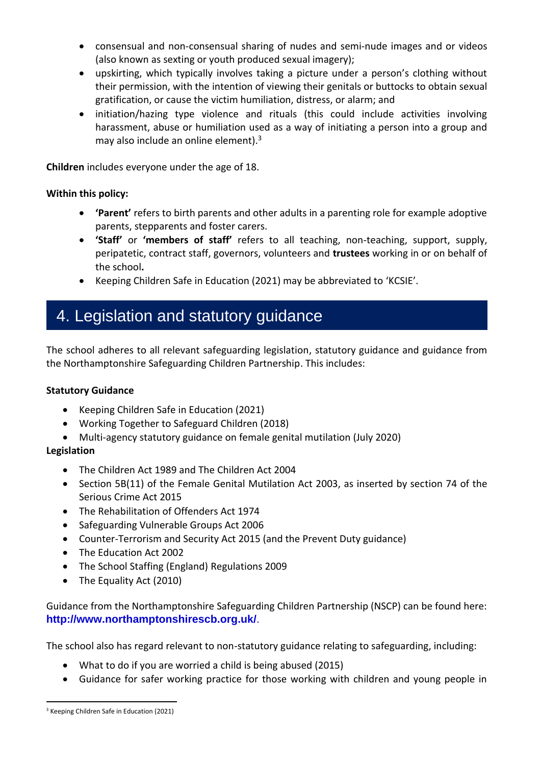- consensual and non-consensual sharing of nudes and semi-nude images and or videos (also known as sexting or youth produced sexual imagery);
- upskirting, which typically involves taking a picture under a person's clothing without their permission, with the intention of viewing their genitals or buttocks to obtain sexual gratification, or cause the victim humiliation, distress, or alarm; and
- initiation/hazing type violence and rituals (this could include activities involving harassment, abuse or humiliation used as a way of initiating a person into a group and may also include an online element).[3]

**Children** includes everyone under the age of 18.

**Within this policy:**

- **'Parent'** refers to birth parents and other adults in a parenting role for example adoptive parents, stepparents and foster carers.
- **'Staff'** or **'members of staff'** refers to all teaching, non-teaching, support, supply, peripatetic, contract staff, governors, volunteers and **trustees** working in or on behalf of the school**.**
- Keeping Children Safe in Education (2021) may be abbreviated to 'KCSIE'.

## 4. Legislation and statutory guidance

The school adheres to all relevant safeguarding legislation, statutory guidance and guidance from the Northamptonshire Safeguarding Children Partnership. This includes:

**Statutory Guidance**

- Keeping Children Safe in Education (2021)
- Working Together to Safeguard Children (2018)
- Multi-agency statutory guidance on female genital mutilation (July 2020)

**Legislation**

- The Children Act 1989 and The Children Act 2004
- Section 5B(11) of the Female Genital Mutilation Act 2003, as inserted by section 74 of the Serious Crime Act 2015
- The Rehabilitation of Offenders Act 1974
- Safeguarding Vulnerable Groups Act 2006
- Counter-Terrorism and Security Act 2015 (and the Prevent Duty guidance)
- The Education Act 2002
- The School Staffing (England) Regulations 2009
- The Equality Act (2010)

Guidance from the Northamptonshire Safeguarding Children Partnership (NSCP) can be found here: **http://www.northamptonshirescb.org.uk/**.

The school also has regard relevant to non-statutory guidance relating to safeguarding, including:

- What to do if you are worried a child is being abused (2015)
- Guidance for safer working practice for those working with children and young people in

[3] Keeping Children Safe in Education (2021)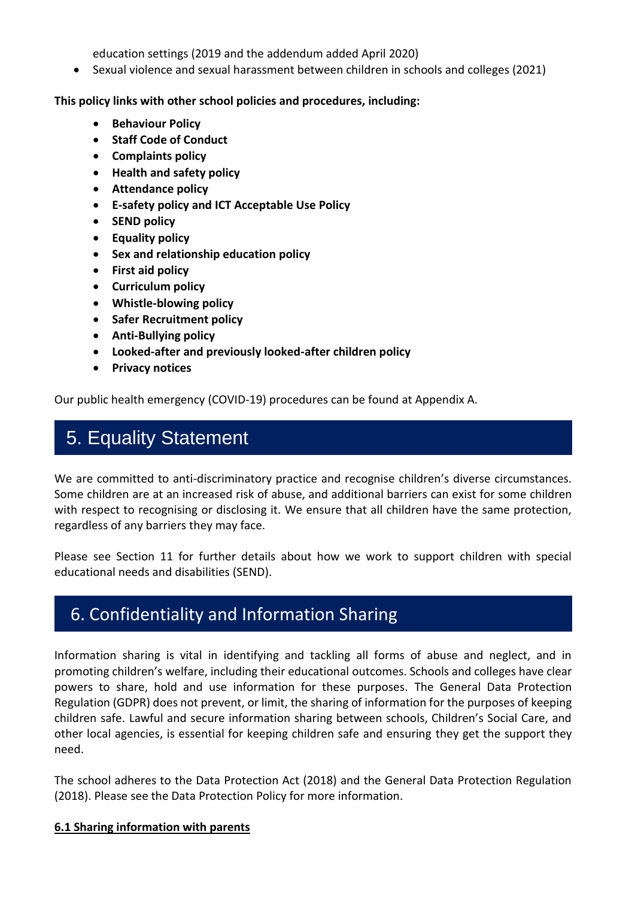education settings (2019 and the addendum added April 2020)

- Sexual violence and sexual harassment between children in schools and colleges (2021)

**This policy links with other school policies and procedures, including:**

- **Behaviour Policy**
- **Staff Code of Conduct**
- **Complaints policy**
- **Health and safety policy**
- **Attendance policy**
- **E-safety policy and ICT Acceptable Use Policy**
- **SEND policy**
- **Equality policy**
- **Sex and relationship education policy**
- **First aid policy**
- **Curriculum policy**
- **Whistle-blowing policy**
- **Safer Recruitment policy**
- **Anti-Bullying policy**
- **Looked-after and previously looked-after children policy**
- **Privacy notices**

Our public health emergency (COVID-19) procedures can be found at Appendix A.

## 5. Equality Statement

We are committed to anti-discriminatory practice and recognise children's diverse circumstances. Some children are at an increased risk of abuse, and additional barriers can exist for some children with respect to recognising or disclosing it. We ensure that all children have the same protection, regardless of any barriers they may face.

Please see Section 11 for further details about how we work to support children with special educational needs and disabilities (SEND).

## 6. Confidentiality and Information Sharing

Information sharing is vital in identifying and tackling all forms of abuse and neglect, and in promoting children's welfare, including their educational outcomes. Schools and colleges have clear powers to share, hold and use information for these purposes. The General Data Protection Regulation (GDPR) does not prevent, or limit, the sharing of information for the purposes of keeping children safe. Lawful and secure information sharing between schools, Children's Social Care, and other local agencies, is essential for keeping children safe and ensuring they get the support they need.

The school adheres to the Data Protection Act (2018) and the General Data Protection Regulation (2018). Please see the Data Protection Policy for more information.

### 6.1 Sharing information with parents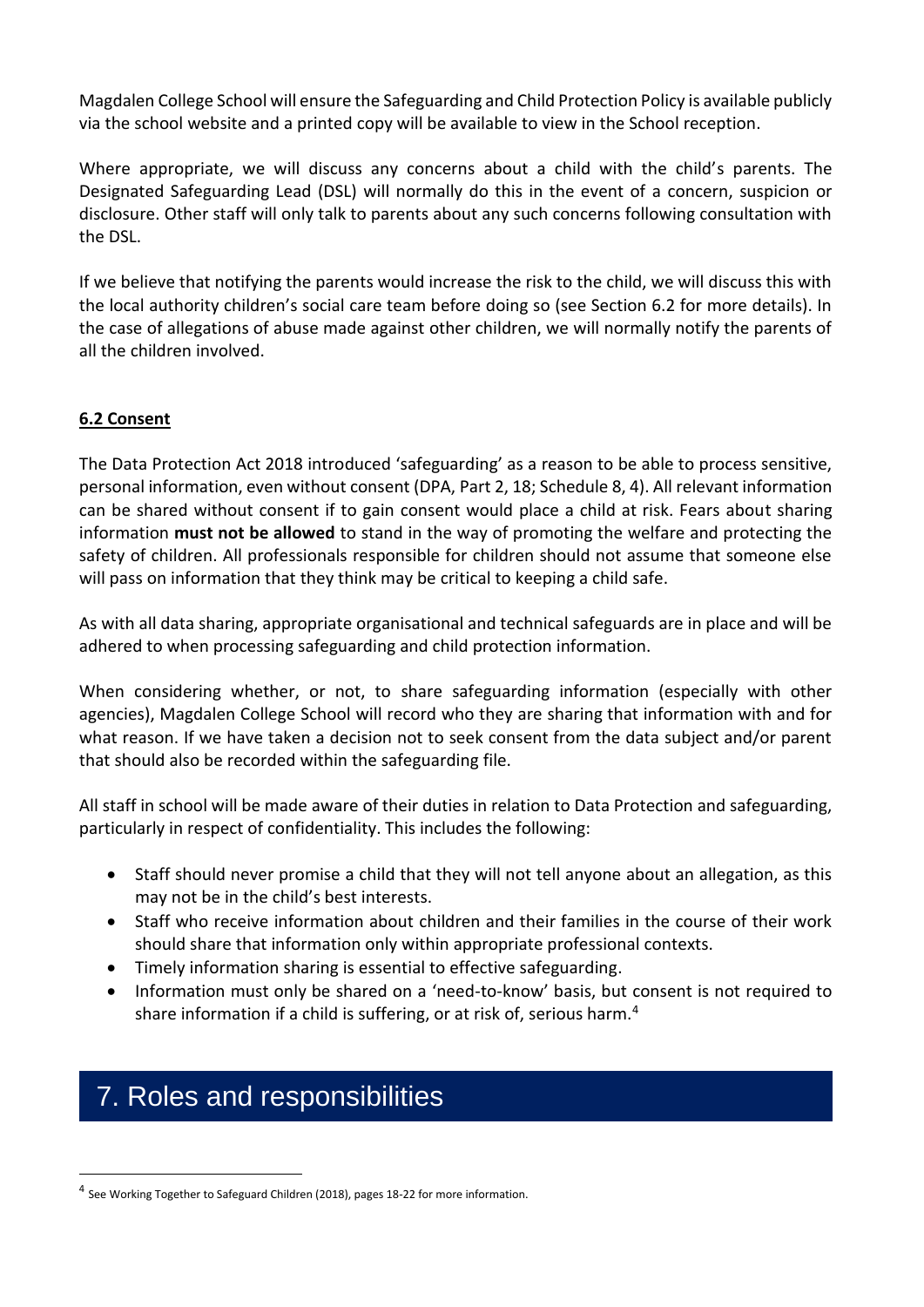Magdalen College School will ensure the Safeguarding and Child Protection Policy is available publicly via the school website and a printed copy will be available to view in the School reception.

Where appropriate, we will discuss any concerns about a child with the child's parents. The Designated Safeguarding Lead (DSL) will normally do this in the event of a concern, suspicion or disclosure. Other staff will only talk to parents about any such concerns following consultation with the DSL.

If we believe that notifying the parents would increase the risk to the child, we will discuss this with the local authority children's social care team before doing so (see Section 6.2 for more details). In the case of allegations of abuse made against other children, we will normally notify the parents of all the children involved.

### 6.2 Consent

The Data Protection Act 2018 introduced 'safeguarding' as a reason to be able to process sensitive, personal information, even without consent (DPA, Part 2, 18; Schedule 8, 4). All relevant information can be shared without consent if to gain consent would place a child at risk. Fears about sharing information **must not be allowed** to stand in the way of promoting the welfare and protecting the safety of children. All professionals responsible for children should not assume that someone else will pass on information that they think may be critical to keeping a child safe.

As with all data sharing, appropriate organisational and technical safeguards are in place and will be adhered to when processing safeguarding and child protection information.

When considering whether, or not, to share safeguarding information (especially with other agencies), Magdalen College School will record who they are sharing that information with and for what reason. If we have taken a decision not to seek consent from the data subject and/or parent that should also be recorded within the safeguarding file.

All staff in school will be made aware of their duties in relation to Data Protection and safeguarding, particularly in respect of confidentiality. This includes the following:

- Staff should never promise a child that they will not tell anyone about an allegation, as this may not be in the child's best interests.
- Staff who receive information about children and their families in the course of their work should share that information only within appropriate professional contexts.
- Timely information sharing is essential to effective safeguarding.
- Information must only be shared on a 'need-to-know' basis, but consent is not required to share information if a child is suffering, or at risk of, serious harm.[4]

## 7. Roles and responsibilities

[4] See Working Together to Safeguard Children (2018), pages 18-22 for more information.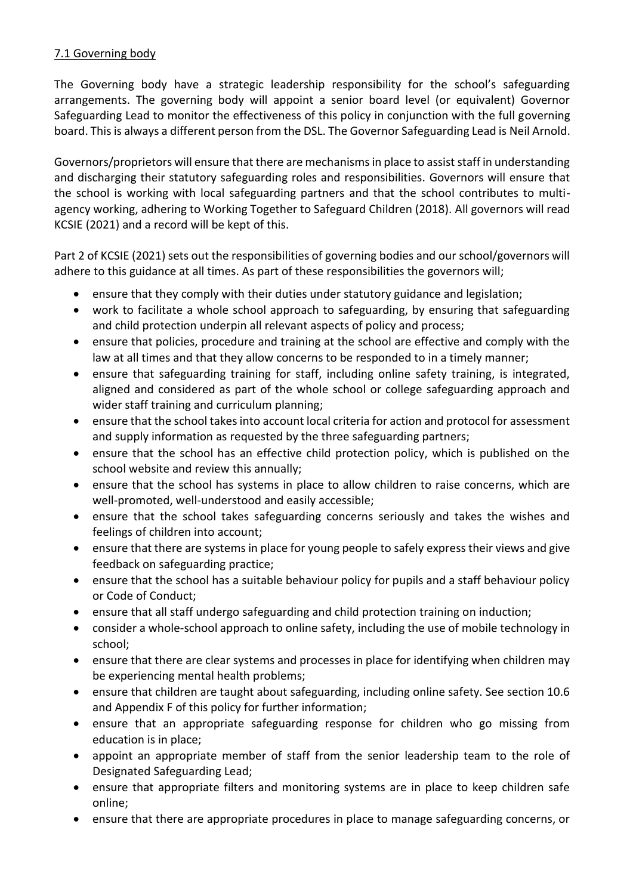7.1 Governing body

The Governing body have a strategic leadership responsibility for the school's safeguarding arrangements. The governing body will appoint a senior board level (or equivalent) Governor Safeguarding Lead to monitor the effectiveness of this policy in conjunction with the full governing board. This is always a different person from the DSL. The Governor Safeguarding Lead is Neil Arnold.

Governors/proprietors will ensure that there are mechanisms in place to assist staff in understanding and discharging their statutory safeguarding roles and responsibilities. Governors will ensure that the school is working with local safeguarding partners and that the school contributes to multi-agency working, adhering to Working Together to Safeguard Children (2018). All governors will read KCSIE (2021) and a record will be kept of this.

Part 2 of KCSIE (2021) sets out the responsibilities of governing bodies and our school/governors will adhere to this guidance at all times. As part of these responsibilities the governors will;

- ensure that they comply with their duties under statutory guidance and legislation;
- work to facilitate a whole school approach to safeguarding, by ensuring that safeguarding and child protection underpin all relevant aspects of policy and process;
- ensure that policies, procedure and training at the school are effective and comply with the law at all times and that they allow concerns to be responded to in a timely manner;
- ensure that safeguarding training for staff, including online safety training, is integrated, aligned and considered as part of the whole school or college safeguarding approach and wider staff training and curriculum planning;
- ensure that the school takes into account local criteria for action and protocol for assessment and supply information as requested by the three safeguarding partners;
- ensure that the school has an effective child protection policy, which is published on the school website and review this annually;
- ensure that the school has systems in place to allow children to raise concerns, which are well-promoted, well-understood and easily accessible;
- ensure that the school takes safeguarding concerns seriously and takes the wishes and feelings of children into account;
- ensure that there are systems in place for young people to safely express their views and give feedback on safeguarding practice;
- ensure that the school has a suitable behaviour policy for pupils and a staff behaviour policy or Code of Conduct;
- ensure that all staff undergo safeguarding and child protection training on induction;
- consider a whole-school approach to online safety, including the use of mobile technology in school;
- ensure that there are clear systems and processes in place for identifying when children may be experiencing mental health problems;
- ensure that children are taught about safeguarding, including online safety. See section 10.6 and Appendix F of this policy for further information;
- ensure that an appropriate safeguarding response for children who go missing from education is in place;
- appoint an appropriate member of staff from the senior leadership team to the role of Designated Safeguarding Lead;
- ensure that appropriate filters and monitoring systems are in place to keep children safe online;
- ensure that there are appropriate procedures in place to manage safeguarding concerns, or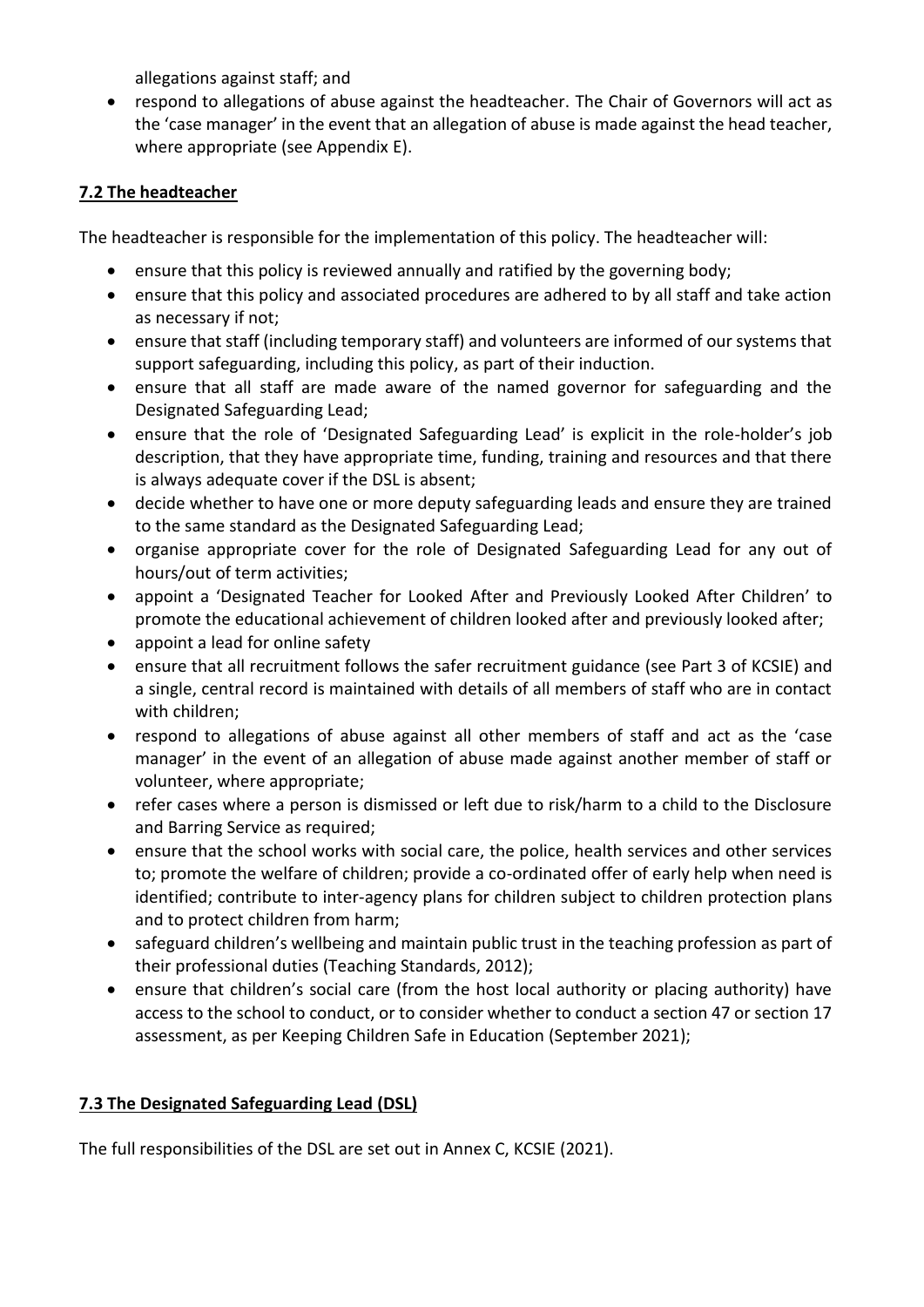allegations against staff; and

- respond to allegations of abuse against the headteacher. The Chair of Governors will act as the 'case manager' in the event that an allegation of abuse is made against the head teacher, where appropriate (see Appendix E).

**7.2 The headteacher**

The headteacher is responsible for the implementation of this policy. The headteacher will:

- ensure that this policy is reviewed annually and ratified by the governing body;
- ensure that this policy and associated procedures are adhered to by all staff and take action as necessary if not;
- ensure that staff (including temporary staff) and volunteers are informed of our systems that support safeguarding, including this policy, as part of their induction.
- ensure that all staff are made aware of the named governor for safeguarding and the Designated Safeguarding Lead;
- ensure that the role of 'Designated Safeguarding Lead' is explicit in the role-holder's job description, that they have appropriate time, funding, training and resources and that there is always adequate cover if the DSL is absent;
- decide whether to have one or more deputy safeguarding leads and ensure they are trained to the same standard as the Designated Safeguarding Lead;
- organise appropriate cover for the role of Designated Safeguarding Lead for any out of hours/out of term activities;
- appoint a 'Designated Teacher for Looked After and Previously Looked After Children' to promote the educational achievement of children looked after and previously looked after;
- appoint a lead for online safety
- ensure that all recruitment follows the safer recruitment guidance (see Part 3 of KCSIE) and a single, central record is maintained with details of all members of staff who are in contact with children;
- respond to allegations of abuse against all other members of staff and act as the 'case manager' in the event of an allegation of abuse made against another member of staff or volunteer, where appropriate;
- refer cases where a person is dismissed or left due to risk/harm to a child to the Disclosure and Barring Service as required;
- ensure that the school works with social care, the police, health services and other services to; promote the welfare of children; provide a co-ordinated offer of early help when need is identified; contribute to inter-agency plans for children subject to children protection plans and to protect children from harm;
- safeguard children's wellbeing and maintain public trust in the teaching profession as part of their professional duties (Teaching Standards, 2012);
- ensure that children's social care (from the host local authority or placing authority) have access to the school to conduct, or to consider whether to conduct a section 47 or section 17 assessment, as per Keeping Children Safe in Education (September 2021);

**7.3 The Designated Safeguarding Lead (DSL)**

The full responsibilities of the DSL are set out in Annex C, KCSIE (2021).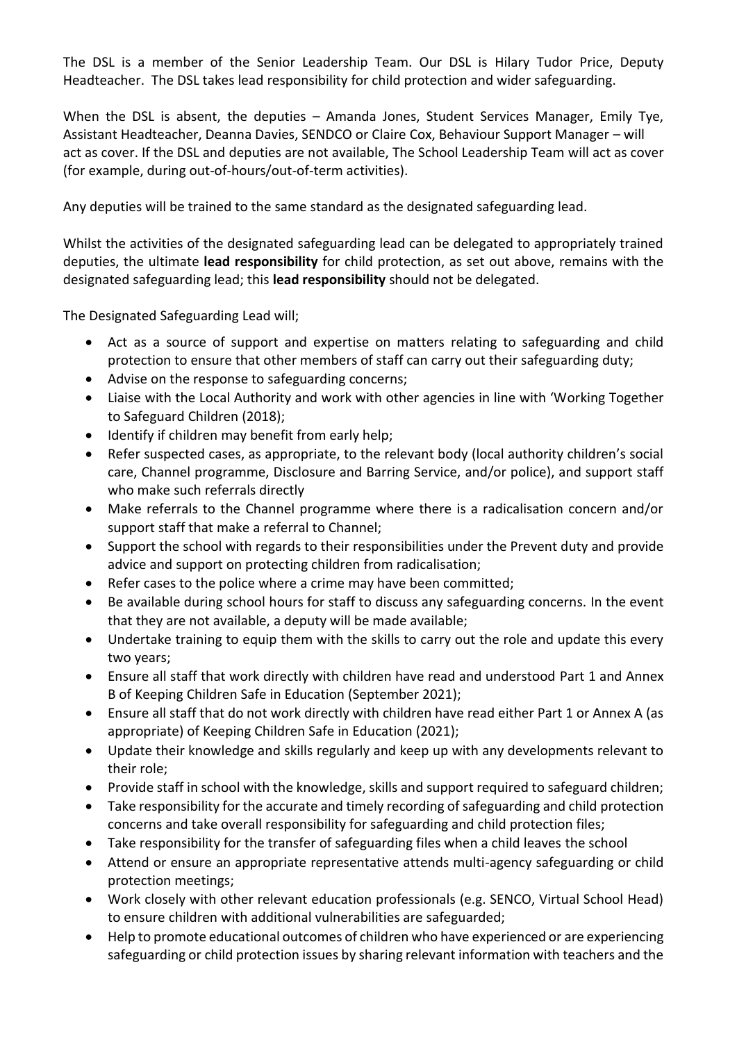The DSL is a member of the Senior Leadership Team. Our DSL is Hilary Tudor Price, Deputy Headteacher. The DSL takes lead responsibility for child protection and wider safeguarding.

When the DSL is absent, the deputies – Amanda Jones, Student Services Manager, Emily Tye, Assistant Headteacher, Deanna Davies, SENDCO or Claire Cox, Behaviour Support Manager – will act as cover. If the DSL and deputies are not available, The School Leadership Team will act as cover (for example, during out-of-hours/out-of-term activities).

Any deputies will be trained to the same standard as the designated safeguarding lead.

Whilst the activities of the designated safeguarding lead can be delegated to appropriately trained deputies, the ultimate **lead responsibility** for child protection, as set out above, remains with the designated safeguarding lead; this **lead responsibility** should not be delegated.

The Designated Safeguarding Lead will;

- Act as a source of support and expertise on matters relating to safeguarding and child protection to ensure that other members of staff can carry out their safeguarding duty;
- Advise on the response to safeguarding concerns;
- Liaise with the Local Authority and work with other agencies in line with 'Working Together to Safeguard Children (2018);
- Identify if children may benefit from early help;
- Refer suspected cases, as appropriate, to the relevant body (local authority children's social care, Channel programme, Disclosure and Barring Service, and/or police), and support staff who make such referrals directly
- Make referrals to the Channel programme where there is a radicalisation concern and/or support staff that make a referral to Channel;
- Support the school with regards to their responsibilities under the Prevent duty and provide advice and support on protecting children from radicalisation;
- Refer cases to the police where a crime may have been committed;
- Be available during school hours for staff to discuss any safeguarding concerns. In the event that they are not available, a deputy will be made available;
- Undertake training to equip them with the skills to carry out the role and update this every two years;
- Ensure all staff that work directly with children have read and understood Part 1 and Annex B of Keeping Children Safe in Education (September 2021);
- Ensure all staff that do not work directly with children have read either Part 1 or Annex A (as appropriate) of Keeping Children Safe in Education (2021);
- Update their knowledge and skills regularly and keep up with any developments relevant to their role;
- Provide staff in school with the knowledge, skills and support required to safeguard children;
- Take responsibility for the accurate and timely recording of safeguarding and child protection concerns and take overall responsibility for safeguarding and child protection files;
- Take responsibility for the transfer of safeguarding files when a child leaves the school
- Attend or ensure an appropriate representative attends multi-agency safeguarding or child protection meetings;
- Work closely with other relevant education professionals (e.g. SENCO, Virtual School Head) to ensure children with additional vulnerabilities are safeguarded;
- Help to promote educational outcomes of children who have experienced or are experiencing safeguarding or child protection issues by sharing relevant information with teachers and the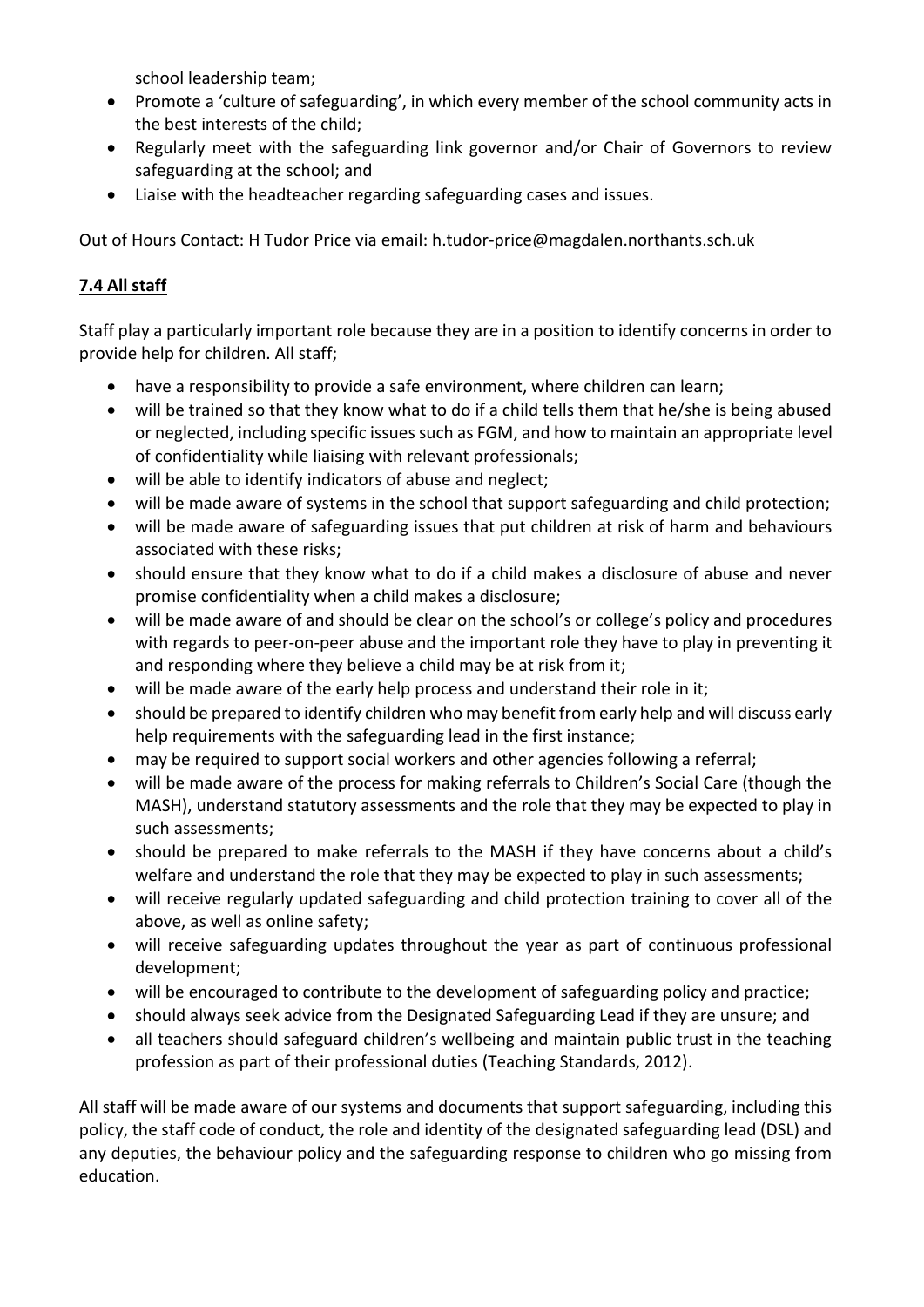school leadership team;

- Promote a 'culture of safeguarding', in which every member of the school community acts in the best interests of the child;
- Regularly meet with the safeguarding link governor and/or Chair of Governors to review safeguarding at the school; and
- Liaise with the headteacher regarding safeguarding cases and issues.

Out of Hours Contact: H Tudor Price via email: h.tudor-price@magdalen.northants.sch.uk

### 7.4 All staff

Staff play a particularly important role because they are in a position to identify concerns in order to provide help for children. All staff;

- have a responsibility to provide a safe environment, where children can learn;
- will be trained so that they know what to do if a child tells them that he/she is being abused or neglected, including specific issues such as FGM, and how to maintain an appropriate level of confidentiality while liaising with relevant professionals;
- will be able to identify indicators of abuse and neglect;
- will be made aware of systems in the school that support safeguarding and child protection;
- will be made aware of safeguarding issues that put children at risk of harm and behaviours associated with these risks;
- should ensure that they know what to do if a child makes a disclosure of abuse and never promise confidentiality when a child makes a disclosure;
- will be made aware of and should be clear on the school's or college's policy and procedures with regards to peer-on-peer abuse and the important role they have to play in preventing it and responding where they believe a child may be at risk from it;
- will be made aware of the early help process and understand their role in it;
- should be prepared to identify children who may benefit from early help and will discuss early help requirements with the safeguarding lead in the first instance;
- may be required to support social workers and other agencies following a referral;
- will be made aware of the process for making referrals to Children's Social Care (though the MASH), understand statutory assessments and the role that they may be expected to play in such assessments;
- should be prepared to make referrals to the MASH if they have concerns about a child's welfare and understand the role that they may be expected to play in such assessments;
- will receive regularly updated safeguarding and child protection training to cover all of the above, as well as online safety;
- will receive safeguarding updates throughout the year as part of continuous professional development;
- will be encouraged to contribute to the development of safeguarding policy and practice;
- should always seek advice from the Designated Safeguarding Lead if they are unsure; and
- all teachers should safeguard children's wellbeing and maintain public trust in the teaching profession as part of their professional duties (Teaching Standards, 2012).

All staff will be made aware of our systems and documents that support safeguarding, including this policy, the staff code of conduct, the role and identity of the designated safeguarding lead (DSL) and any deputies, the behaviour policy and the safeguarding response to children who go missing from education.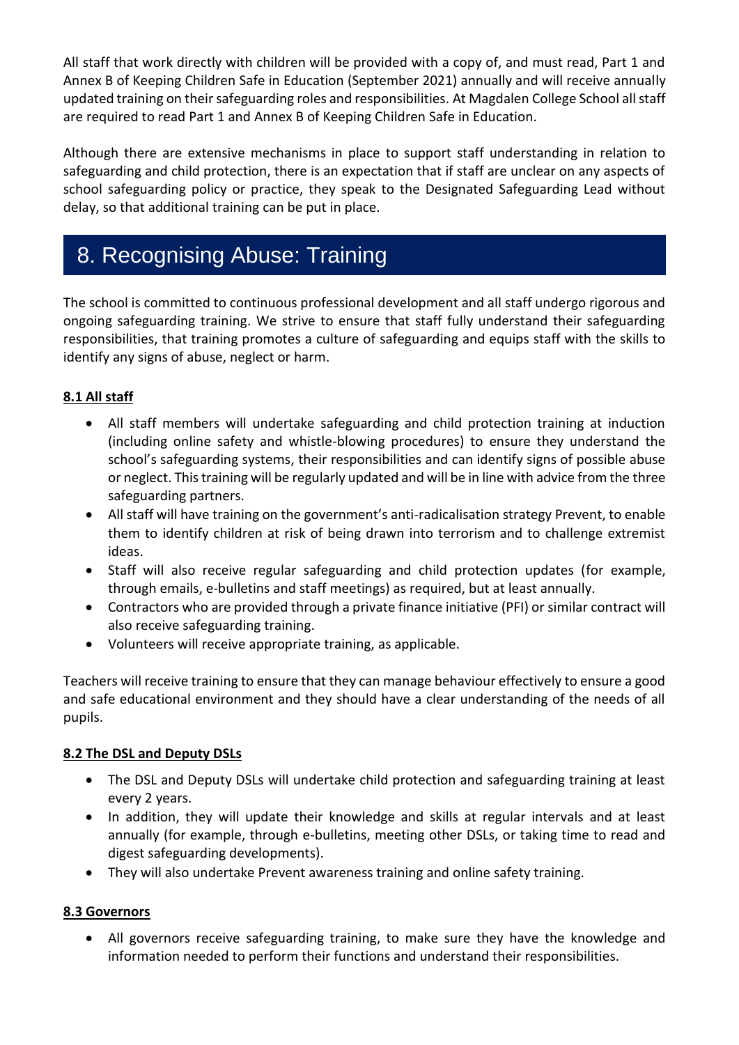All staff that work directly with children will be provided with a copy of, and must read, Part 1 and Annex B of Keeping Children Safe in Education (September 2021) annually and will receive annually updated training on their safeguarding roles and responsibilities. At Magdalen College School all staff are required to read Part 1 and Annex B of Keeping Children Safe in Education.

Although there are extensive mechanisms in place to support staff understanding in relation to safeguarding and child protection, there is an expectation that if staff are unclear on any aspects of school safeguarding policy or practice, they speak to the Designated Safeguarding Lead without delay, so that additional training can be put in place.

# 8. Recognising Abuse: Training

The school is committed to continuous professional development and all staff undergo rigorous and ongoing safeguarding training. We strive to ensure that staff fully understand their safeguarding responsibilities, that training promotes a culture of safeguarding and equips staff with the skills to identify any signs of abuse, neglect or harm.

## 8.1 All staff

- All staff members will undertake safeguarding and child protection training at induction (including online safety and whistle-blowing procedures) to ensure they understand the school's safeguarding systems, their responsibilities and can identify signs of possible abuse or neglect. This training will be regularly updated and will be in line with advice from the three safeguarding partners.
- All staff will have training on the government's anti-radicalisation strategy Prevent, to enable them to identify children at risk of being drawn into terrorism and to challenge extremist ideas.
- Staff will also receive regular safeguarding and child protection updates (for example, through emails, e-bulletins and staff meetings) as required, but at least annually.
- Contractors who are provided through a private finance initiative (PFI) or similar contract will also receive safeguarding training.
- Volunteers will receive appropriate training, as applicable.

Teachers will receive training to ensure that they can manage behaviour effectively to ensure a good and safe educational environment and they should have a clear understanding of the needs of all pupils.

## 8.2 The DSL and Deputy DSLs

- The DSL and Deputy DSLs will undertake child protection and safeguarding training at least every 2 years.
- In addition, they will update their knowledge and skills at regular intervals and at least annually (for example, through e-bulletins, meeting other DSLs, or taking time to read and digest safeguarding developments).
- They will also undertake Prevent awareness training and online safety training.

## 8.3 Governors

- All governors receive safeguarding training, to make sure they have the knowledge and information needed to perform their functions and understand their responsibilities.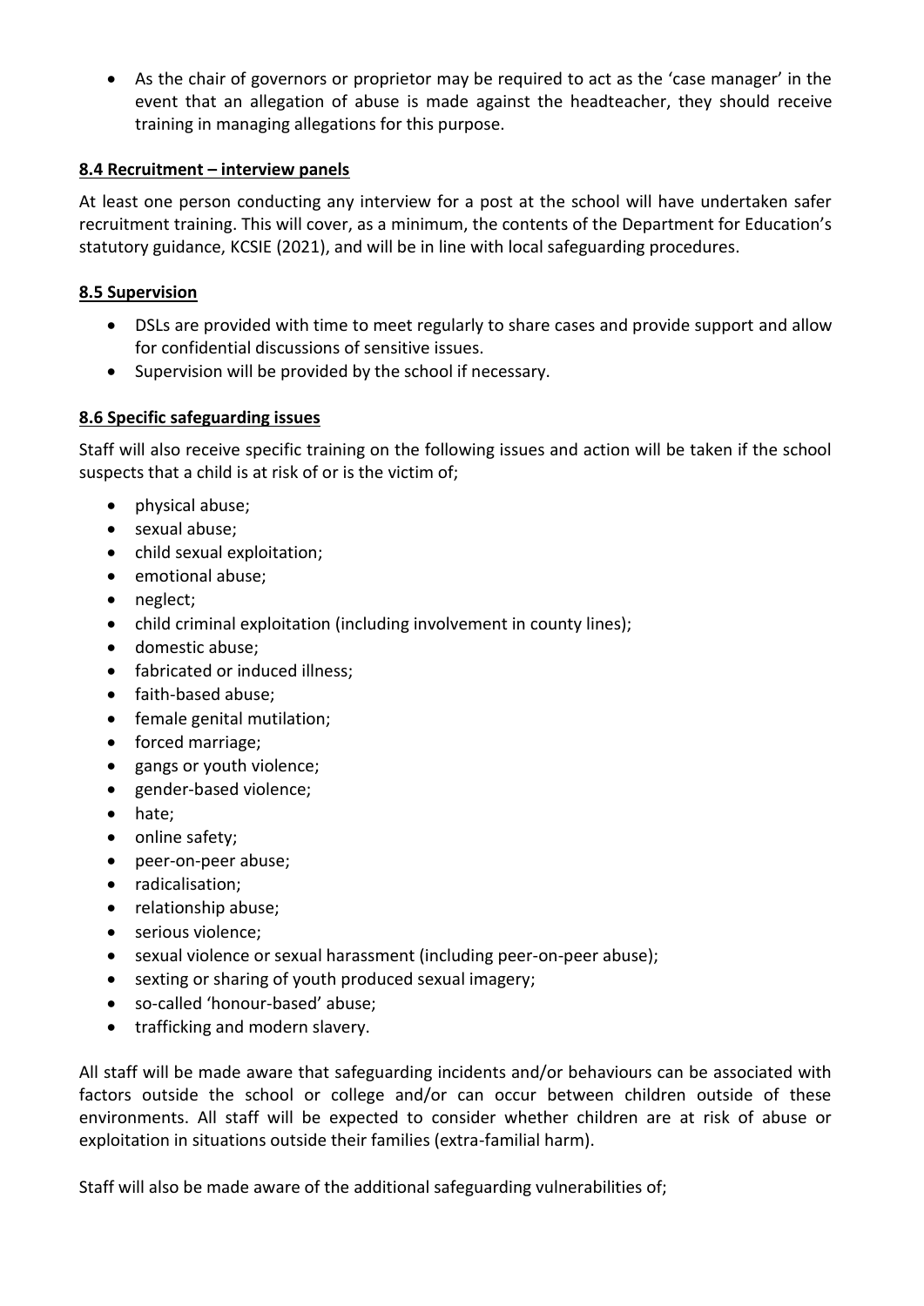- As the chair of governors or proprietor may be required to act as the 'case manager' in the event that an allegation of abuse is made against the headteacher, they should receive training in managing allegations for this purpose.

### 8.4 Recruitment – interview panels

At least one person conducting any interview for a post at the school will have undertaken safer recruitment training. This will cover, as a minimum, the contents of the Department for Education's statutory guidance, KCSIE (2021), and will be in line with local safeguarding procedures.

### 8.5 Supervision

- DSLs are provided with time to meet regularly to share cases and provide support and allow for confidential discussions of sensitive issues.
- Supervision will be provided by the school if necessary.

### 8.6 Specific safeguarding issues

Staff will also receive specific training on the following issues and action will be taken if the school suspects that a child is at risk of or is the victim of;

- physical abuse;
- sexual abuse;
- child sexual exploitation;
- emotional abuse;
- neglect;
- child criminal exploitation (including involvement in county lines);
- domestic abuse;
- fabricated or induced illness;
- faith-based abuse;
- female genital mutilation;
- forced marriage;
- gangs or youth violence;
- gender-based violence;
- hate;
- online safety;
- peer-on-peer abuse;
- radicalisation;
- relationship abuse;
- serious violence;
- sexual violence or sexual harassment (including peer-on-peer abuse);
- sexting or sharing of youth produced sexual imagery;
- so-called 'honour-based' abuse;
- trafficking and modern slavery.

All staff will be made aware that safeguarding incidents and/or behaviours can be associated with factors outside the school or college and/or can occur between children outside of these environments. All staff will be expected to consider whether children are at risk of abuse or exploitation in situations outside their families (extra-familial harm).

Staff will also be made aware of the additional safeguarding vulnerabilities of;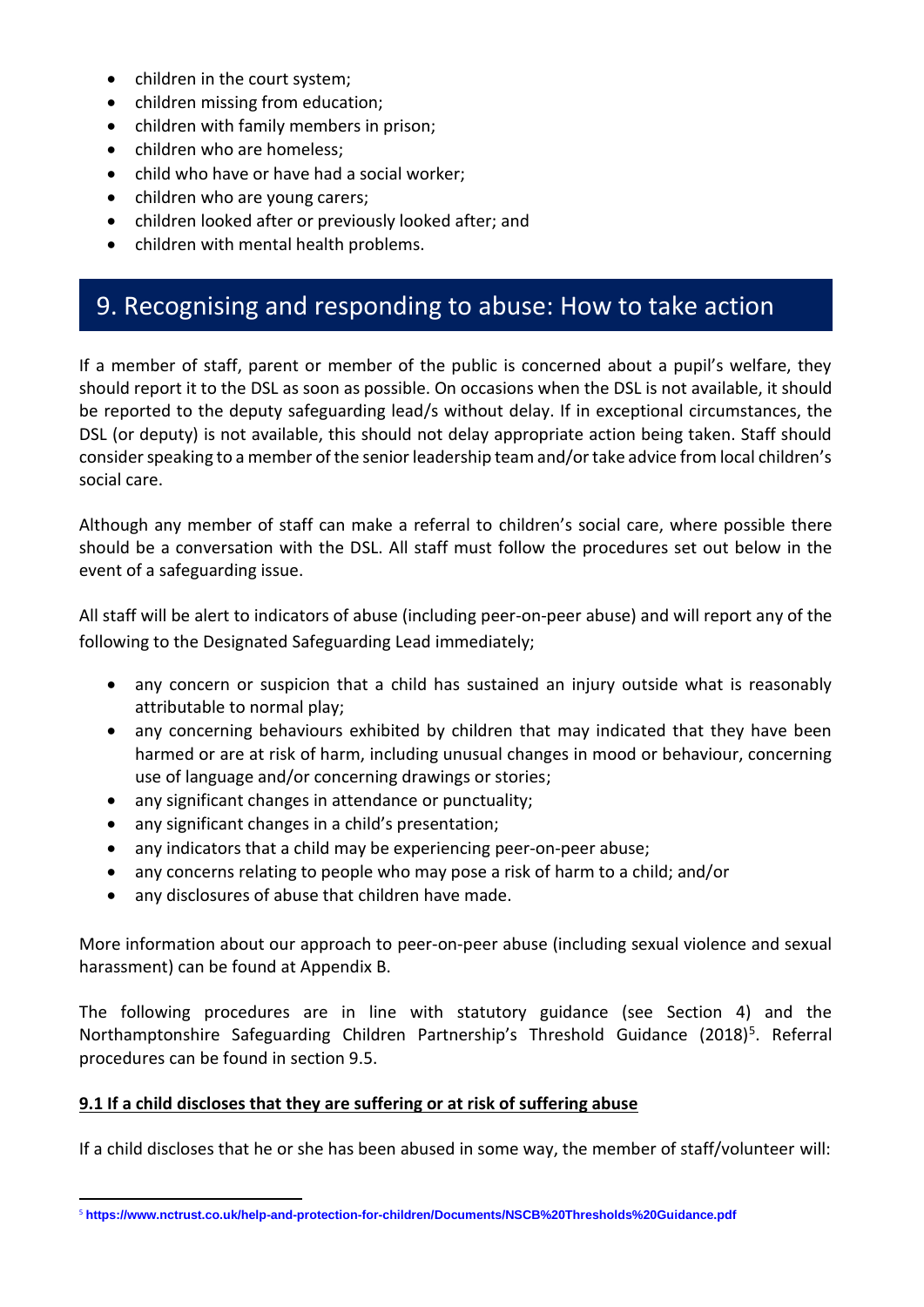- children in the court system;
- children missing from education;
- children with family members in prison;
- children who are homeless;
- child who have or have had a social worker;
- children who are young carers;
- children looked after or previously looked after; and
- children with mental health problems.

## 9. Recognising and responding to abuse: How to take action

If a member of staff, parent or member of the public is concerned about a pupil's welfare, they should report it to the DSL as soon as possible. On occasions when the DSL is not available, it should be reported to the deputy safeguarding lead/s without delay. If in exceptional circumstances, the DSL (or deputy) is not available, this should not delay appropriate action being taken. Staff should consider speaking to a member of the senior leadership team and/or take advice from local children's social care.

Although any member of staff can make a referral to children's social care, where possible there should be a conversation with the DSL. All staff must follow the procedures set out below in the event of a safeguarding issue.

All staff will be alert to indicators of abuse (including peer-on-peer abuse) and will report any of the following to the Designated Safeguarding Lead immediately;

- any concern or suspicion that a child has sustained an injury outside what is reasonably attributable to normal play;
- any concerning behaviours exhibited by children that may indicated that they have been harmed or are at risk of harm, including unusual changes in mood or behaviour, concerning use of language and/or concerning drawings or stories;
- any significant changes in attendance or punctuality;
- any significant changes in a child's presentation;
- any indicators that a child may be experiencing peer-on-peer abuse;
- any concerns relating to people who may pose a risk of harm to a child; and/or
- any disclosures of abuse that children have made.

More information about our approach to peer-on-peer abuse (including sexual violence and sexual harassment) can be found at Appendix B.

The following procedures are in line with statutory guidance (see Section 4) and the Northamptonshire Safeguarding Children Partnership's Threshold Guidance (2018)[5]. Referral procedures can be found in section 9.5.

**9.1 If a child discloses that they are suffering or at risk of suffering abuse**

If a child discloses that he or she has been abused in some way, the member of staff/volunteer will:

[5] **https://www.nctrust.co.uk/help-and-protection-for-children/Documents/NSCB%20Thresholds%20Guidance.pdf**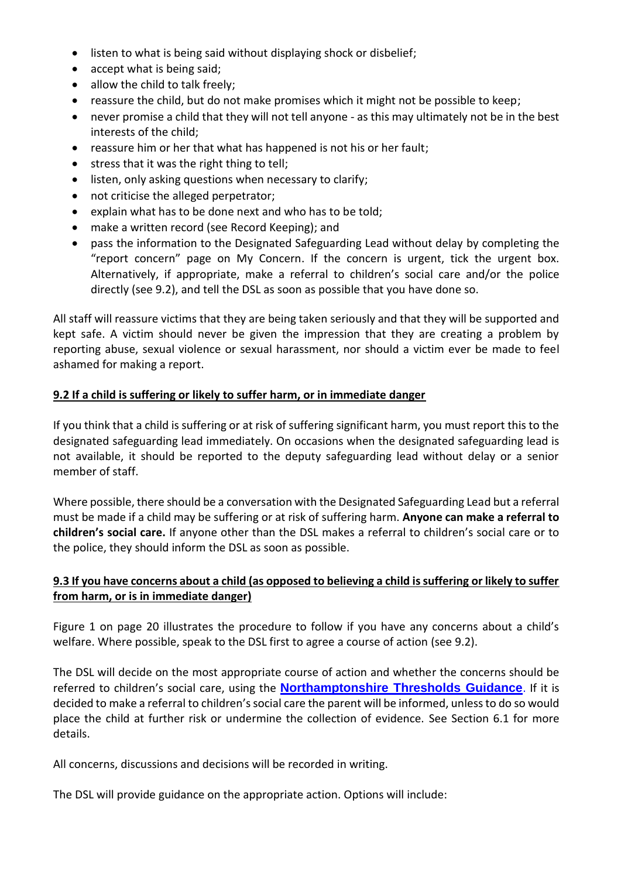- listen to what is being said without displaying shock or disbelief;
- accept what is being said;
- allow the child to talk freely;
- reassure the child, but do not make promises which it might not be possible to keep;
- never promise a child that they will not tell anyone - as this may ultimately not be in the best interests of the child;
- reassure him or her that what has happened is not his or her fault;
- stress that it was the right thing to tell;
- listen, only asking questions when necessary to clarify;
- not criticise the alleged perpetrator;
- explain what has to be done next and who has to be told;
- make a written record (see Record Keeping); and
- pass the information to the Designated Safeguarding Lead without delay by completing the "report concern" page on My Concern. If the concern is urgent, tick the urgent box. Alternatively, if appropriate, make a referral to children's social care and/or the police directly (see 9.2), and tell the DSL as soon as possible that you have done so.

All staff will reassure victims that they are being taken seriously and that they will be supported and kept safe. A victim should never be given the impression that they are creating a problem by reporting abuse, sexual violence or sexual harassment, nor should a victim ever be made to feel ashamed for making a report.

### 9.2 If a child is suffering or likely to suffer harm, or in immediate danger

If you think that a child is suffering or at risk of suffering significant harm, you must report this to the designated safeguarding lead immediately. On occasions when the designated safeguarding lead is not available, it should be reported to the deputy safeguarding lead without delay or a senior member of staff.

Where possible, there should be a conversation with the Designated Safeguarding Lead but a referral must be made if a child may be suffering or at risk of suffering harm. **Anyone can make a referral to children's social care.** If anyone other than the DSL makes a referral to children's social care or to the police, they should inform the DSL as soon as possible.

### 9.3 If you have concerns about a child (as opposed to believing a child is suffering or likely to suffer from harm, or is in immediate danger)

Figure 1 on page 20 illustrates the procedure to follow if you have any concerns about a child's welfare. Where possible, speak to the DSL first to agree a course of action (see 9.2).

The DSL will decide on the most appropriate course of action and whether the concerns should be referred to children's social care, using the **Northamptonshire Thresholds Guidance**. If it is decided to make a referral to children's social care the parent will be informed, unless to do so would place the child at further risk or undermine the collection of evidence. See Section 6.1 for more details.

All concerns, discussions and decisions will be recorded in writing.

The DSL will provide guidance on the appropriate action. Options will include: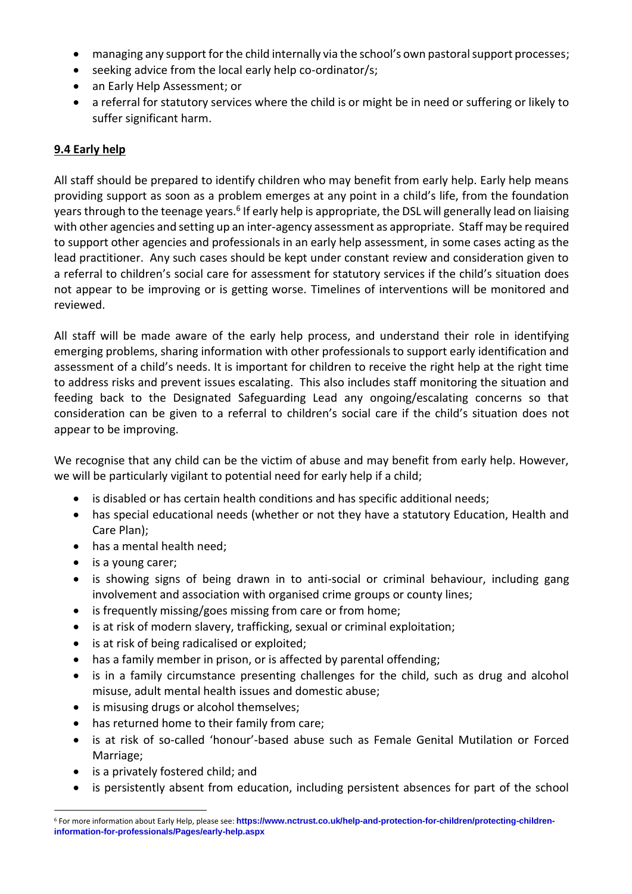- managing any support for the child internally via the school's own pastoral support processes;
- seeking advice from the local early help co-ordinator/s;
- an Early Help Assessment; or
- a referral for statutory services where the child is or might be in need or suffering or likely to suffer significant harm.

### 9.4 Early help

All staff should be prepared to identify children who may benefit from early help. Early help means providing support as soon as a problem emerges at any point in a child's life, from the foundation years through to the teenage years.[6] If early help is appropriate, the DSL will generally lead on liaising with other agencies and setting up an inter-agency assessment as appropriate. Staff may be required to support other agencies and professionals in an early help assessment, in some cases acting as the lead practitioner. Any such cases should be kept under constant review and consideration given to a referral to children's social care for assessment for statutory services if the child's situation does not appear to be improving or is getting worse. Timelines of interventions will be monitored and reviewed.

All staff will be made aware of the early help process, and understand their role in identifying emerging problems, sharing information with other professionals to support early identification and assessment of a child's needs. It is important for children to receive the right help at the right time to address risks and prevent issues escalating. This also includes staff monitoring the situation and feeding back to the Designated Safeguarding Lead any ongoing/escalating concerns so that consideration can be given to a referral to children's social care if the child's situation does not appear to be improving.

We recognise that any child can be the victim of abuse and may benefit from early help. However, we will be particularly vigilant to potential need for early help if a child;

- is disabled or has certain health conditions and has specific additional needs;
- has special educational needs (whether or not they have a statutory Education, Health and Care Plan);
- has a mental health need;
- is a young carer;
- is showing signs of being drawn in to anti-social or criminal behaviour, including gang involvement and association with organised crime groups or county lines;
- is frequently missing/goes missing from care or from home;
- is at risk of modern slavery, trafficking, sexual or criminal exploitation;
- is at risk of being radicalised or exploited;
- has a family member in prison, or is affected by parental offending;
- is in a family circumstance presenting challenges for the child, such as drug and alcohol misuse, adult mental health issues and domestic abuse;
- is misusing drugs or alcohol themselves;
- has returned home to their family from care;
- is at risk of so-called 'honour'-based abuse such as Female Genital Mutilation or Forced Marriage;
- is a privately fostered child; and
- is persistently absent from education, including persistent absences for part of the school

[6] For more information about Early Help, please see: **https://www.nctrust.co.uk/help-and-protection-for-children/protecting-children-information-for-professionals/Pages/early-help.aspx**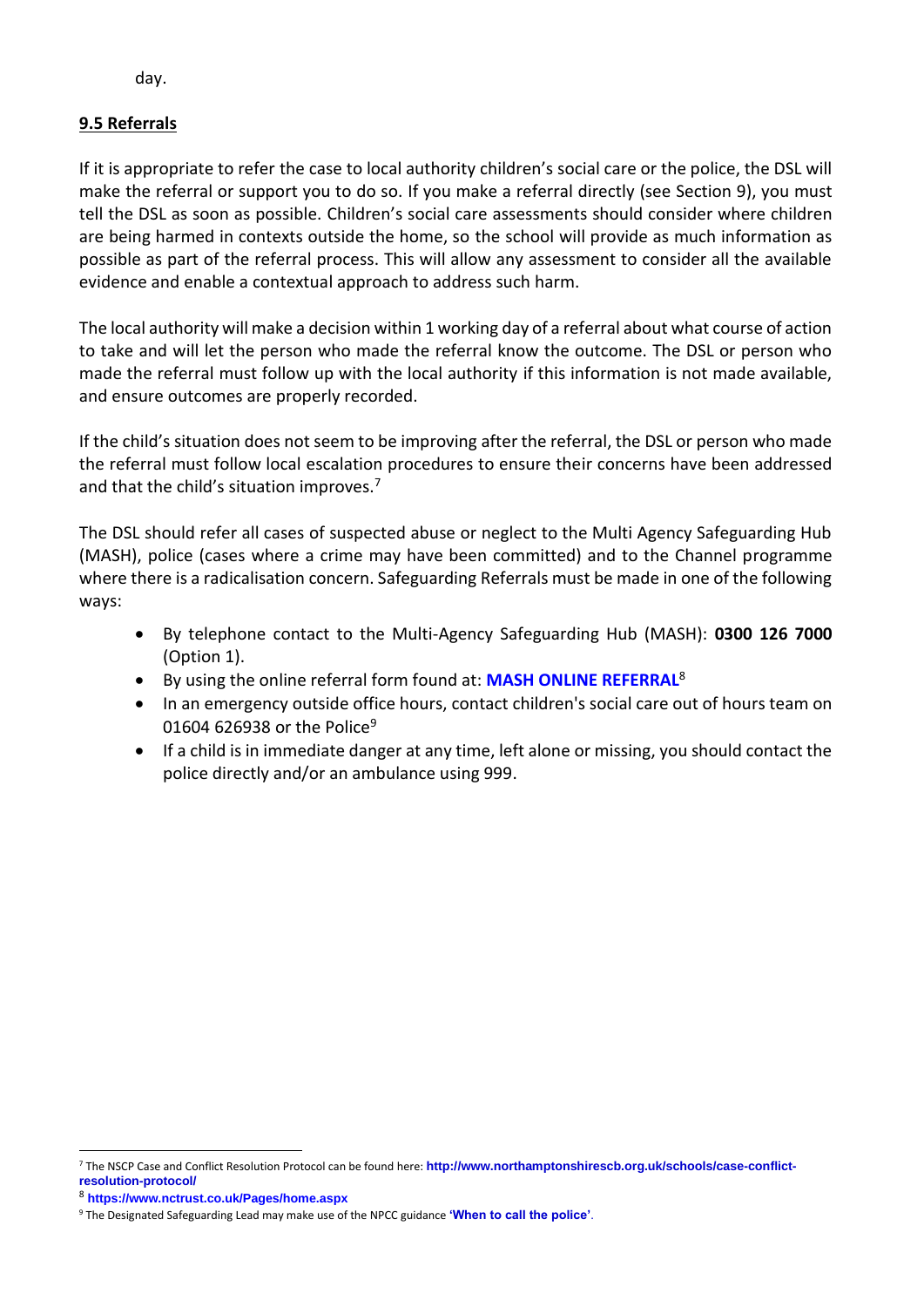day.

**9.5 Referrals**

If it is appropriate to refer the case to local authority children's social care or the police, the DSL will make the referral or support you to do so. If you make a referral directly (see Section 9), you must tell the DSL as soon as possible. Children's social care assessments should consider where children are being harmed in contexts outside the home, so the school will provide as much information as possible as part of the referral process. This will allow any assessment to consider all the available evidence and enable a contextual approach to address such harm.

The local authority will make a decision within 1 working day of a referral about what course of action to take and will let the person who made the referral know the outcome. The DSL or person who made the referral must follow up with the local authority if this information is not made available, and ensure outcomes are properly recorded.

If the child's situation does not seem to be improving after the referral, the DSL or person who made the referral must follow local escalation procedures to ensure their concerns have been addressed and that the child's situation improves.[7]

The DSL should refer all cases of suspected abuse or neglect to the Multi Agency Safeguarding Hub (MASH), police (cases where a crime may have been committed) and to the Channel programme where there is a radicalisation concern. Safeguarding Referrals must be made in one of the following ways:

- By telephone contact to the Multi-Agency Safeguarding Hub (MASH): **0300 126 7000** (Option 1).
- By using the online referral form found at: **MASH ONLINE REFERRAL**[8]
- In an emergency outside office hours, contact children's social care out of hours team on 01604 626938 or the Police[9]
- If a child is in immediate danger at any time, left alone or missing, you should contact the police directly and/or an ambulance using 999.

[7] The NSCP Case and Conflict Resolution Protocol can be found here: **http://www.northamptonshirescb.org.uk/schools/case-conflict-resolution-protocol/**

[8] **https://www.nctrust.co.uk/Pages/home.aspx**

[9] The Designated Safeguarding Lead may make use of the NPCC guidance '**When to call the police**'.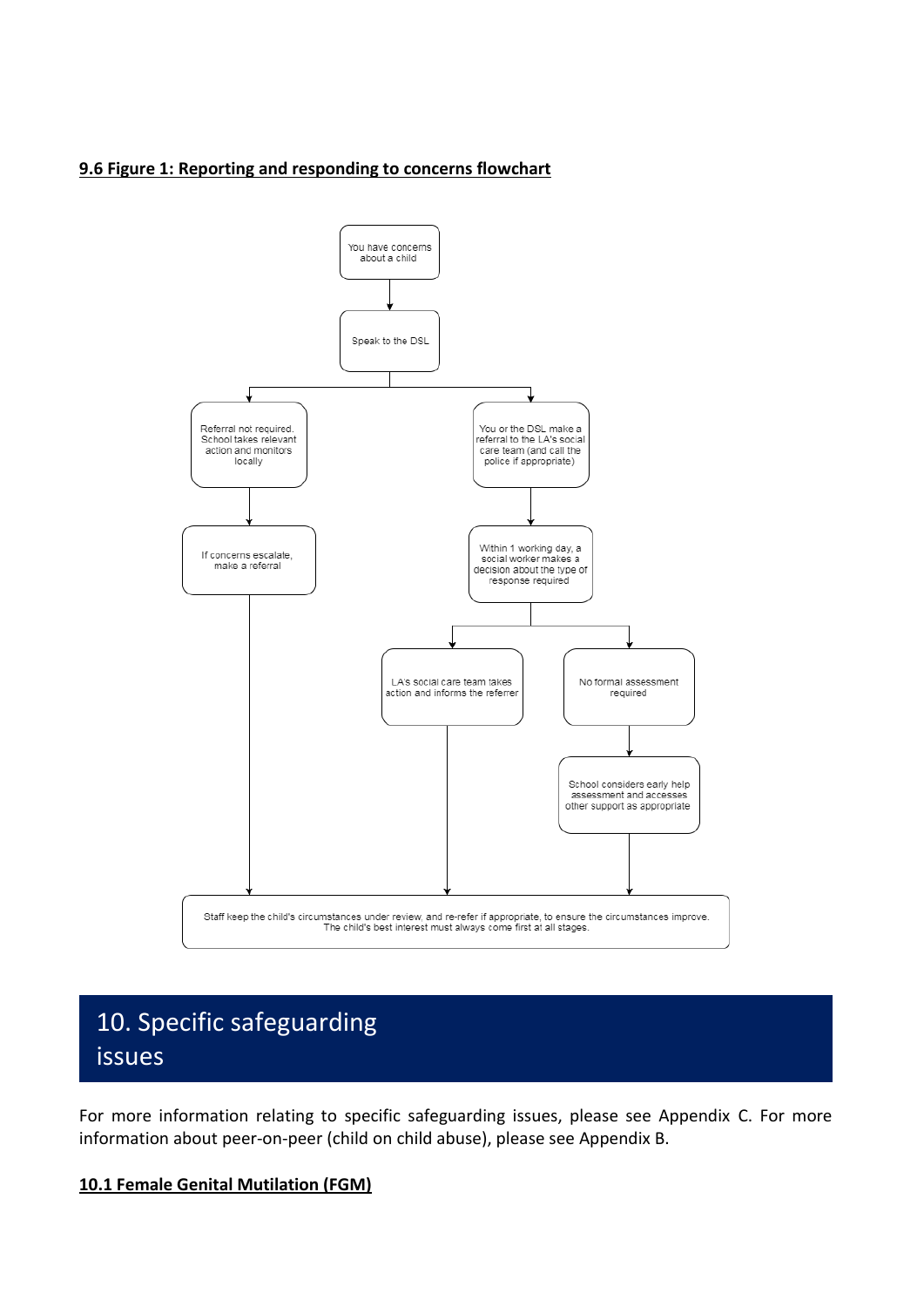**9.6 Figure 1: Reporting and responding to concerns flowchart**

You have concerns about a child

Speak to the DSL

Referral not required. School takes relevant action and monitors locally

If concerns escalate, make a referral

You or the DSL make a referral to the LA's social care team (and call the police if appropriate)

Within 1 working day, a social worker makes a decision about the type of response required

LA's social care team takes action and informs the referrer

No formal assessment required

School considers early help assessment and accesses other support as appropriate

Staff keep the child's circumstances under review, and re-refer if appropriate, to ensure the circumstances improve. The child's best interest must always come first at all stages.

# 10. Specific safeguarding issues

For more information relating to specific safeguarding issues, please see Appendix C. For more information about peer-on-peer (child on child abuse), please see Appendix B.

**10.1 Female Genital Mutilation (FGM)**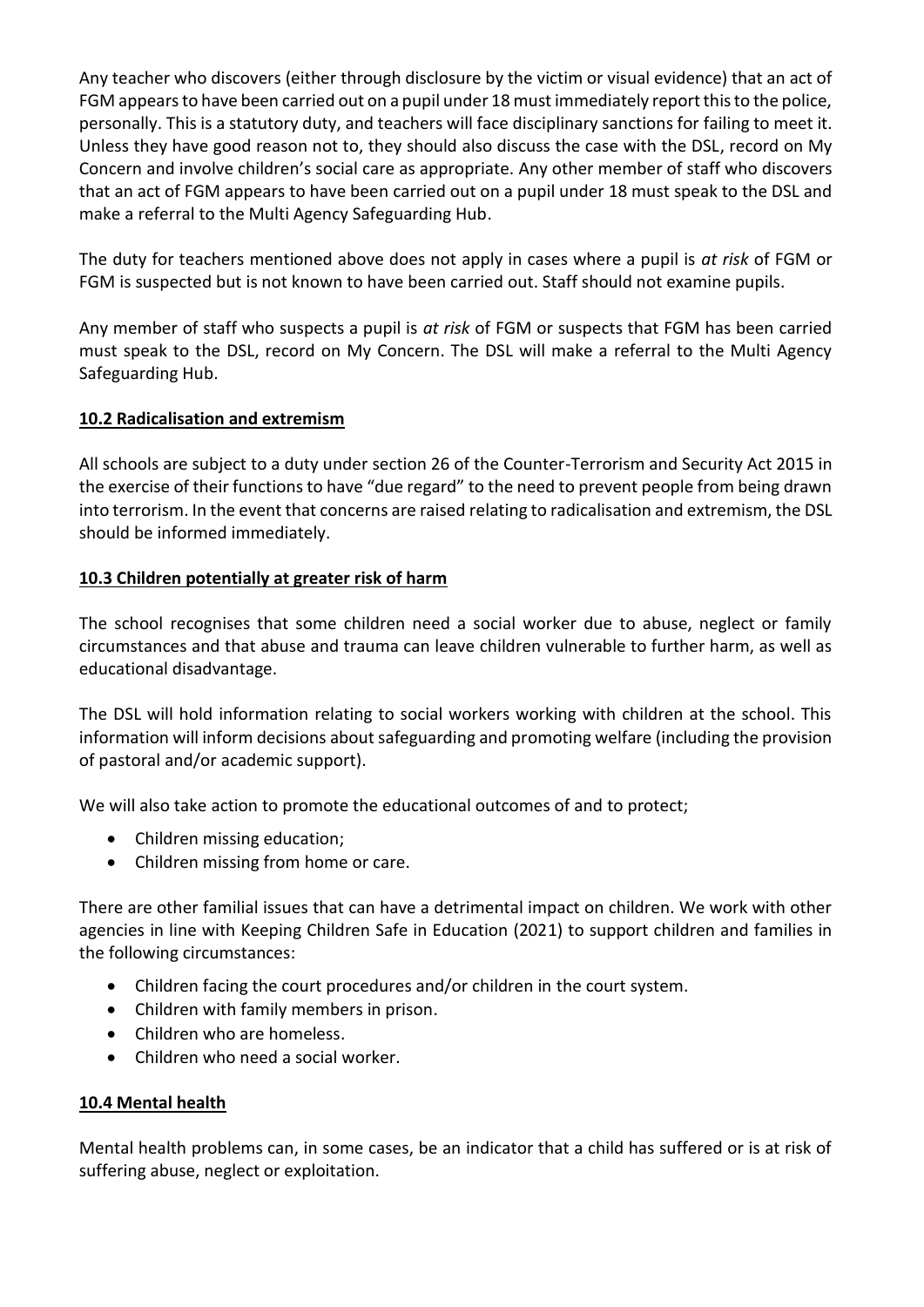Any teacher who discovers (either through disclosure by the victim or visual evidence) that an act of FGM appears to have been carried out on a pupil under 18 must immediately report this to the police, personally. This is a statutory duty, and teachers will face disciplinary sanctions for failing to meet it. Unless they have good reason not to, they should also discuss the case with the DSL, record on My Concern and involve children's social care as appropriate. Any other member of staff who discovers that an act of FGM appears to have been carried out on a pupil under 18 must speak to the DSL and make a referral to the Multi Agency Safeguarding Hub.

The duty for teachers mentioned above does not apply in cases where a pupil is *at risk* of FGM or FGM is suspected but is not known to have been carried out. Staff should not examine pupils.

Any member of staff who suspects a pupil is *at risk* of FGM or suspects that FGM has been carried must speak to the DSL, record on My Concern. The DSL will make a referral to the Multi Agency Safeguarding Hub.

## 10.2 Radicalisation and extremism

All schools are subject to a duty under section 26 of the Counter-Terrorism and Security Act 2015 in the exercise of their functions to have "due regard" to the need to prevent people from being drawn into terrorism. In the event that concerns are raised relating to radicalisation and extremism, the DSL should be informed immediately.

## 10.3 Children potentially at greater risk of harm

The school recognises that some children need a social worker due to abuse, neglect or family circumstances and that abuse and trauma can leave children vulnerable to further harm, as well as educational disadvantage.

The DSL will hold information relating to social workers working with children at the school. This information will inform decisions about safeguarding and promoting welfare (including the provision of pastoral and/or academic support).

We will also take action to promote the educational outcomes of and to protect;

- Children missing education;
- Children missing from home or care.

There are other familial issues that can have a detrimental impact on children. We work with other agencies in line with Keeping Children Safe in Education (2021) to support children and families in the following circumstances:

- Children facing the court procedures and/or children in the court system.
- Children with family members in prison.
- Children who are homeless.
- Children who need a social worker.

## 10.4 Mental health

Mental health problems can, in some cases, be an indicator that a child has suffered or is at risk of suffering abuse, neglect or exploitation.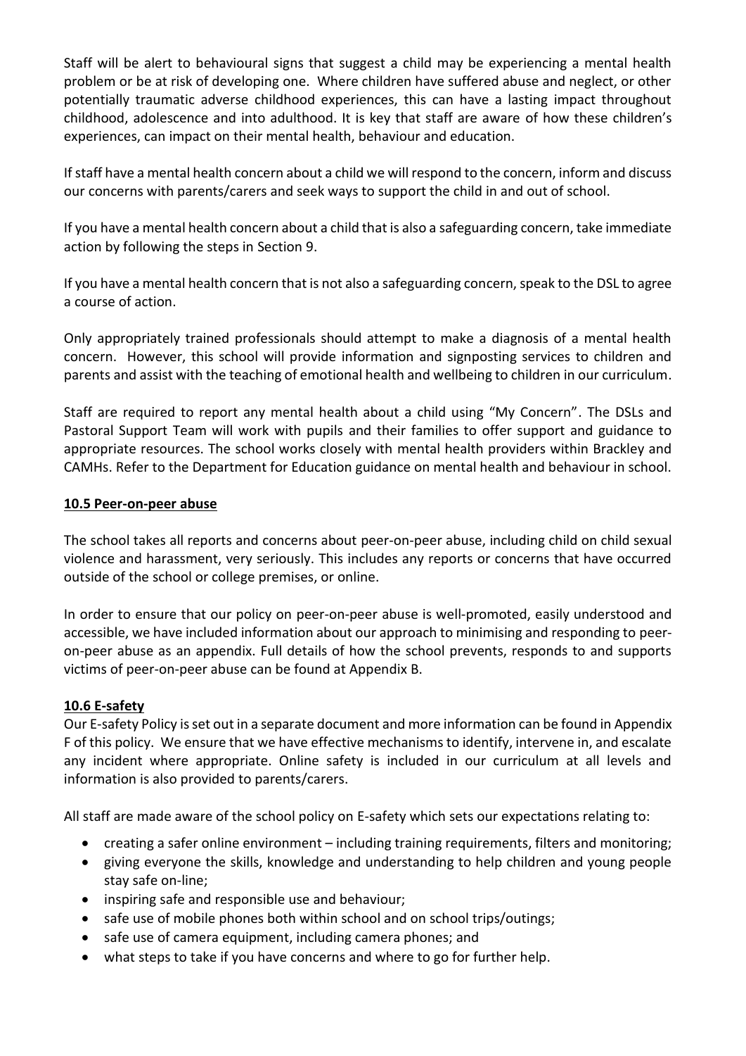Staff will be alert to behavioural signs that suggest a child may be experiencing a mental health problem or be at risk of developing one. Where children have suffered abuse and neglect, or other potentially traumatic adverse childhood experiences, this can have a lasting impact throughout childhood, adolescence and into adulthood. It is key that staff are aware of how these children's experiences, can impact on their mental health, behaviour and education.

If staff have a mental health concern about a child we will respond to the concern, inform and discuss our concerns with parents/carers and seek ways to support the child in and out of school.

If you have a mental health concern about a child that is also a safeguarding concern, take immediate action by following the steps in Section 9.

If you have a mental health concern that is not also a safeguarding concern, speak to the DSL to agree a course of action.

Only appropriately trained professionals should attempt to make a diagnosis of a mental health concern. However, this school will provide information and signposting services to children and parents and assist with the teaching of emotional health and wellbeing to children in our curriculum.

Staff are required to report any mental health about a child using "My Concern". The DSLs and Pastoral Support Team will work with pupils and their families to offer support and guidance to appropriate resources. The school works closely with mental health providers within Brackley and CAMHs. Refer to the Department for Education guidance on mental health and behaviour in school.

## 10.5 Peer-on-peer abuse

The school takes all reports and concerns about peer-on-peer abuse, including child on child sexual violence and harassment, very seriously. This includes any reports or concerns that have occurred outside of the school or college premises, or online.

In order to ensure that our policy on peer-on-peer abuse is well-promoted, easily understood and accessible, we have included information about our approach to minimising and responding to peer-on-peer abuse as an appendix. Full details of how the school prevents, responds to and supports victims of peer-on-peer abuse can be found at Appendix B.

## 10.6 E-safety

Our E-safety Policy is set out in a separate document and more information can be found in Appendix F of this policy. We ensure that we have effective mechanisms to identify, intervene in, and escalate any incident where appropriate. Online safety is included in our curriculum at all levels and information is also provided to parents/carers.

All staff are made aware of the school policy on E-safety which sets our expectations relating to:

- creating a safer online environment – including training requirements, filters and monitoring;
- giving everyone the skills, knowledge and understanding to help children and young people stay safe on-line;
- inspiring safe and responsible use and behaviour;
- safe use of mobile phones both within school and on school trips/outings;
- safe use of camera equipment, including camera phones; and
- what steps to take if you have concerns and where to go for further help.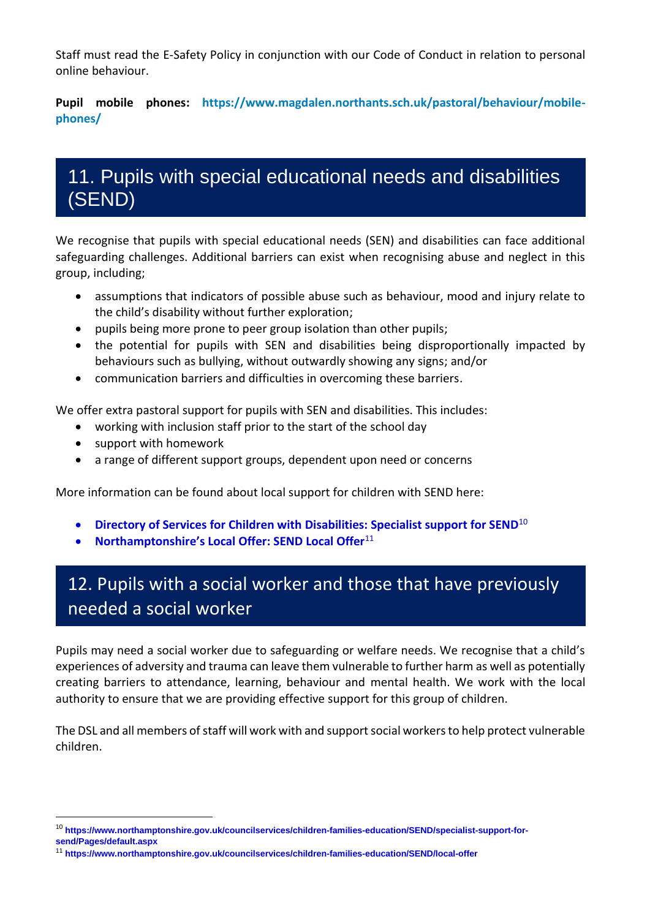Staff must read the E-Safety Policy in conjunction with our Code of Conduct in relation to personal online behaviour.

**Pupil mobile phones:** **https://www.magdalen.northants.sch.uk/pastoral/behaviour/mobile-phones/**

## 11. Pupils with special educational needs and disabilities (SEND)

We recognise that pupils with special educational needs (SEN) and disabilities can face additional safeguarding challenges. Additional barriers can exist when recognising abuse and neglect in this group, including;

- assumptions that indicators of possible abuse such as behaviour, mood and injury relate to the child's disability without further exploration;
- pupils being more prone to peer group isolation than other pupils;
- the potential for pupils with SEN and disabilities being disproportionally impacted by behaviours such as bullying, without outwardly showing any signs; and/or
- communication barriers and difficulties in overcoming these barriers.

We offer extra pastoral support for pupils with SEN and disabilities. This includes:

- working with inclusion staff prior to the start of the school day
- support with homework
- a range of different support groups, dependent upon need or concerns

More information can be found about local support for children with SEND here:

- **Directory of Services for Children with Disabilities: Specialist support for SEND**[10]
- **Northamptonshire's Local Offer: SEND Local Offer**[11]

## 12. Pupils with a social worker and those that have previously needed a social worker

Pupils may need a social worker due to safeguarding or welfare needs. We recognise that a child's experiences of adversity and trauma can leave them vulnerable to further harm as well as potentially creating barriers to attendance, learning, behaviour and mental health. We work with the local authority to ensure that we are providing effective support for this group of children.

The DSL and all members of staff will work with and support social workers to help protect vulnerable children.

---

[10] **https://www.northamptonshire.gov.uk/councilservices/children-families-education/SEND/specialist-support-for-send/Pages/default.aspx**

[11] **https://www.northamptonshire.gov.uk/councilservices/children-families-education/SEND/local-offer**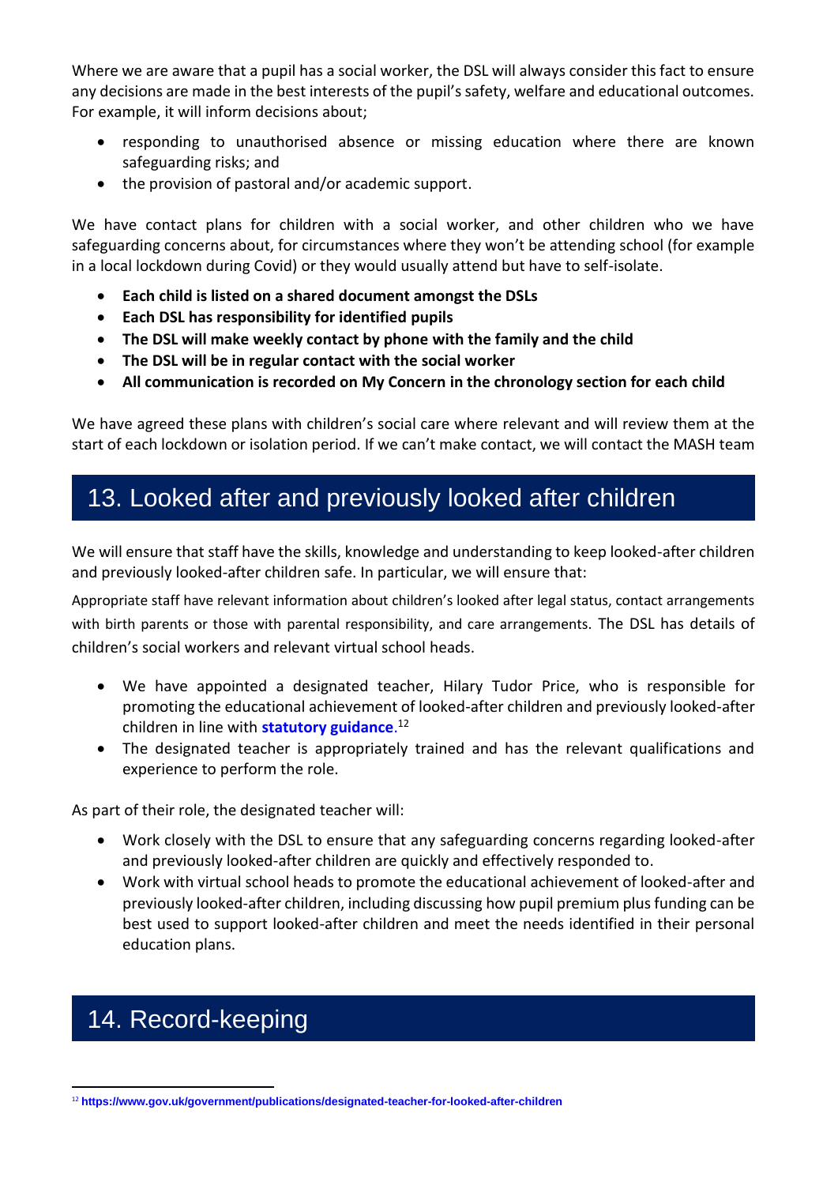Where we are aware that a pupil has a social worker, the DSL will always consider this fact to ensure any decisions are made in the best interests of the pupil's safety, welfare and educational outcomes. For example, it will inform decisions about;

- responding to unauthorised absence or missing education where there are known safeguarding risks; and
- the provision of pastoral and/or academic support.

We have contact plans for children with a social worker, and other children who we have safeguarding concerns about, for circumstances where they won't be attending school (for example in a local lockdown during Covid) or they would usually attend but have to self-isolate.

- **Each child is listed on a shared document amongst the DSLs**
- **Each DSL has responsibility for identified pupils**
- **The DSL will make weekly contact by phone with the family and the child**
- **The DSL will be in regular contact with the social worker**
- **All communication is recorded on My Concern in the chronology section for each child**

We have agreed these plans with children's social care where relevant and will review them at the start of each lockdown or isolation period. If we can't make contact, we will contact the MASH team

## 13. Looked after and previously looked after children

We will ensure that staff have the skills, knowledge and understanding to keep looked-after children and previously looked-after children safe. In particular, we will ensure that:

Appropriate staff have relevant information about children's looked after legal status, contact arrangements with birth parents or those with parental responsibility, and care arrangements. The DSL has details of children's social workers and relevant virtual school heads.

- We have appointed a designated teacher, Hilary Tudor Price, who is responsible for promoting the educational achievement of looked-after children and previously looked-after children in line with **statutory guidance**.[12]
- The designated teacher is appropriately trained and has the relevant qualifications and experience to perform the role.

As part of their role, the designated teacher will:

- Work closely with the DSL to ensure that any safeguarding concerns regarding looked-after and previously looked-after children are quickly and effectively responded to.
- Work with virtual school heads to promote the educational achievement of looked-after and previously looked-after children, including discussing how pupil premium plus funding can be best used to support looked-after children and meet the needs identified in their personal education plans.

## 14. Record-keeping

[12] https://www.gov.uk/government/publications/designated-teacher-for-looked-after-children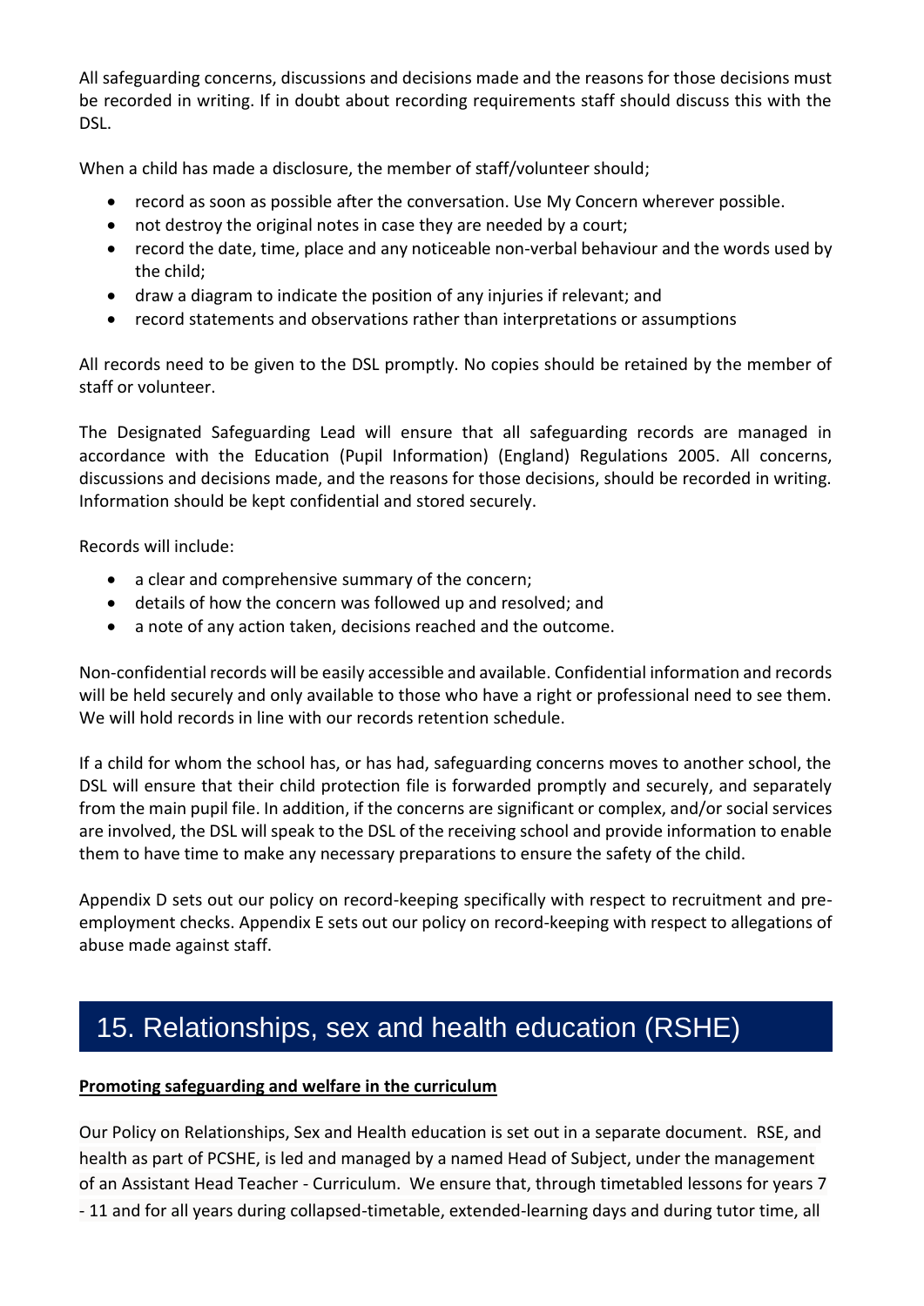All safeguarding concerns, discussions and decisions made and the reasons for those decisions must be recorded in writing. If in doubt about recording requirements staff should discuss this with the DSL.

When a child has made a disclosure, the member of staff/volunteer should;

- record as soon as possible after the conversation. Use My Concern wherever possible.
- not destroy the original notes in case they are needed by a court;
- record the date, time, place and any noticeable non-verbal behaviour and the words used by the child;
- draw a diagram to indicate the position of any injuries if relevant; and
- record statements and observations rather than interpretations or assumptions

All records need to be given to the DSL promptly. No copies should be retained by the member of staff or volunteer.

The Designated Safeguarding Lead will ensure that all safeguarding records are managed in accordance with the Education (Pupil Information) (England) Regulations 2005. All concerns, discussions and decisions made, and the reasons for those decisions, should be recorded in writing. Information should be kept confidential and stored securely.

Records will include:

- a clear and comprehensive summary of the concern;
- details of how the concern was followed up and resolved; and
- a note of any action taken, decisions reached and the outcome.

Non-confidential records will be easily accessible and available. Confidential information and records will be held securely and only available to those who have a right or professional need to see them. We will hold records in line with our records retention schedule.

If a child for whom the school has, or has had, safeguarding concerns moves to another school, the DSL will ensure that their child protection file is forwarded promptly and securely, and separately from the main pupil file. In addition, if the concerns are significant or complex, and/or social services are involved, the DSL will speak to the DSL of the receiving school and provide information to enable them to have time to make any necessary preparations to ensure the safety of the child.

Appendix D sets out our policy on record-keeping specifically with respect to recruitment and pre-employment checks. Appendix E sets out our policy on record-keeping with respect to allegations of abuse made against staff.

# 15. Relationships, sex and health education (RSHE)

**Promoting safeguarding and welfare in the curriculum**

Our Policy on Relationships, Sex and Health education is set out in a separate document. RSE, and health as part of PCSHE, is led and managed by a named Head of Subject, under the management of an Assistant Head Teacher - Curriculum. We ensure that, through timetabled lessons for years 7 - 11 and for all years during collapsed-timetable, extended-learning days and during tutor time, all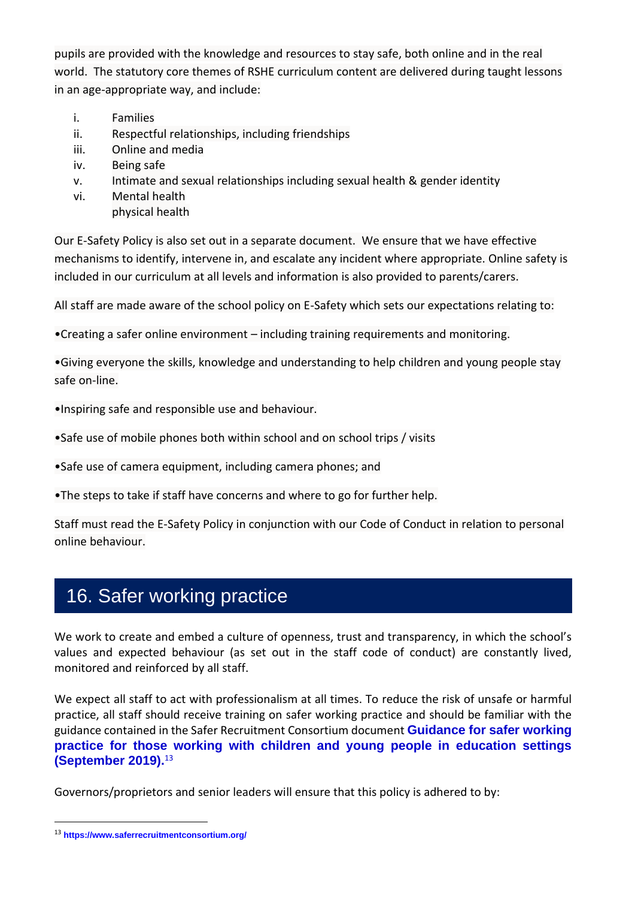pupils are provided with the knowledge and resources to stay safe, both online and in the real world. The statutory core themes of RSHE curriculum content are delivered during taught lessons in an age-appropriate way, and include:

i. Families
ii. Respectful relationships, including friendships
iii. Online and media
iv. Being safe
v. Intimate and sexual relationships including sexual health & gender identity
vi. Mental health
physical health

Our E-Safety Policy is also set out in a separate document. We ensure that we have effective mechanisms to identify, intervene in, and escalate any incident where appropriate. Online safety is included in our curriculum at all levels and information is also provided to parents/carers.

All staff are made aware of the school policy on E-Safety which sets our expectations relating to:

- Creating a safer online environment – including training requirements and monitoring.
- Giving everyone the skills, knowledge and understanding to help children and young people stay safe on-line.
- Inspiring safe and responsible use and behaviour.
- Safe use of mobile phones both within school and on school trips / visits
- Safe use of camera equipment, including camera phones; and
- The steps to take if staff have concerns and where to go for further help.

Staff must read the E-Safety Policy in conjunction with our Code of Conduct in relation to personal online behaviour.

## 16. Safer working practice

We work to create and embed a culture of openness, trust and transparency, in which the school's values and expected behaviour (as set out in the staff code of conduct) are constantly lived, monitored and reinforced by all staff.

We expect all staff to act with professionalism at all times. To reduce the risk of unsafe or harmful practice, all staff should receive training on safer working practice and should be familiar with the guidance contained in the Safer Recruitment Consortium document **Guidance for safer working practice for those working with children and young people in education settings (September 2019).**[13]

Governors/proprietors and senior leaders will ensure that this policy is adhered to by:

[13] https://www.saferrecruitmentconsortium.org/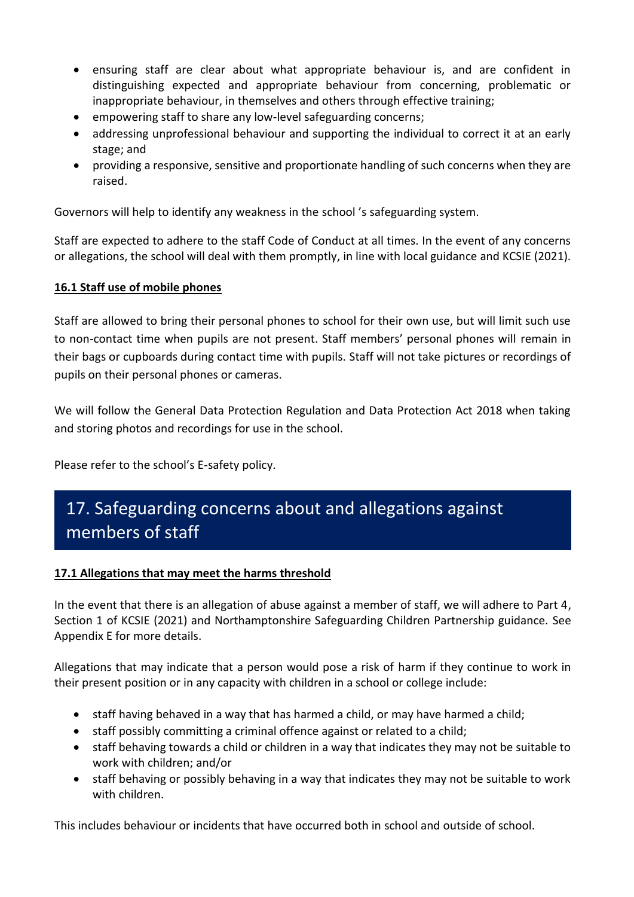- ensuring staff are clear about what appropriate behaviour is, and are confident in distinguishing expected and appropriate behaviour from concerning, problematic or inappropriate behaviour, in themselves and others through effective training;
- empowering staff to share any low-level safeguarding concerns;
- addressing unprofessional behaviour and supporting the individual to correct it at an early stage; and
- providing a responsive, sensitive and proportionate handling of such concerns when they are raised.

Governors will help to identify any weakness in the school 's safeguarding system.

Staff are expected to adhere to the staff Code of Conduct at all times. In the event of any concerns or allegations, the school will deal with them promptly, in line with local guidance and KCSIE (2021).

**16.1 Staff use of mobile phones**

Staff are allowed to bring their personal phones to school for their own use, but will limit such use to non-contact time when pupils are not present. Staff members' personal phones will remain in their bags or cupboards during contact time with pupils. Staff will not take pictures or recordings of pupils on their personal phones or cameras.

We will follow the General Data Protection Regulation and Data Protection Act 2018 when taking and storing photos and recordings for use in the school.

Please refer to the school's E-safety policy.

# 17. Safeguarding concerns about and allegations against members of staff

**17.1 Allegations that may meet the harms threshold**

In the event that there is an allegation of abuse against a member of staff, we will adhere to Part 4, Section 1 of KCSIE (2021) and Northamptonshire Safeguarding Children Partnership guidance. See Appendix E for more details.

Allegations that may indicate that a person would pose a risk of harm if they continue to work in their present position or in any capacity with children in a school or college include:

- staff having behaved in a way that has harmed a child, or may have harmed a child;
- staff possibly committing a criminal offence against or related to a child;
- staff behaving towards a child or children in a way that indicates they may not be suitable to work with children; and/or
- staff behaving or possibly behaving in a way that indicates they may not be suitable to work with children.

This includes behaviour or incidents that have occurred both in school and outside of school.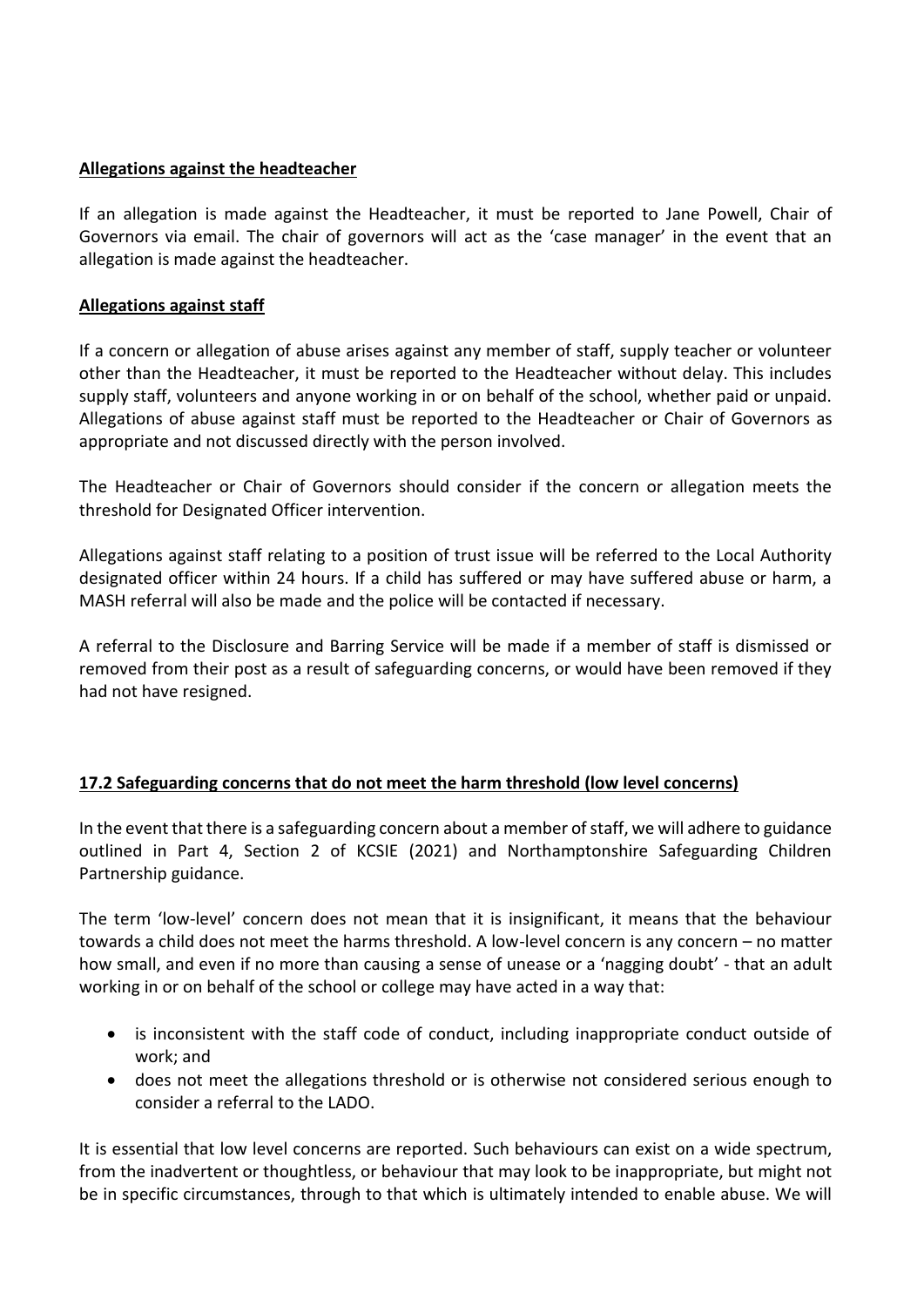**Allegations against the headteacher**

If an allegation is made against the Headteacher, it must be reported to Jane Powell, Chair of Governors via email. The chair of governors will act as the 'case manager' in the event that an allegation is made against the headteacher.

**Allegations against staff**

If a concern or allegation of abuse arises against any member of staff, supply teacher or volunteer other than the Headteacher, it must be reported to the Headteacher without delay. This includes supply staff, volunteers and anyone working in or on behalf of the school, whether paid or unpaid. Allegations of abuse against staff must be reported to the Headteacher or Chair of Governors as appropriate and not discussed directly with the person involved.

The Headteacher or Chair of Governors should consider if the concern or allegation meets the threshold for Designated Officer intervention.

Allegations against staff relating to a position of trust issue will be referred to the Local Authority designated officer within 24 hours. If a child has suffered or may have suffered abuse or harm, a MASH referral will also be made and the police will be contacted if necessary.

A referral to the Disclosure and Barring Service will be made if a member of staff is dismissed or removed from their post as a result of safeguarding concerns, or would have been removed if they had not have resigned.

**17.2 Safeguarding concerns that do not meet the harm threshold (low level concerns)**

In the event that there is a safeguarding concern about a member of staff, we will adhere to guidance outlined in Part 4, Section 2 of KCSIE (2021) and Northamptonshire Safeguarding Children Partnership guidance.

The term 'low-level' concern does not mean that it is insignificant, it means that the behaviour towards a child does not meet the harms threshold. A low-level concern is any concern – no matter how small, and even if no more than causing a sense of unease or a 'nagging doubt' - that an adult working in or on behalf of the school or college may have acted in a way that:

- is inconsistent with the staff code of conduct, including inappropriate conduct outside of work; and
- does not meet the allegations threshold or is otherwise not considered serious enough to consider a referral to the LADO.

It is essential that low level concerns are reported. Such behaviours can exist on a wide spectrum, from the inadvertent or thoughtless, or behaviour that may look to be inappropriate, but might not be in specific circumstances, through to that which is ultimately intended to enable abuse. We will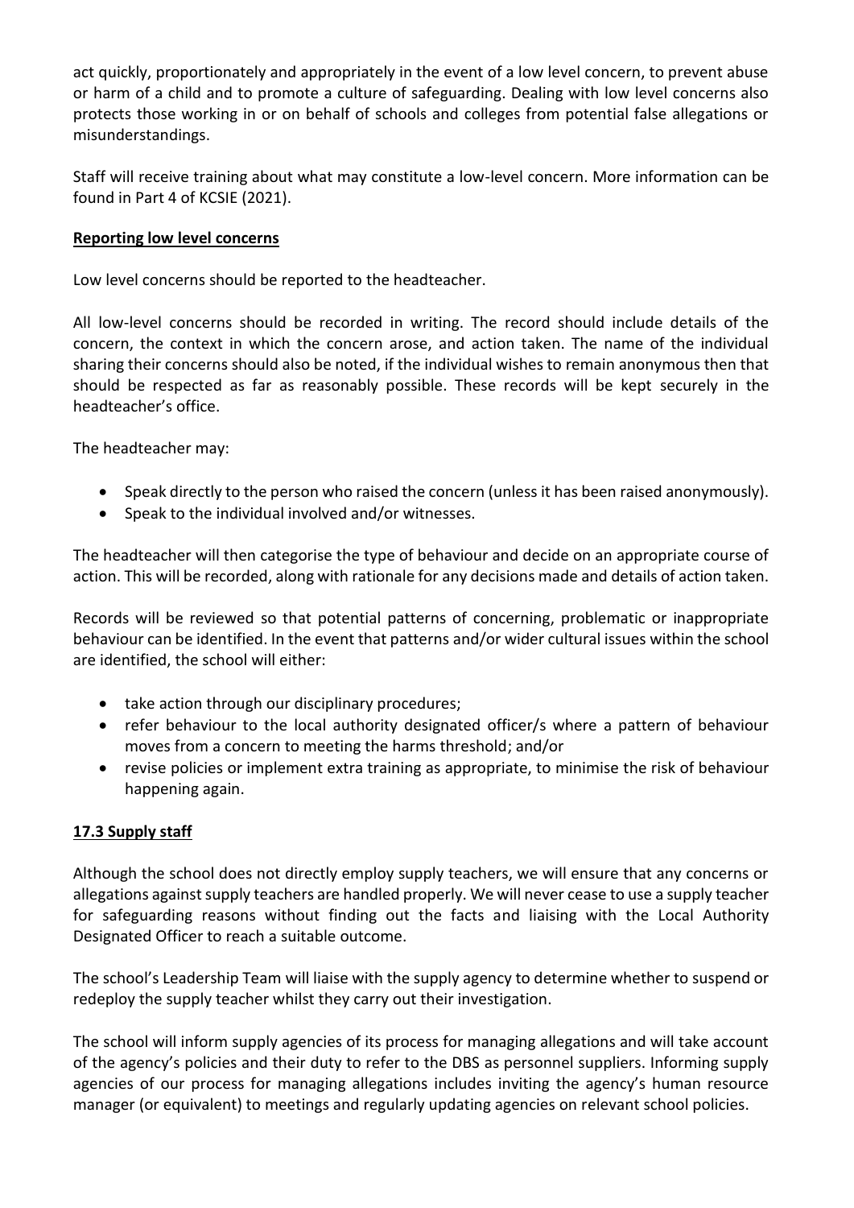act quickly, proportionately and appropriately in the event of a low level concern, to prevent abuse or harm of a child and to promote a culture of safeguarding. Dealing with low level concerns also protects those working in or on behalf of schools and colleges from potential false allegations or misunderstandings.

Staff will receive training about what may constitute a low-level concern. More information can be found in Part 4 of KCSIE (2021).

**Reporting low level concerns**

Low level concerns should be reported to the headteacher.

All low-level concerns should be recorded in writing. The record should include details of the concern, the context in which the concern arose, and action taken. The name of the individual sharing their concerns should also be noted, if the individual wishes to remain anonymous then that should be respected as far as reasonably possible. These records will be kept securely in the headteacher's office.

The headteacher may:

- Speak directly to the person who raised the concern (unless it has been raised anonymously).
- Speak to the individual involved and/or witnesses.

The headteacher will then categorise the type of behaviour and decide on an appropriate course of action. This will be recorded, along with rationale for any decisions made and details of action taken.

Records will be reviewed so that potential patterns of concerning, problematic or inappropriate behaviour can be identified. In the event that patterns and/or wider cultural issues within the school are identified, the school will either:

- take action through our disciplinary procedures;
- refer behaviour to the local authority designated officer/s where a pattern of behaviour moves from a concern to meeting the harms threshold; and/or
- revise policies or implement extra training as appropriate, to minimise the risk of behaviour happening again.

**17.3 Supply staff**

Although the school does not directly employ supply teachers, we will ensure that any concerns or allegations against supply teachers are handled properly. We will never cease to use a supply teacher for safeguarding reasons without finding out the facts and liaising with the Local Authority Designated Officer to reach a suitable outcome.

The school's Leadership Team will liaise with the supply agency to determine whether to suspend or redeploy the supply teacher whilst they carry out their investigation.

The school will inform supply agencies of its process for managing allegations and will take account of the agency's policies and their duty to refer to the DBS as personnel suppliers. Informing supply agencies of our process for managing allegations includes inviting the agency's human resource manager (or equivalent) to meetings and regularly updating agencies on relevant school policies.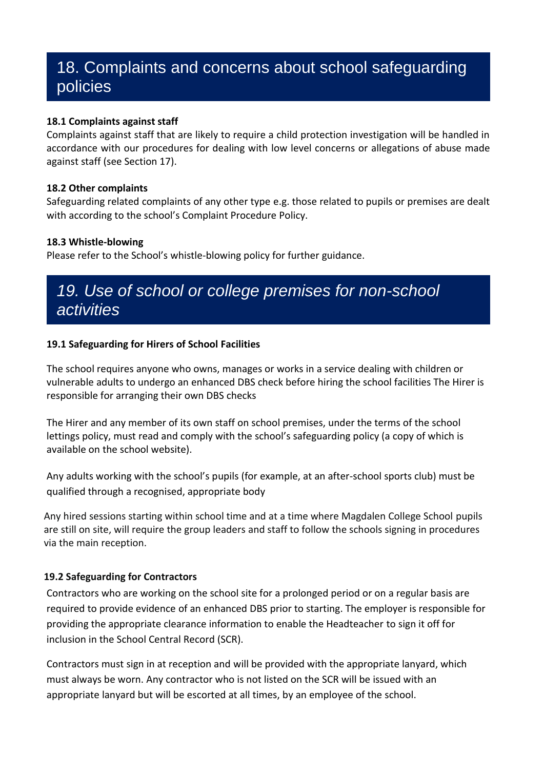# 18. Complaints and concerns about school safeguarding policies

**18.1 Complaints against staff**

Complaints against staff that are likely to require a child protection investigation will be handled in accordance with our procedures for dealing with low level concerns or allegations of abuse made against staff (see Section 17).

**18.2 Other complaints**

Safeguarding related complaints of any other type e.g. those related to pupils or premises are dealt with according to the school's Complaint Procedure Policy.

**18.3 Whistle-blowing**

Please refer to the School's whistle-blowing policy for further guidance.

# *19. Use of school or college premises for non-school activities*

**19.1 Safeguarding for Hirers of School Facilities**

The school requires anyone who owns, manages or works in a service dealing with children or vulnerable adults to undergo an enhanced DBS check before hiring the school facilities The Hirer is responsible for arranging their own DBS checks

The Hirer and any member of its own staff on school premises, under the terms of the school lettings policy, must read and comply with the school's safeguarding policy (a copy of which is available on the school website).

Any adults working with the school's pupils (for example, at an after-school sports club) must be qualified through a recognised, appropriate body

Any hired sessions starting within school time and at a time where Magdalen College School pupils are still on site, will require the group leaders and staff to follow the schools signing in procedures via the main reception.

**19.2 Safeguarding for Contractors**

Contractors who are working on the school site for a prolonged period or on a regular basis are required to provide evidence of an enhanced DBS prior to starting. The employer is responsible for providing the appropriate clearance information to enable the Headteacher to sign it off for inclusion in the School Central Record (SCR).

Contractors must sign in at reception and will be provided with the appropriate lanyard, which must always be worn. Any contractor who is not listed on the SCR will be issued with an appropriate lanyard but will be escorted at all times, by an employee of the school.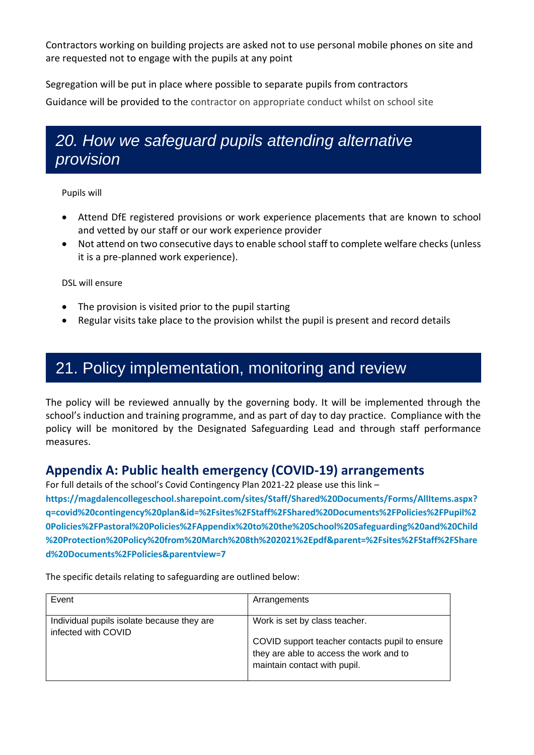Contractors working on building projects are asked not to use personal mobile phones on site and are requested not to engage with the pupils at any point

Segregation will be put in place where possible to separate pupils from contractors

Guidance will be provided to the contractor on appropriate conduct whilst on school site

## 20. How we safeguard pupils attending alternative provision

Pupils will

- Attend DfE registered provisions or work experience placements that are known to school and vetted by our staff or our work experience provider
- Not attend on two consecutive days to enable school staff to complete welfare checks (unless it is a pre-planned work experience).

DSL will ensure

- The provision is visited prior to the pupil starting
- Regular visits take place to the provision whilst the pupil is present and record details

## 21. Policy implementation, monitoring and review

The policy will be reviewed annually by the governing body. It will be implemented through the school's induction and training programme, and as part of day to day practice. Compliance with the policy will be monitored by the Designated Safeguarding Lead and through staff performance measures.

### Appendix A: Public health emergency (COVID-19) arrangements

For full details of the school's Covid Contingency Plan 2021-22 please use this link –
**https://magdalencollegeschool.sharepoint.com/sites/Staff/Shared%20Documents/Forms/AllItems.aspx?q=covid%20contingency%20plan&id=%2Fsites%2FStaff%2FShared%20Documents%2FPolicies%2FPupil%20Policies%2FPastoral%20Policies%2FAppendix%20to%20the%20School%20Safeguarding%20and%20Child%20Protection%20Policy%20from%20March%208th%202021%2Epdf&parent=%2Fsites%2FStaff%2FShared%20Documents%2FPolicies&parentview=7**

The specific details relating to safeguarding are outlined below:

| Event | Arrangements |
|---|---|
| Individual pupils isolate because they are infected with COVID | Work is set by class teacher.<br><br>COVID support teacher contacts pupil to ensure they are able to access the work and to maintain contact with pupil. |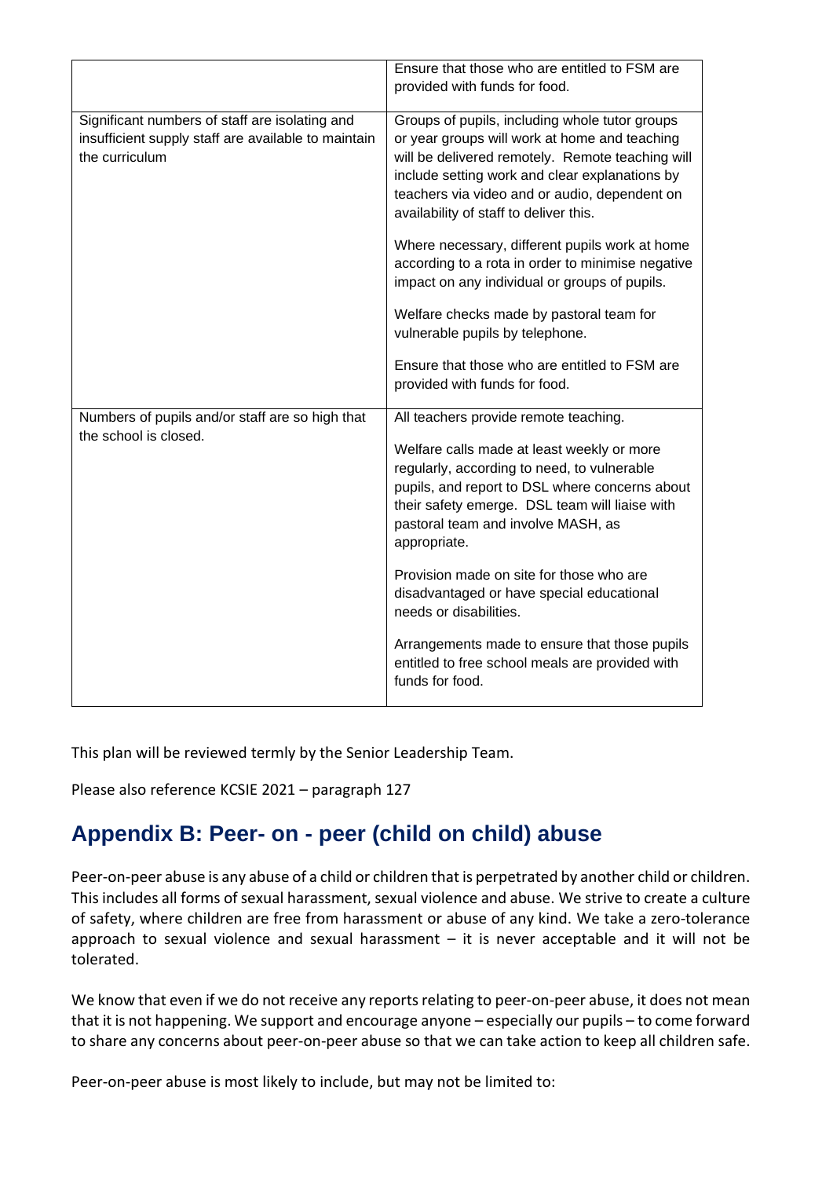| | |
|---|---|
| | Ensure that those who are entitled to FSM are provided with funds for food. |
| Significant numbers of staff are isolating and insufficient supply staff are available to maintain the curriculum | Groups of pupils, including whole tutor groups or year groups will work at home and teaching will be delivered remotely. Remote teaching will include setting work and clear explanations by teachers via video and or audio, dependent on availability of staff to deliver this.<br><br>Where necessary, different pupils work at home according to a rota in order to minimise negative impact on any individual or groups of pupils.<br><br>Welfare checks made by pastoral team for vulnerable pupils by telephone.<br><br>Ensure that those who are entitled to FSM are provided with funds for food. |
| Numbers of pupils and/or staff are so high that the school is closed. | All teachers provide remote teaching.<br><br>Welfare calls made at least weekly or more regularly, according to need, to vulnerable pupils, and report to DSL where concerns about their safety emerge. DSL team will liaise with pastoral team and involve MASH, as appropriate.<br><br>Provision made on site for those who are disadvantaged or have special educational needs or disabilities.<br><br>Arrangements made to ensure that those pupils entitled to free school meals are provided with funds for food. |

This plan will be reviewed termly by the Senior Leadership Team.

Please also reference KCSIE 2021 – paragraph 127

## Appendix B: Peer- on - peer (child on child) abuse

Peer-on-peer abuse is any abuse of a child or children that is perpetrated by another child or children. This includes all forms of sexual harassment, sexual violence and abuse. We strive to create a culture of safety, where children are free from harassment or abuse of any kind. We take a zero-tolerance approach to sexual violence and sexual harassment – it is never acceptable and it will not be tolerated.

We know that even if we do not receive any reports relating to peer-on-peer abuse, it does not mean that it is not happening. We support and encourage anyone – especially our pupils – to come forward to share any concerns about peer-on-peer abuse so that we can take action to keep all children safe.

Peer-on-peer abuse is most likely to include, but may not be limited to: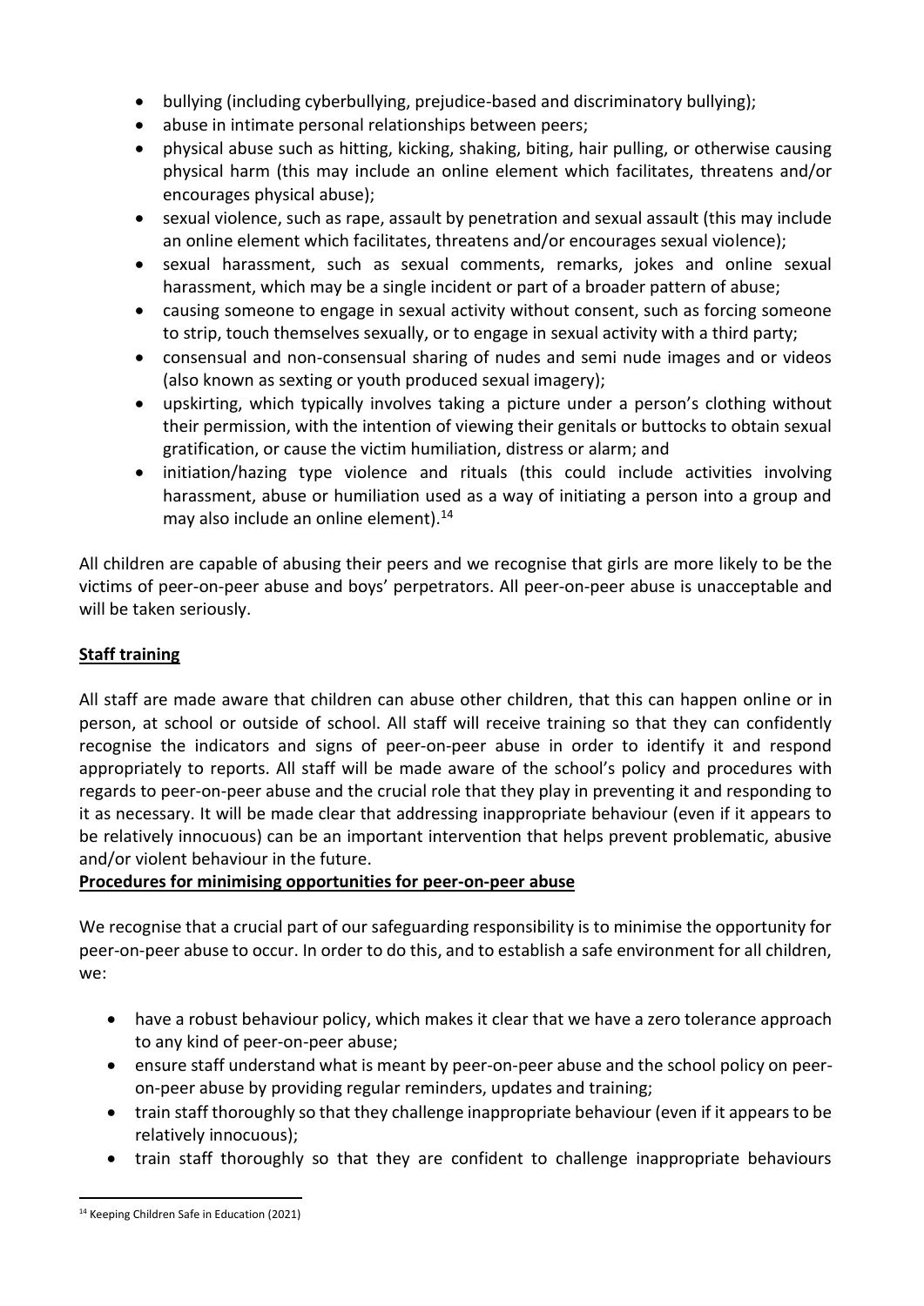- bullying (including cyberbullying, prejudice-based and discriminatory bullying);
- abuse in intimate personal relationships between peers;
- physical abuse such as hitting, kicking, shaking, biting, hair pulling, or otherwise causing physical harm (this may include an online element which facilitates, threatens and/or encourages physical abuse);
- sexual violence, such as rape, assault by penetration and sexual assault (this may include an online element which facilitates, threatens and/or encourages sexual violence);
- sexual harassment, such as sexual comments, remarks, jokes and online sexual harassment, which may be a single incident or part of a broader pattern of abuse;
- causing someone to engage in sexual activity without consent, such as forcing someone to strip, touch themselves sexually, or to engage in sexual activity with a third party;
- consensual and non-consensual sharing of nudes and semi nude images and or videos (also known as sexting or youth produced sexual imagery);
- upskirting, which typically involves taking a picture under a person's clothing without their permission, with the intention of viewing their genitals or buttocks to obtain sexual gratification, or cause the victim humiliation, distress or alarm; and
- initiation/hazing type violence and rituals (this could include activities involving harassment, abuse or humiliation used as a way of initiating a person into a group and may also include an online element).[14]

All children are capable of abusing their peers and we recognise that girls are more likely to be the victims of peer-on-peer abuse and boys' perpetrators. All peer-on-peer abuse is unacceptable and will be taken seriously.

**Staff training**

All staff are made aware that children can abuse other children, that this can happen online or in person, at school or outside of school. All staff will receive training so that they can confidently recognise the indicators and signs of peer-on-peer abuse in order to identify it and respond appropriately to reports. All staff will be made aware of the school's policy and procedures with regards to peer-on-peer abuse and the crucial role that they play in preventing it and responding to it as necessary. It will be made clear that addressing inappropriate behaviour (even if it appears to be relatively innocuous) can be an important intervention that helps prevent problematic, abusive and/or violent behaviour in the future.

**Procedures for minimising opportunities for peer-on-peer abuse**

We recognise that a crucial part of our safeguarding responsibility is to minimise the opportunity for peer-on-peer abuse to occur. In order to do this, and to establish a safe environment for all children, we:

- have a robust behaviour policy, which makes it clear that we have a zero tolerance approach to any kind of peer-on-peer abuse;
- ensure staff understand what is meant by peer-on-peer abuse and the school policy on peer-on-peer abuse by providing regular reminders, updates and training;
- train staff thoroughly so that they challenge inappropriate behaviour (even if it appears to be relatively innocuous);
- train staff thoroughly so that they are confident to challenge inappropriate behaviours

[14] Keeping Children Safe in Education (2021)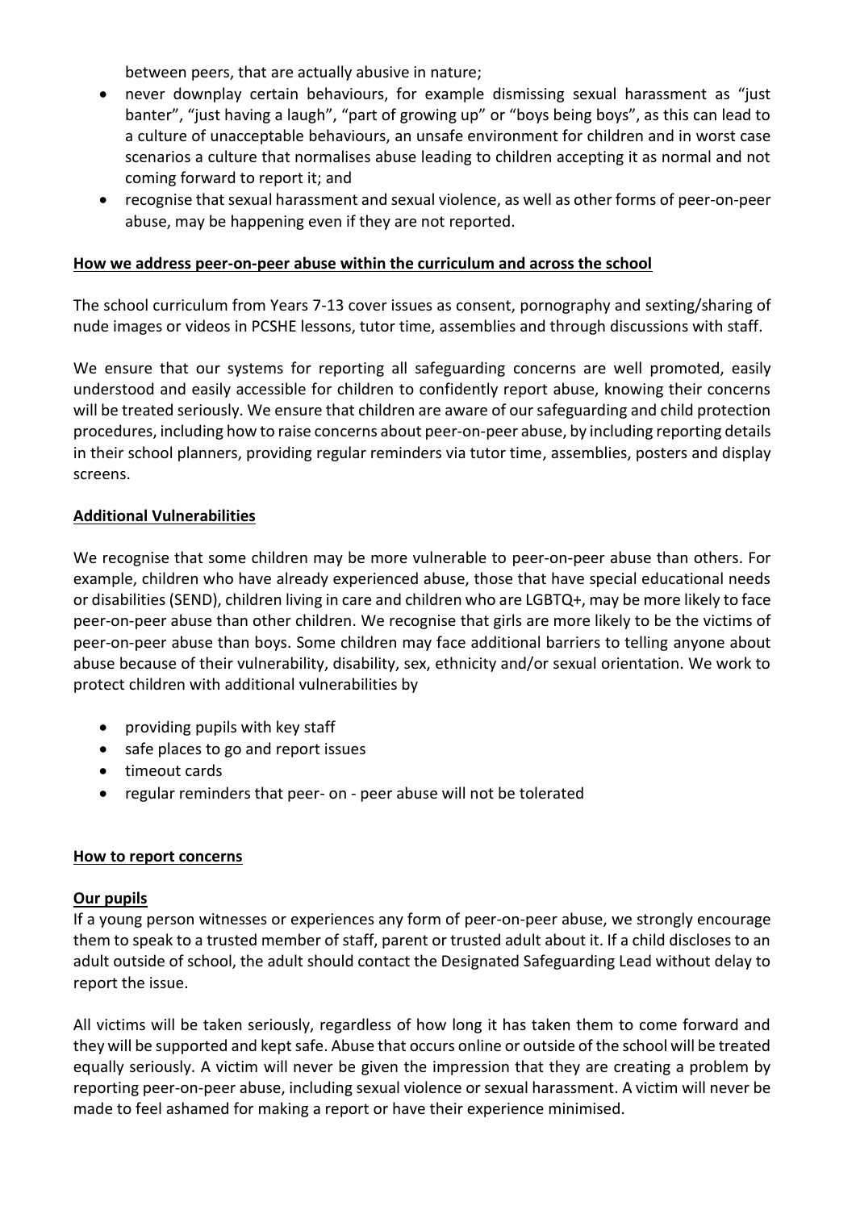between peers, that are actually abusive in nature;

- never downplay certain behaviours, for example dismissing sexual harassment as "just banter", "just having a laugh", "part of growing up" or "boys being boys", as this can lead to a culture of unacceptable behaviours, an unsafe environment for children and in worst case scenarios a culture that normalises abuse leading to children accepting it as normal and not coming forward to report it; and
- recognise that sexual harassment and sexual violence, as well as other forms of peer-on-peer abuse, may be happening even if they are not reported.

**How we address peer-on-peer abuse within the curriculum and across the school**

The school curriculum from Years 7-13 cover issues as consent, pornography and sexting/sharing of nude images or videos in PCSHE lessons, tutor time, assemblies and through discussions with staff.

We ensure that our systems for reporting all safeguarding concerns are well promoted, easily understood and easily accessible for children to confidently report abuse, knowing their concerns will be treated seriously. We ensure that children are aware of our safeguarding and child protection procedures, including how to raise concerns about peer-on-peer abuse, by including reporting details in their school planners, providing regular reminders via tutor time, assemblies, posters and display screens.

**Additional Vulnerabilities**

We recognise that some children may be more vulnerable to peer-on-peer abuse than others. For example, children who have already experienced abuse, those that have special educational needs or disabilities (SEND), children living in care and children who are LGBTQ+, may be more likely to face peer-on-peer abuse than other children. We recognise that girls are more likely to be the victims of peer-on-peer abuse than boys. Some children may face additional barriers to telling anyone about abuse because of their vulnerability, disability, sex, ethnicity and/or sexual orientation. We work to protect children with additional vulnerabilities by

- providing pupils with key staff
- safe places to go and report issues
- timeout cards
- regular reminders that peer- on - peer abuse will not be tolerated

**How to report concerns**

**Our pupils**

If a young person witnesses or experiences any form of peer-on-peer abuse, we strongly encourage them to speak to a trusted member of staff, parent or trusted adult about it. If a child discloses to an adult outside of school, the adult should contact the Designated Safeguarding Lead without delay to report the issue.

All victims will be taken seriously, regardless of how long it has taken them to come forward and they will be supported and kept safe. Abuse that occurs online or outside of the school will be treated equally seriously. A victim will never be given the impression that they are creating a problem by reporting peer-on-peer abuse, including sexual violence or sexual harassment. A victim will never be made to feel ashamed for making a report or have their experience minimised.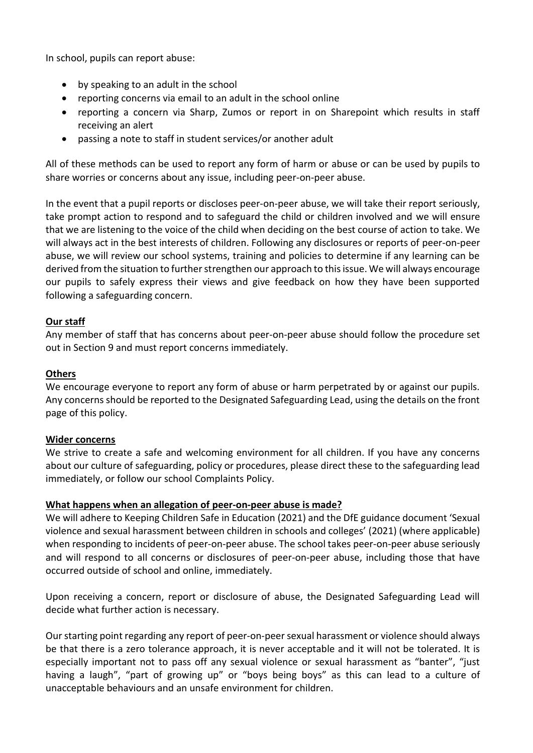In school, pupils can report abuse:

- by speaking to an adult in the school
- reporting concerns via email to an adult in the school online
- reporting a concern via Sharp, Zumos or report in on Sharepoint which results in staff receiving an alert
- passing a note to staff in student services/or another adult

All of these methods can be used to report any form of harm or abuse or can be used by pupils to share worries or concerns about any issue, including peer-on-peer abuse.

In the event that a pupil reports or discloses peer-on-peer abuse, we will take their report seriously, take prompt action to respond and to safeguard the child or children involved and we will ensure that we are listening to the voice of the child when deciding on the best course of action to take. We will always act in the best interests of children. Following any disclosures or reports of peer-on-peer abuse, we will review our school systems, training and policies to determine if any learning can be derived from the situation to further strengthen our approach to this issue. We will always encourage our pupils to safely express their views and give feedback on how they have been supported following a safeguarding concern.

**Our staff**

Any member of staff that has concerns about peer-on-peer abuse should follow the procedure set out in Section 9 and must report concerns immediately.

**Others**

We encourage everyone to report any form of abuse or harm perpetrated by or against our pupils. Any concerns should be reported to the Designated Safeguarding Lead, using the details on the front page of this policy.

**Wider concerns**

We strive to create a safe and welcoming environment for all children. If you have any concerns about our culture of safeguarding, policy or procedures, please direct these to the safeguarding lead immediately, or follow our school Complaints Policy.

**What happens when an allegation of peer-on-peer abuse is made?**

We will adhere to Keeping Children Safe in Education (2021) and the DfE guidance document 'Sexual violence and sexual harassment between children in schools and colleges' (2021) (where applicable) when responding to incidents of peer-on-peer abuse. The school takes peer-on-peer abuse seriously and will respond to all concerns or disclosures of peer-on-peer abuse, including those that have occurred outside of school and online, immediately.

Upon receiving a concern, report or disclosure of abuse, the Designated Safeguarding Lead will decide what further action is necessary.

Our starting point regarding any report of peer-on-peer sexual harassment or violence should always be that there is a zero tolerance approach, it is never acceptable and it will not be tolerated. It is especially important not to pass off any sexual violence or sexual harassment as "banter", "just having a laugh", "part of growing up" or "boys being boys" as this can lead to a culture of unacceptable behaviours and an unsafe environment for children.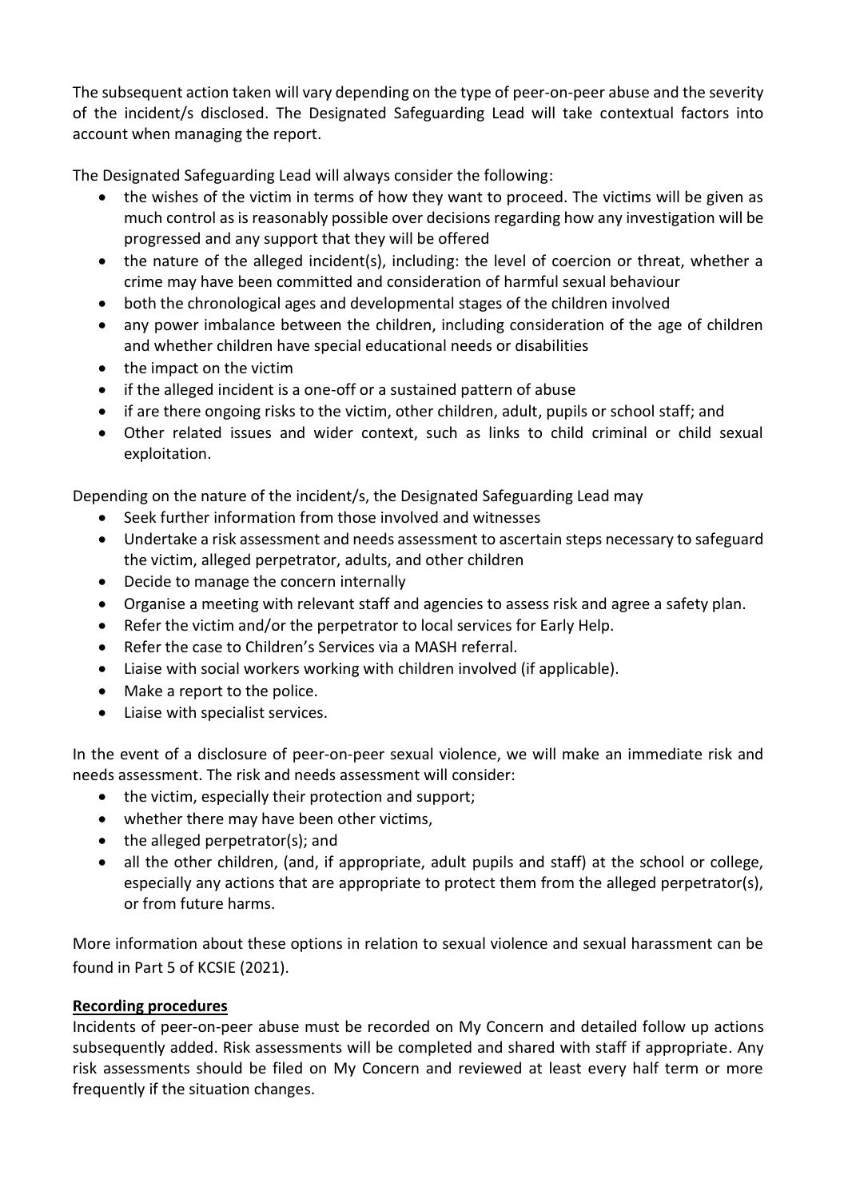The subsequent action taken will vary depending on the type of peer-on-peer abuse and the severity of the incident/s disclosed. The Designated Safeguarding Lead will take contextual factors into account when managing the report.

The Designated Safeguarding Lead will always consider the following:

- the wishes of the victim in terms of how they want to proceed. The victims will be given as much control as is reasonably possible over decisions regarding how any investigation will be progressed and any support that they will be offered
- the nature of the alleged incident(s), including: the level of coercion or threat, whether a crime may have been committed and consideration of harmful sexual behaviour
- both the chronological ages and developmental stages of the children involved
- any power imbalance between the children, including consideration of the age of children and whether children have special educational needs or disabilities
- the impact on the victim
- if the alleged incident is a one-off or a sustained pattern of abuse
- if are there ongoing risks to the victim, other children, adult, pupils or school staff; and
- Other related issues and wider context, such as links to child criminal or child sexual exploitation.

Depending on the nature of the incident/s, the Designated Safeguarding Lead may

- Seek further information from those involved and witnesses
- Undertake a risk assessment and needs assessment to ascertain steps necessary to safeguard the victim, alleged perpetrator, adults, and other children
- Decide to manage the concern internally
- Organise a meeting with relevant staff and agencies to assess risk and agree a safety plan.
- Refer the victim and/or the perpetrator to local services for Early Help.
- Refer the case to Children's Services via a MASH referral.
- Liaise with social workers working with children involved (if applicable).
- Make a report to the police.
- Liaise with specialist services.

In the event of a disclosure of peer-on-peer sexual violence, we will make an immediate risk and needs assessment. The risk and needs assessment will consider:

- the victim, especially their protection and support;
- whether there may have been other victims,
- the alleged perpetrator(s); and
- all the other children, (and, if appropriate, adult pupils and staff) at the school or college, especially any actions that are appropriate to protect them from the alleged perpetrator(s), or from future harms.

More information about these options in relation to sexual violence and sexual harassment can be found in Part 5 of KCSIE (2021).

**Recording procedures**

Incidents of peer-on-peer abuse must be recorded on My Concern and detailed follow up actions subsequently added. Risk assessments will be completed and shared with staff if appropriate. Any risk assessments should be filed on My Concern and reviewed at least every half term or more frequently if the situation changes.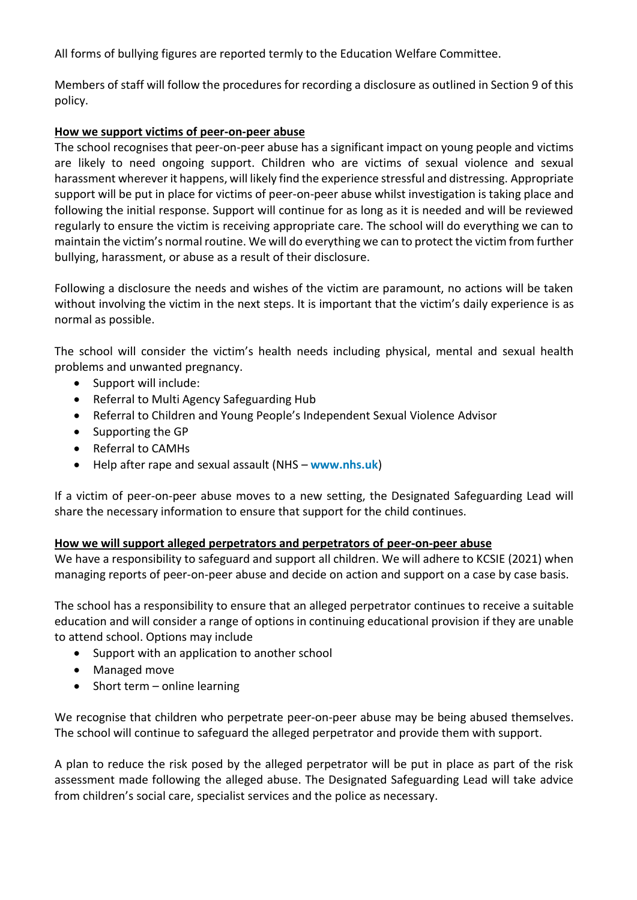All forms of bullying figures are reported termly to the Education Welfare Committee.

Members of staff will follow the procedures for recording a disclosure as outlined in Section 9 of this policy.

**How we support victims of peer-on-peer abuse**

The school recognises that peer-on-peer abuse has a significant impact on young people and victims are likely to need ongoing support. Children who are victims of sexual violence and sexual harassment wherever it happens, will likely find the experience stressful and distressing. Appropriate support will be put in place for victims of peer-on-peer abuse whilst investigation is taking place and following the initial response. Support will continue for as long as it is needed and will be reviewed regularly to ensure the victim is receiving appropriate care. The school will do everything we can to maintain the victim's normal routine. We will do everything we can to protect the victim from further bullying, harassment, or abuse as a result of their disclosure.

Following a disclosure the needs and wishes of the victim are paramount, no actions will be taken without involving the victim in the next steps. It is important that the victim's daily experience is as normal as possible.

The school will consider the victim's health needs including physical, mental and sexual health problems and unwanted pregnancy.

- Support will include:
- Referral to Multi Agency Safeguarding Hub
- Referral to Children and Young People's Independent Sexual Violence Advisor
- Supporting the GP
- Referral to CAMHs
- Help after rape and sexual assault (NHS – **www.nhs.uk**)

If a victim of peer-on-peer abuse moves to a new setting, the Designated Safeguarding Lead will share the necessary information to ensure that support for the child continues.

**How we will support alleged perpetrators and perpetrators of peer-on-peer abuse**

We have a responsibility to safeguard and support all children. We will adhere to KCSIE (2021) when managing reports of peer-on-peer abuse and decide on action and support on a case by case basis.

The school has a responsibility to ensure that an alleged perpetrator continues to receive a suitable education and will consider a range of options in continuing educational provision if they are unable to attend school. Options may include

- Support with an application to another school
- Managed move
- Short term – online learning

We recognise that children who perpetrate peer-on-peer abuse may be being abused themselves. The school will continue to safeguard the alleged perpetrator and provide them with support.

A plan to reduce the risk posed by the alleged perpetrator will be put in place as part of the risk assessment made following the alleged abuse. The Designated Safeguarding Lead will take advice from children's social care, specialist services and the police as necessary.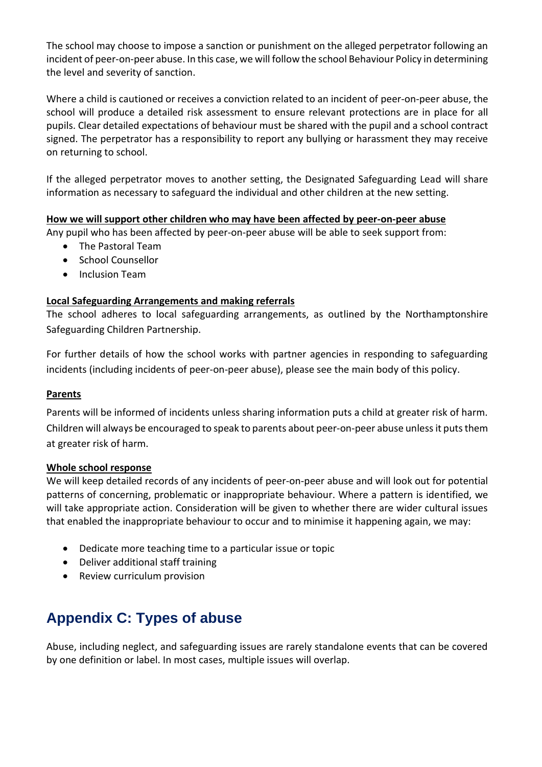The school may choose to impose a sanction or punishment on the alleged perpetrator following an incident of peer-on-peer abuse. In this case, we will follow the school Behaviour Policy in determining the level and severity of sanction.

Where a child is cautioned or receives a conviction related to an incident of peer-on-peer abuse, the school will produce a detailed risk assessment to ensure relevant protections are in place for all pupils. Clear detailed expectations of behaviour must be shared with the pupil and a school contract signed. The perpetrator has a responsibility to report any bullying or harassment they may receive on returning to school.

If the alleged perpetrator moves to another setting, the Designated Safeguarding Lead will share information as necessary to safeguard the individual and other children at the new setting.

**How we will support other children who may have been affected by peer-on-peer abuse**

Any pupil who has been affected by peer-on-peer abuse will be able to seek support from:

- The Pastoral Team
- School Counsellor
- Inclusion Team

**Local Safeguarding Arrangements and making referrals**

The school adheres to local safeguarding arrangements, as outlined by the Northamptonshire Safeguarding Children Partnership.

For further details of how the school works with partner agencies in responding to safeguarding incidents (including incidents of peer-on-peer abuse), please see the main body of this policy.

**Parents**

Parents will be informed of incidents unless sharing information puts a child at greater risk of harm. Children will always be encouraged to speak to parents about peer-on-peer abuse unless it puts them at greater risk of harm.

**Whole school response**

We will keep detailed records of any incidents of peer-on-peer abuse and will look out for potential patterns of concerning, problematic or inappropriate behaviour. Where a pattern is identified, we will take appropriate action. Consideration will be given to whether there are wider cultural issues that enabled the inappropriate behaviour to occur and to minimise it happening again, we may:

- Dedicate more teaching time to a particular issue or topic
- Deliver additional staff training
- Review curriculum provision

## Appendix C: Types of abuse

Abuse, including neglect, and safeguarding issues are rarely standalone events that can be covered by one definition or label. In most cases, multiple issues will overlap.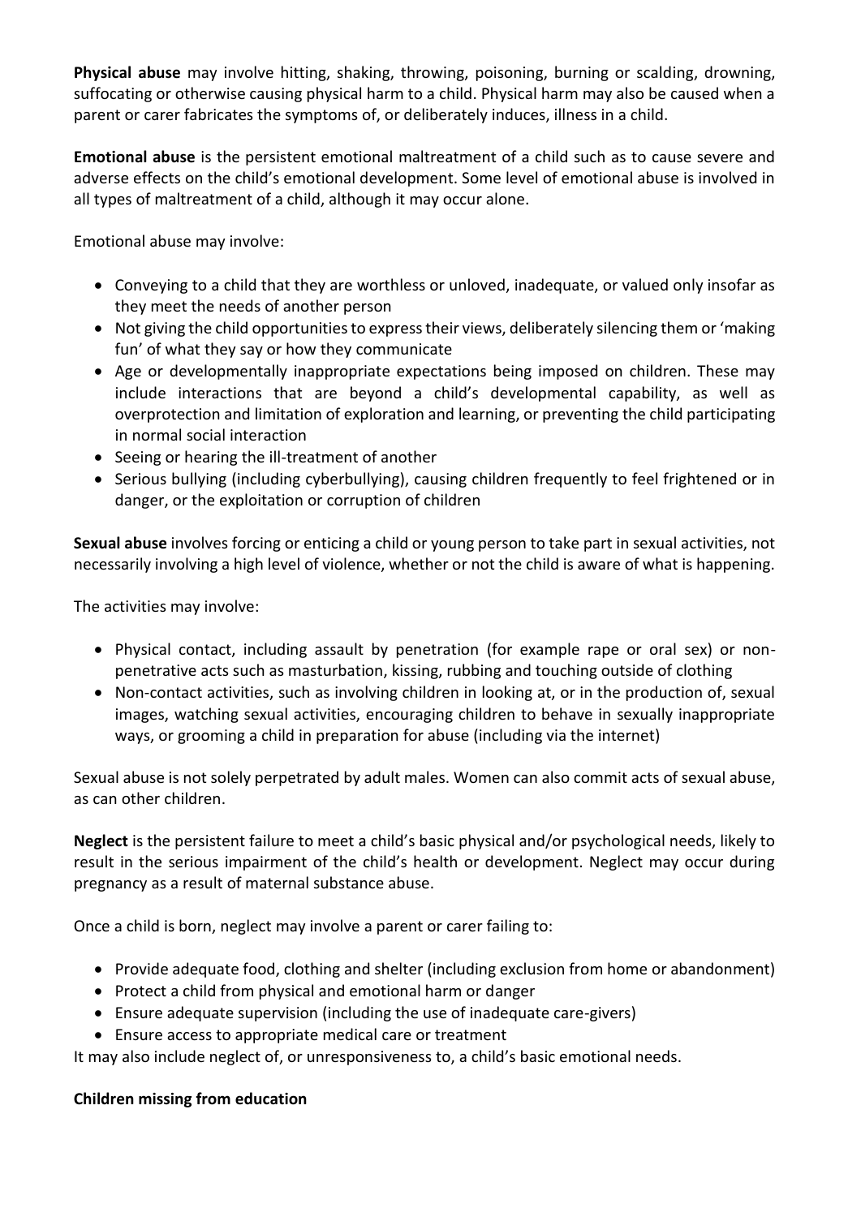**Physical abuse** may involve hitting, shaking, throwing, poisoning, burning or scalding, drowning, suffocating or otherwise causing physical harm to a child. Physical harm may also be caused when a parent or carer fabricates the symptoms of, or deliberately induces, illness in a child.

**Emotional abuse** is the persistent emotional maltreatment of a child such as to cause severe and adverse effects on the child's emotional development. Some level of emotional abuse is involved in all types of maltreatment of a child, although it may occur alone.

Emotional abuse may involve:

- Conveying to a child that they are worthless or unloved, inadequate, or valued only insofar as they meet the needs of another person
- Not giving the child opportunities to express their views, deliberately silencing them or 'making fun' of what they say or how they communicate
- Age or developmentally inappropriate expectations being imposed on children. These may include interactions that are beyond a child's developmental capability, as well as overprotection and limitation of exploration and learning, or preventing the child participating in normal social interaction
- Seeing or hearing the ill-treatment of another
- Serious bullying (including cyberbullying), causing children frequently to feel frightened or in danger, or the exploitation or corruption of children

**Sexual abuse** involves forcing or enticing a child or young person to take part in sexual activities, not necessarily involving a high level of violence, whether or not the child is aware of what is happening.

The activities may involve:

- Physical contact, including assault by penetration (for example rape or oral sex) or non-penetrative acts such as masturbation, kissing, rubbing and touching outside of clothing
- Non-contact activities, such as involving children in looking at, or in the production of, sexual images, watching sexual activities, encouraging children to behave in sexually inappropriate ways, or grooming a child in preparation for abuse (including via the internet)

Sexual abuse is not solely perpetrated by adult males. Women can also commit acts of sexual abuse, as can other children.

**Neglect** is the persistent failure to meet a child's basic physical and/or psychological needs, likely to result in the serious impairment of the child's health or development. Neglect may occur during pregnancy as a result of maternal substance abuse.

Once a child is born, neglect may involve a parent or carer failing to:

- Provide adequate food, clothing and shelter (including exclusion from home or abandonment)
- Protect a child from physical and emotional harm or danger
- Ensure adequate supervision (including the use of inadequate care-givers)
- Ensure access to appropriate medical care or treatment

It may also include neglect of, or unresponsiveness to, a child's basic emotional needs.

**Children missing from education**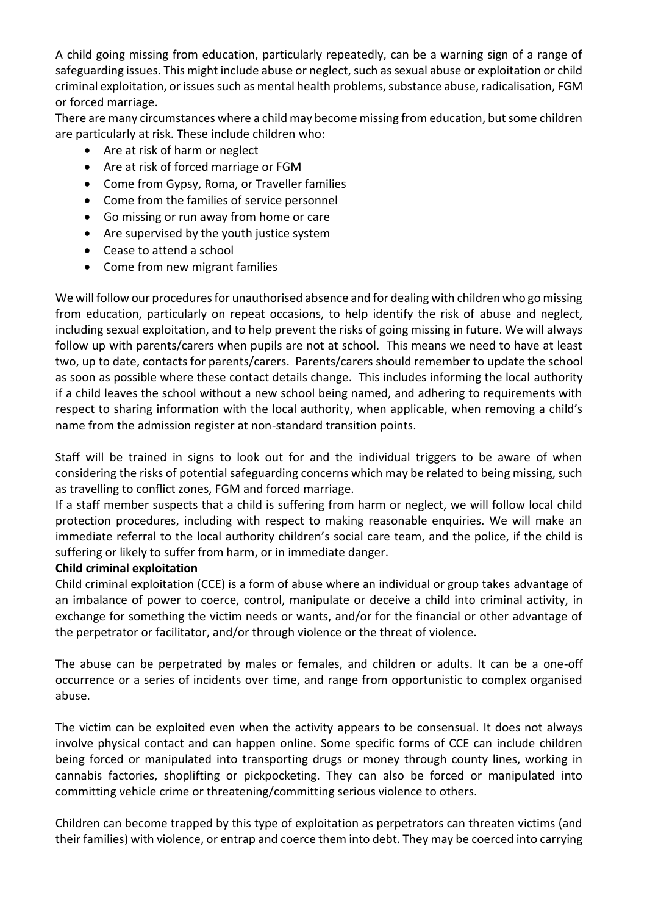A child going missing from education, particularly repeatedly, can be a warning sign of a range of safeguarding issues. This might include abuse or neglect, such as sexual abuse or exploitation or child criminal exploitation, or issues such as mental health problems, substance abuse, radicalisation, FGM or forced marriage.

There are many circumstances where a child may become missing from education, but some children are particularly at risk. These include children who:

- Are at risk of harm or neglect
- Are at risk of forced marriage or FGM
- Come from Gypsy, Roma, or Traveller families
- Come from the families of service personnel
- Go missing or run away from home or care
- Are supervised by the youth justice system
- Cease to attend a school
- Come from new migrant families

We will follow our procedures for unauthorised absence and for dealing with children who go missing from education, particularly on repeat occasions, to help identify the risk of abuse and neglect, including sexual exploitation, and to help prevent the risks of going missing in future. We will always follow up with parents/carers when pupils are not at school. This means we need to have at least two, up to date, contacts for parents/carers. Parents/carers should remember to update the school as soon as possible where these contact details change. This includes informing the local authority if a child leaves the school without a new school being named, and adhering to requirements with respect to sharing information with the local authority, when applicable, when removing a child's name from the admission register at non-standard transition points.

Staff will be trained in signs to look out for and the individual triggers to be aware of when considering the risks of potential safeguarding concerns which may be related to being missing, such as travelling to conflict zones, FGM and forced marriage.

If a staff member suspects that a child is suffering from harm or neglect, we will follow local child protection procedures, including with respect to making reasonable enquiries. We will make an immediate referral to the local authority children's social care team, and the police, if the child is suffering or likely to suffer from harm, or in immediate danger.

**Child criminal exploitation**

Child criminal exploitation (CCE) is a form of abuse where an individual or group takes advantage of an imbalance of power to coerce, control, manipulate or deceive a child into criminal activity, in exchange for something the victim needs or wants, and/or for the financial or other advantage of the perpetrator or facilitator, and/or through violence or the threat of violence.

The abuse can be perpetrated by males or females, and children or adults. It can be a one-off occurrence or a series of incidents over time, and range from opportunistic to complex organised abuse.

The victim can be exploited even when the activity appears to be consensual. It does not always involve physical contact and can happen online. Some specific forms of CCE can include children being forced or manipulated into transporting drugs or money through county lines, working in cannabis factories, shoplifting or pickpocketing. They can also be forced or manipulated into committing vehicle crime or threatening/committing serious violence to others.

Children can become trapped by this type of exploitation as perpetrators can threaten victims (and their families) with violence, or entrap and coerce them into debt. They may be coerced into carrying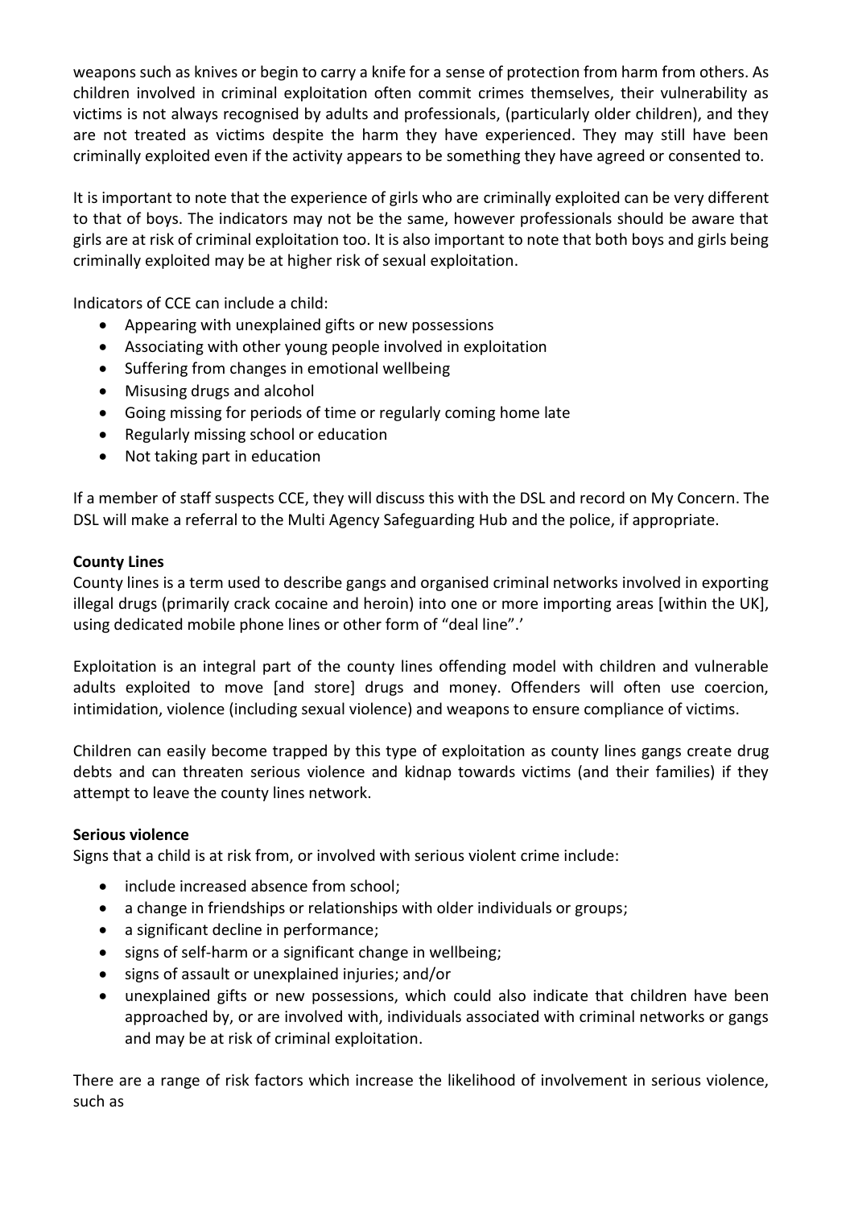weapons such as knives or begin to carry a knife for a sense of protection from harm from others. As children involved in criminal exploitation often commit crimes themselves, their vulnerability as victims is not always recognised by adults and professionals, (particularly older children), and they are not treated as victims despite the harm they have experienced. They may still have been criminally exploited even if the activity appears to be something they have agreed or consented to.

It is important to note that the experience of girls who are criminally exploited can be very different to that of boys. The indicators may not be the same, however professionals should be aware that girls are at risk of criminal exploitation too. It is also important to note that both boys and girls being criminally exploited may be at higher risk of sexual exploitation.

Indicators of CCE can include a child:

- Appearing with unexplained gifts or new possessions
- Associating with other young people involved in exploitation
- Suffering from changes in emotional wellbeing
- Misusing drugs and alcohol
- Going missing for periods of time or regularly coming home late
- Regularly missing school or education
- Not taking part in education

If a member of staff suspects CCE, they will discuss this with the DSL and record on My Concern. The DSL will make a referral to the Multi Agency Safeguarding Hub and the police, if appropriate.

**County Lines**

County lines is a term used to describe gangs and organised criminal networks involved in exporting illegal drugs (primarily crack cocaine and heroin) into one or more importing areas [within the UK], using dedicated mobile phone lines or other form of "deal line".'

Exploitation is an integral part of the county lines offending model with children and vulnerable adults exploited to move [and store] drugs and money. Offenders will often use coercion, intimidation, violence (including sexual violence) and weapons to ensure compliance of victims.

Children can easily become trapped by this type of exploitation as county lines gangs create drug debts and can threaten serious violence and kidnap towards victims (and their families) if they attempt to leave the county lines network.

**Serious violence**

Signs that a child is at risk from, or involved with serious violent crime include:

- include increased absence from school;
- a change in friendships or relationships with older individuals or groups;
- a significant decline in performance;
- signs of self-harm or a significant change in wellbeing;
- signs of assault or unexplained injuries; and/or
- unexplained gifts or new possessions, which could also indicate that children have been approached by, or are involved with, individuals associated with criminal networks or gangs and may be at risk of criminal exploitation.

There are a range of risk factors which increase the likelihood of involvement in serious violence, such as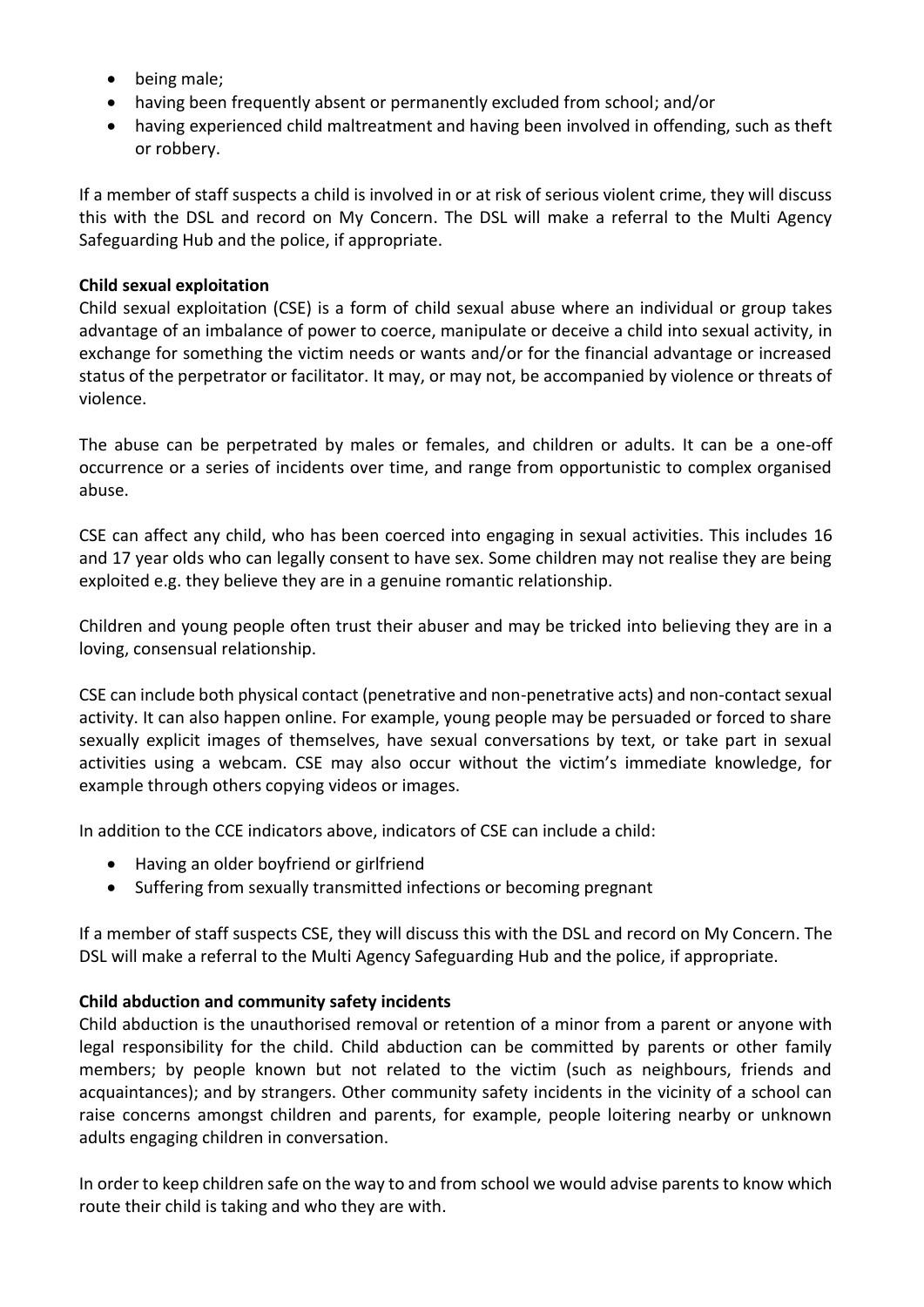- being male;
- having been frequently absent or permanently excluded from school; and/or
- having experienced child maltreatment and having been involved in offending, such as theft or robbery.

If a member of staff suspects a child is involved in or at risk of serious violent crime, they will discuss this with the DSL and record on My Concern. The DSL will make a referral to the Multi Agency Safeguarding Hub and the police, if appropriate.

**Child sexual exploitation**

Child sexual exploitation (CSE) is a form of child sexual abuse where an individual or group takes advantage of an imbalance of power to coerce, manipulate or deceive a child into sexual activity, in exchange for something the victim needs or wants and/or for the financial advantage or increased status of the perpetrator or facilitator. It may, or may not, be accompanied by violence or threats of violence.

The abuse can be perpetrated by males or females, and children or adults. It can be a one-off occurrence or a series of incidents over time, and range from opportunistic to complex organised abuse.

CSE can affect any child, who has been coerced into engaging in sexual activities. This includes 16 and 17 year olds who can legally consent to have sex. Some children may not realise they are being exploited e.g. they believe they are in a genuine romantic relationship.

Children and young people often trust their abuser and may be tricked into believing they are in a loving, consensual relationship.

CSE can include both physical contact (penetrative and non-penetrative acts) and non-contact sexual activity. It can also happen online. For example, young people may be persuaded or forced to share sexually explicit images of themselves, have sexual conversations by text, or take part in sexual activities using a webcam. CSE may also occur without the victim's immediate knowledge, for example through others copying videos or images.

In addition to the CCE indicators above, indicators of CSE can include a child:

- Having an older boyfriend or girlfriend
- Suffering from sexually transmitted infections or becoming pregnant

If a member of staff suspects CSE, they will discuss this with the DSL and record on My Concern. The DSL will make a referral to the Multi Agency Safeguarding Hub and the police, if appropriate.

**Child abduction and community safety incidents**

Child abduction is the unauthorised removal or retention of a minor from a parent or anyone with legal responsibility for the child. Child abduction can be committed by parents or other family members; by people known but not related to the victim (such as neighbours, friends and acquaintances); and by strangers. Other community safety incidents in the vicinity of a school can raise concerns amongst children and parents, for example, people loitering nearby or unknown adults engaging children in conversation.

In order to keep children safe on the way to and from school we would advise parents to know which route their child is taking and who they are with.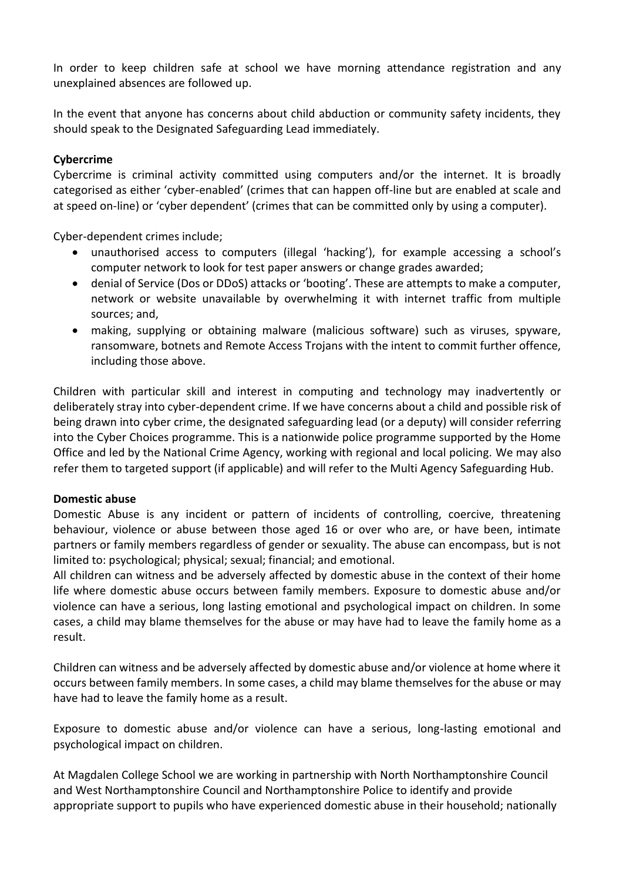In order to keep children safe at school we have morning attendance registration and any unexplained absences are followed up.

In the event that anyone has concerns about child abduction or community safety incidents, they should speak to the Designated Safeguarding Lead immediately.

**Cybercrime**

Cybercrime is criminal activity committed using computers and/or the internet. It is broadly categorised as either 'cyber-enabled' (crimes that can happen off-line but are enabled at scale and at speed on-line) or 'cyber dependent' (crimes that can be committed only by using a computer).

Cyber-dependent crimes include;

- unauthorised access to computers (illegal 'hacking'), for example accessing a school's computer network to look for test paper answers or change grades awarded;
- denial of Service (Dos or DDoS) attacks or 'booting'. These are attempts to make a computer, network or website unavailable by overwhelming it with internet traffic from multiple sources; and,
- making, supplying or obtaining malware (malicious software) such as viruses, spyware, ransomware, botnets and Remote Access Trojans with the intent to commit further offence, including those above.

Children with particular skill and interest in computing and technology may inadvertently or deliberately stray into cyber-dependent crime. If we have concerns about a child and possible risk of being drawn into cyber crime, the designated safeguarding lead (or a deputy) will consider referring into the Cyber Choices programme. This is a nationwide police programme supported by the Home Office and led by the National Crime Agency, working with regional and local policing. We may also refer them to targeted support (if applicable) and will refer to the Multi Agency Safeguarding Hub.

**Domestic abuse**

Domestic Abuse is any incident or pattern of incidents of controlling, coercive, threatening behaviour, violence or abuse between those aged 16 or over who are, or have been, intimate partners or family members regardless of gender or sexuality. The abuse can encompass, but is not limited to: psychological; physical; sexual; financial; and emotional.

All children can witness and be adversely affected by domestic abuse in the context of their home life where domestic abuse occurs between family members. Exposure to domestic abuse and/or violence can have a serious, long lasting emotional and psychological impact on children. In some cases, a child may blame themselves for the abuse or may have had to leave the family home as a result.

Children can witness and be adversely affected by domestic abuse and/or violence at home where it occurs between family members. In some cases, a child may blame themselves for the abuse or may have had to leave the family home as a result.

Exposure to domestic abuse and/or violence can have a serious, long-lasting emotional and psychological impact on children.

At Magdalen College School we are working in partnership with North Northamptonshire Council and West Northamptonshire Council and Northamptonshire Police to identify and provide appropriate support to pupils who have experienced domestic abuse in their household; nationally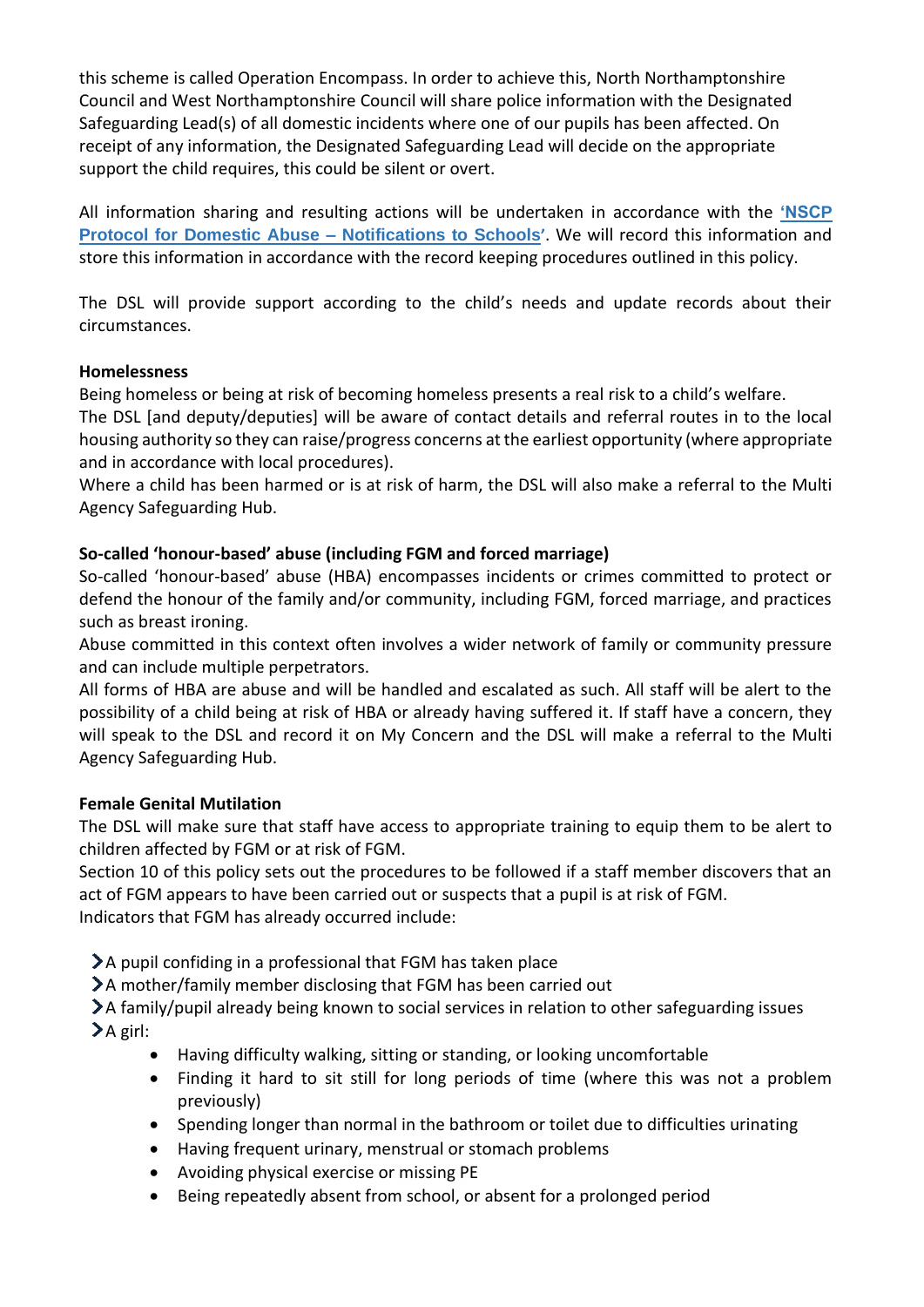this scheme is called Operation Encompass. In order to achieve this, North Northamptonshire Council and West Northamptonshire Council will share police information with the Designated Safeguarding Lead(s) of all domestic incidents where one of our pupils has been affected. On receipt of any information, the Designated Safeguarding Lead will decide on the appropriate support the child requires, this could be silent or overt.

All information sharing and resulting actions will be undertaken in accordance with the **'NSCP Protocol for Domestic Abuse – Notifications to Schools'**. We will record this information and store this information in accordance with the record keeping procedures outlined in this policy.

The DSL will provide support according to the child's needs and update records about their circumstances.

**Homelessness**

Being homeless or being at risk of becoming homeless presents a real risk to a child's welfare.
The DSL [and deputy/deputies] will be aware of contact details and referral routes in to the local housing authority so they can raise/progress concerns at the earliest opportunity (where appropriate and in accordance with local procedures).
Where a child has been harmed or is at risk of harm, the DSL will also make a referral to the Multi Agency Safeguarding Hub.

**So-called 'honour-based' abuse (including FGM and forced marriage)**

So-called 'honour-based' abuse (HBA) encompasses incidents or crimes committed to protect or defend the honour of the family and/or community, including FGM, forced marriage, and practices such as breast ironing.
Abuse committed in this context often involves a wider network of family or community pressure and can include multiple perpetrators.
All forms of HBA are abuse and will be handled and escalated as such. All staff will be alert to the possibility of a child being at risk of HBA or already having suffered it. If staff have a concern, they will speak to the DSL and record it on My Concern and the DSL will make a referral to the Multi Agency Safeguarding Hub.

**Female Genital Mutilation**

The DSL will make sure that staff have access to appropriate training to equip them to be alert to children affected by FGM or at risk of FGM.
Section 10 of this policy sets out the procedures to be followed if a staff member discovers that an act of FGM appears to have been carried out or suspects that a pupil is at risk of FGM.
Indicators that FGM has already occurred include:

- A pupil confiding in a professional that FGM has taken place
- A mother/family member disclosing that FGM has been carried out
- A family/pupil already being known to social services in relation to other safeguarding issues
- A girl:
    - Having difficulty walking, sitting or standing, or looking uncomfortable
    - Finding it hard to sit still for long periods of time (where this was not a problem previously)
    - Spending longer than normal in the bathroom or toilet due to difficulties urinating
    - Having frequent urinary, menstrual or stomach problems
    - Avoiding physical exercise or missing PE
    - Being repeatedly absent from school, or absent for a prolonged period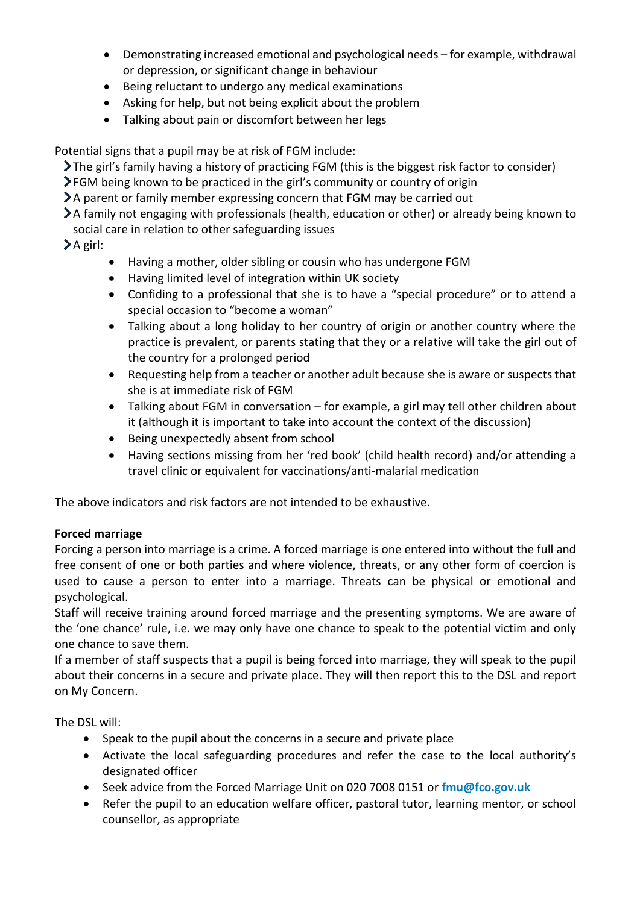- Demonstrating increased emotional and psychological needs – for example, withdrawal or depression, or significant change in behaviour
- Being reluctant to undergo any medical examinations
- Asking for help, but not being explicit about the problem
- Talking about pain or discomfort between her legs

Potential signs that a pupil may be at risk of FGM include:

- The girl's family having a history of practicing FGM (this is the biggest risk factor to consider)
- FGM being known to be practiced in the girl's community or country of origin
- A parent or family member expressing concern that FGM may be carried out
- A family not engaging with professionals (health, education or other) or already being known to social care in relation to other safeguarding issues
- A girl:
  - Having a mother, older sibling or cousin who has undergone FGM
  - Having limited level of integration within UK society
  - Confiding to a professional that she is to have a "special procedure" or to attend a special occasion to "become a woman"
  - Talking about a long holiday to her country of origin or another country where the practice is prevalent, or parents stating that they or a relative will take the girl out of the country for a prolonged period
  - Requesting help from a teacher or another adult because she is aware or suspects that she is at immediate risk of FGM
  - Talking about FGM in conversation – for example, a girl may tell other children about it (although it is important to take into account the context of the discussion)
  - Being unexpectedly absent from school
  - Having sections missing from her 'red book' (child health record) and/or attending a travel clinic or equivalent for vaccinations/anti-malarial medication

The above indicators and risk factors are not intended to be exhaustive.

**Forced marriage**

Forcing a person into marriage is a crime. A forced marriage is one entered into without the full and free consent of one or both parties and where violence, threats, or any other form of coercion is used to cause a person to enter into a marriage. Threats can be physical or emotional and psychological.

Staff will receive training around forced marriage and the presenting symptoms. We are aware of the 'one chance' rule, i.e. we may only have one chance to speak to the potential victim and only one chance to save them.

If a member of staff suspects that a pupil is being forced into marriage, they will speak to the pupil about their concerns in a secure and private place. They will then report this to the DSL and report on My Concern.

The DSL will:

- Speak to the pupil about the concerns in a secure and private place
- Activate the local safeguarding procedures and refer the case to the local authority's designated officer
- Seek advice from the Forced Marriage Unit on 020 7008 0151 or **fmu@fco.gov.uk**
- Refer the pupil to an education welfare officer, pastoral tutor, learning mentor, or school counsellor, as appropriate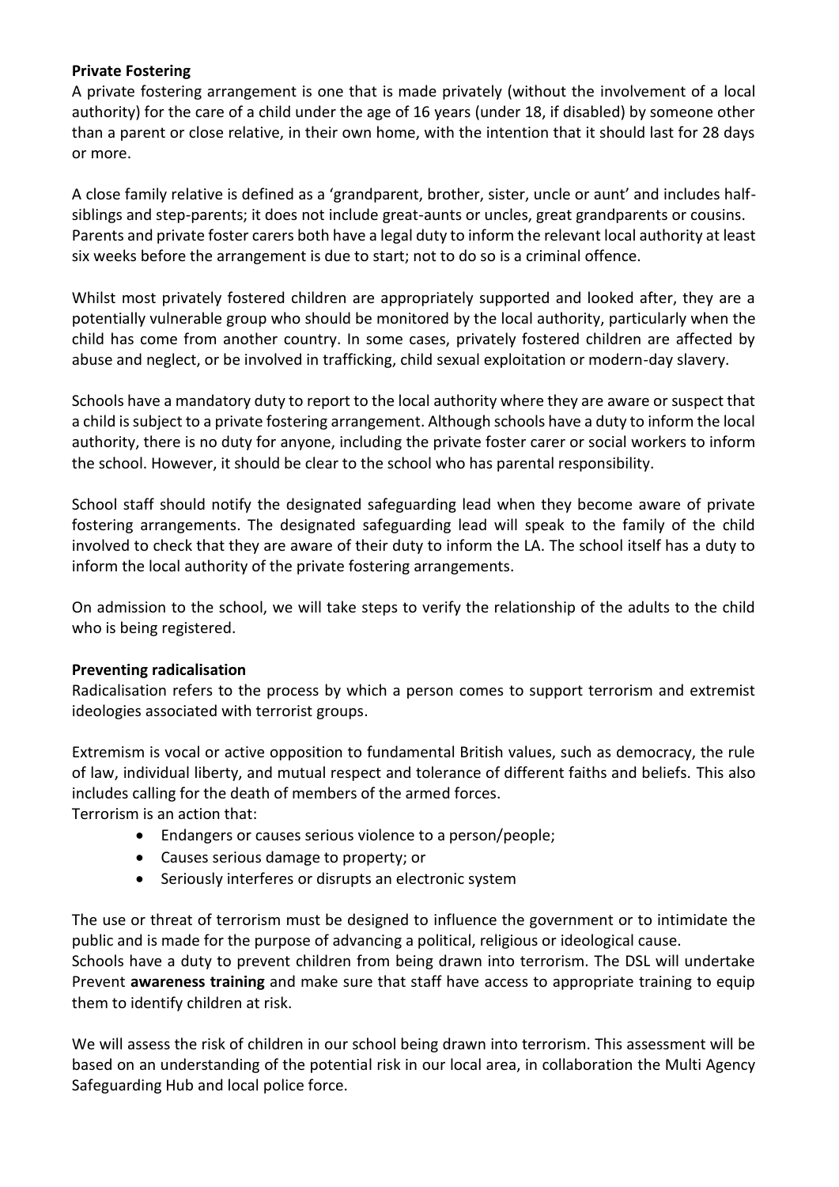**Private Fostering**

A private fostering arrangement is one that is made privately (without the involvement of a local authority) for the care of a child under the age of 16 years (under 18, if disabled) by someone other than a parent or close relative, in their own home, with the intention that it should last for 28 days or more.

A close family relative is defined as a 'grandparent, brother, sister, uncle or aunt' and includes half-siblings and step-parents; it does not include great-aunts or uncles, great grandparents or cousins. Parents and private foster carers both have a legal duty to inform the relevant local authority at least six weeks before the arrangement is due to start; not to do so is a criminal offence.

Whilst most privately fostered children are appropriately supported and looked after, they are a potentially vulnerable group who should be monitored by the local authority, particularly when the child has come from another country. In some cases, privately fostered children are affected by abuse and neglect, or be involved in trafficking, child sexual exploitation or modern-day slavery.

Schools have a mandatory duty to report to the local authority where they are aware or suspect that a child is subject to a private fostering arrangement. Although schools have a duty to inform the local authority, there is no duty for anyone, including the private foster carer or social workers to inform the school. However, it should be clear to the school who has parental responsibility.

School staff should notify the designated safeguarding lead when they become aware of private fostering arrangements. The designated safeguarding lead will speak to the family of the child involved to check that they are aware of their duty to inform the LA. The school itself has a duty to inform the local authority of the private fostering arrangements.

On admission to the school, we will take steps to verify the relationship of the adults to the child who is being registered.

**Preventing radicalisation**

Radicalisation refers to the process by which a person comes to support terrorism and extremist ideologies associated with terrorist groups.

Extremism is vocal or active opposition to fundamental British values, such as democracy, the rule of law, individual liberty, and mutual respect and tolerance of different faiths and beliefs. This also includes calling for the death of members of the armed forces.

Terrorism is an action that:

- Endangers or causes serious violence to a person/people;
- Causes serious damage to property; or
- Seriously interferes or disrupts an electronic system

The use or threat of terrorism must be designed to influence the government or to intimidate the public and is made for the purpose of advancing a political, religious or ideological cause.

Schools have a duty to prevent children from being drawn into terrorism. The DSL will undertake Prevent **awareness training** and make sure that staff have access to appropriate training to equip them to identify children at risk.

We will assess the risk of children in our school being drawn into terrorism. This assessment will be based on an understanding of the potential risk in our local area, in collaboration the Multi Agency Safeguarding Hub and local police force.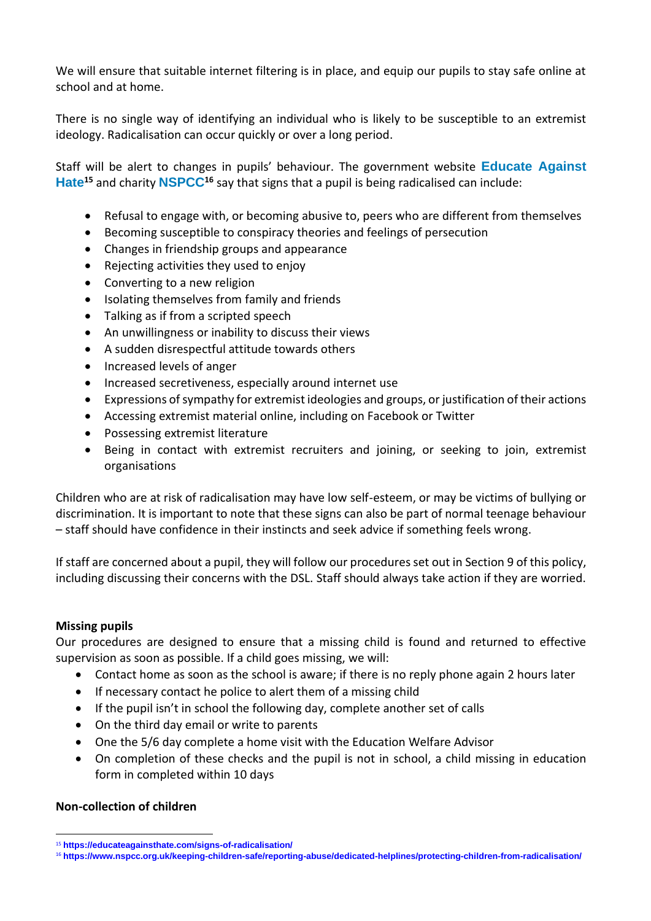We will ensure that suitable internet filtering is in place, and equip our pupils to stay safe online at school and at home.

There is no single way of identifying an individual who is likely to be susceptible to an extremist ideology. Radicalisation can occur quickly or over a long period.

Staff will be alert to changes in pupils' behaviour. The government website **Educate Against Hate**[15] and charity **NSPCC**[16] say that signs that a pupil is being radicalised can include:

- Refusal to engage with, or becoming abusive to, peers who are different from themselves
- Becoming susceptible to conspiracy theories and feelings of persecution
- Changes in friendship groups and appearance
- Rejecting activities they used to enjoy
- Converting to a new religion
- Isolating themselves from family and friends
- Talking as if from a scripted speech
- An unwillingness or inability to discuss their views
- A sudden disrespectful attitude towards others
- Increased levels of anger
- Increased secretiveness, especially around internet use
- Expressions of sympathy for extremist ideologies and groups, or justification of their actions
- Accessing extremist material online, including on Facebook or Twitter
- Possessing extremist literature
- Being in contact with extremist recruiters and joining, or seeking to join, extremist organisations

Children who are at risk of radicalisation may have low self-esteem, or may be victims of bullying or discrimination. It is important to note that these signs can also be part of normal teenage behaviour – staff should have confidence in their instincts and seek advice if something feels wrong.

If staff are concerned about a pupil, they will follow our procedures set out in Section 9 of this policy, including discussing their concerns with the DSL. Staff should always take action if they are worried.

**Missing pupils**

Our procedures are designed to ensure that a missing child is found and returned to effective supervision as soon as possible. If a child goes missing, we will:

- Contact home as soon as the school is aware; if there is no reply phone again 2 hours later
- If necessary contact he police to alert them of a missing child
- If the pupil isn't in school the following day, complete another set of calls
- On the third day email or write to parents
- One the 5/6 day complete a home visit with the Education Welfare Advisor
- On completion of these checks and the pupil is not in school, a child missing in education form in completed within 10 days

**Non-collection of children**

[15] https://educateagainsthate.com/signs-of-radicalisation/

[16] https://www.nspcc.org.uk/keeping-children-safe/reporting-abuse/dedicated-helplines/protecting-children-from-radicalisation/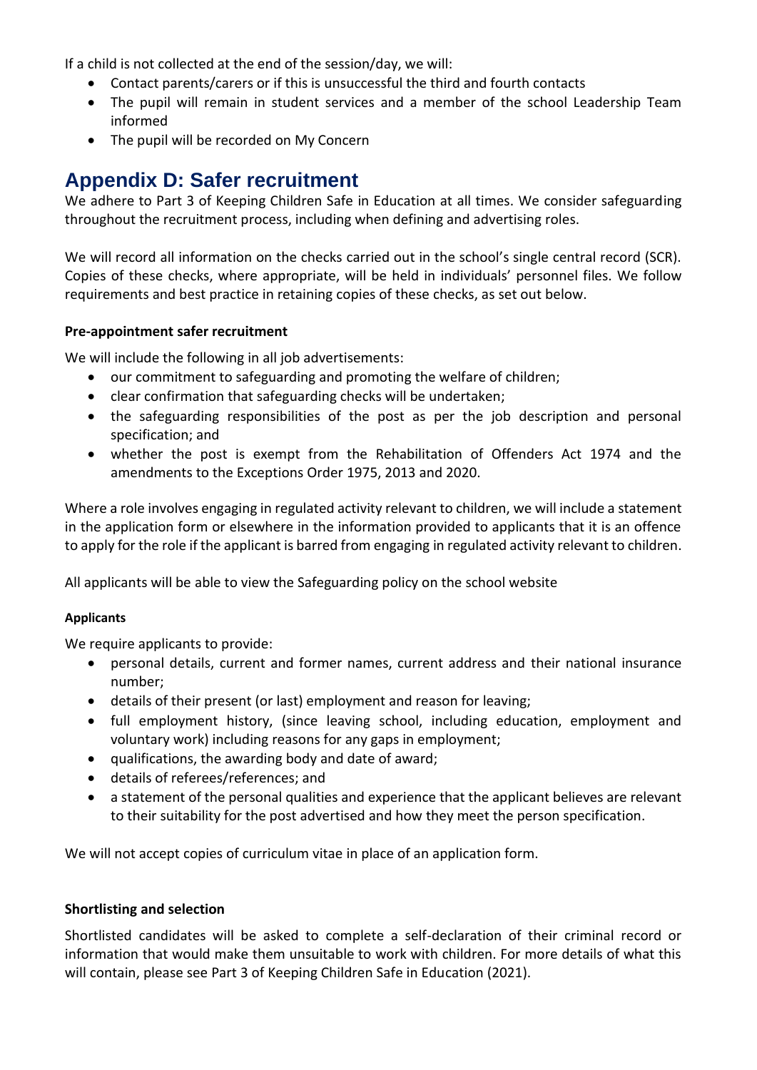If a child is not collected at the end of the session/day, we will:

- Contact parents/carers or if this is unsuccessful the third and fourth contacts
- The pupil will remain in student services and a member of the school Leadership Team informed
- The pupil will be recorded on My Concern

## Appendix D: Safer recruitment

We adhere to Part 3 of Keeping Children Safe in Education at all times. We consider safeguarding throughout the recruitment process, including when defining and advertising roles.

We will record all information on the checks carried out in the school's single central record (SCR). Copies of these checks, where appropriate, will be held in individuals' personnel files. We follow requirements and best practice in retaining copies of these checks, as set out below.

**Pre-appointment safer recruitment**

We will include the following in all job advertisements:

- our commitment to safeguarding and promoting the welfare of children;
- clear confirmation that safeguarding checks will be undertaken;
- the safeguarding responsibilities of the post as per the job description and personal specification; and
- whether the post is exempt from the Rehabilitation of Offenders Act 1974 and the amendments to the Exceptions Order 1975, 2013 and 2020.

Where a role involves engaging in regulated activity relevant to children, we will include a statement in the application form or elsewhere in the information provided to applicants that it is an offence to apply for the role if the applicant is barred from engaging in regulated activity relevant to children.

All applicants will be able to view the Safeguarding policy on the school website

**Applicants**

We require applicants to provide:

- personal details, current and former names, current address and their national insurance number;
- details of their present (or last) employment and reason for leaving;
- full employment history, (since leaving school, including education, employment and voluntary work) including reasons for any gaps in employment;
- qualifications, the awarding body and date of award;
- details of referees/references; and
- a statement of the personal qualities and experience that the applicant believes are relevant to their suitability for the post advertised and how they meet the person specification.

We will not accept copies of curriculum vitae in place of an application form.

**Shortlisting and selection**

Shortlisted candidates will be asked to complete a self-declaration of their criminal record or information that would make them unsuitable to work with children. For more details of what this will contain, please see Part 3 of Keeping Children Safe in Education (2021).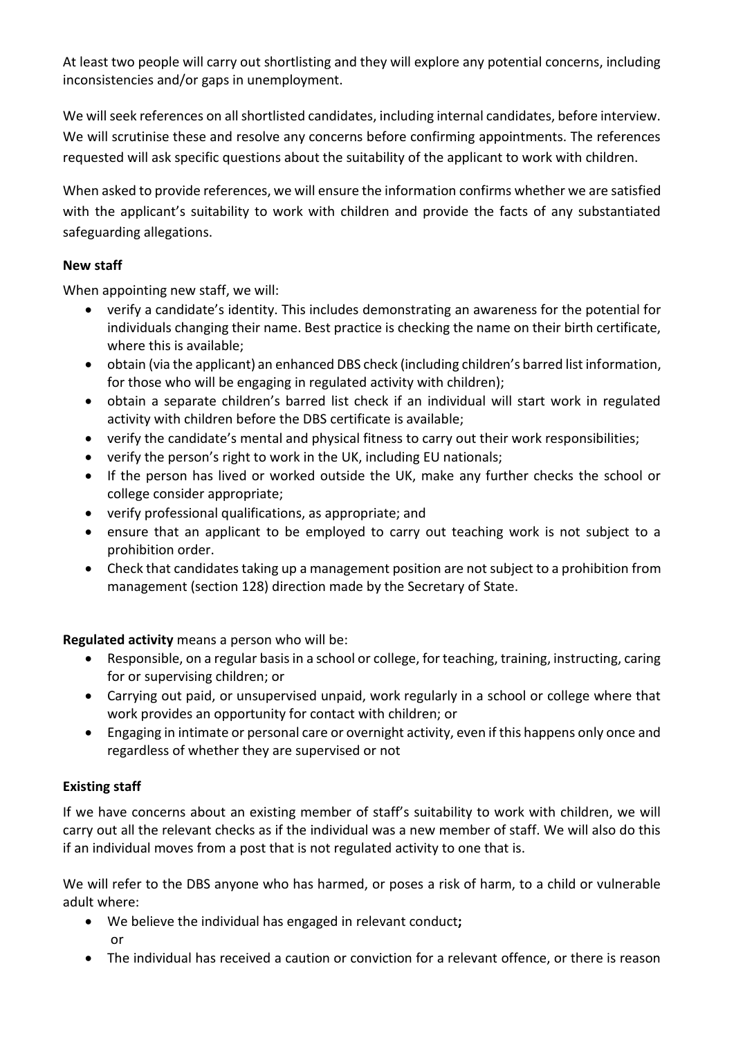At least two people will carry out shortlisting and they will explore any potential concerns, including inconsistencies and/or gaps in unemployment.

We will seek references on all shortlisted candidates, including internal candidates, before interview. We will scrutinise these and resolve any concerns before confirming appointments. The references requested will ask specific questions about the suitability of the applicant to work with children.

When asked to provide references, we will ensure the information confirms whether we are satisfied with the applicant's suitability to work with children and provide the facts of any substantiated safeguarding allegations.

**New staff**

When appointing new staff, we will:

- verify a candidate's identity. This includes demonstrating an awareness for the potential for individuals changing their name. Best practice is checking the name on their birth certificate, where this is available;
- obtain (via the applicant) an enhanced DBS check (including children's barred list information, for those who will be engaging in regulated activity with children);
- obtain a separate children's barred list check if an individual will start work in regulated activity with children before the DBS certificate is available;
- verify the candidate's mental and physical fitness to carry out their work responsibilities;
- verify the person's right to work in the UK, including EU nationals;
- If the person has lived or worked outside the UK, make any further checks the school or college consider appropriate;
- verify professional qualifications, as appropriate; and
- ensure that an applicant to be employed to carry out teaching work is not subject to a prohibition order.
- Check that candidates taking up a management position are not subject to a prohibition from management (section 128) direction made by the Secretary of State.

**Regulated activity** means a person who will be:

- Responsible, on a regular basis in a school or college, for teaching, training, instructing, caring for or supervising children; or
- Carrying out paid, or unsupervised unpaid, work regularly in a school or college where that work provides an opportunity for contact with children; or
- Engaging in intimate or personal care or overnight activity, even if this happens only once and regardless of whether they are supervised or not

**Existing staff**

If we have concerns about an existing member of staff's suitability to work with children, we will carry out all the relevant checks as if the individual was a new member of staff. We will also do this if an individual moves from a post that is not regulated activity to one that is.

We will refer to the DBS anyone who has harmed, or poses a risk of harm, to a child or vulnerable adult where:

- We believe the individual has engaged in relevant conduct**;**
  or
- The individual has received a caution or conviction for a relevant offence, or there is reason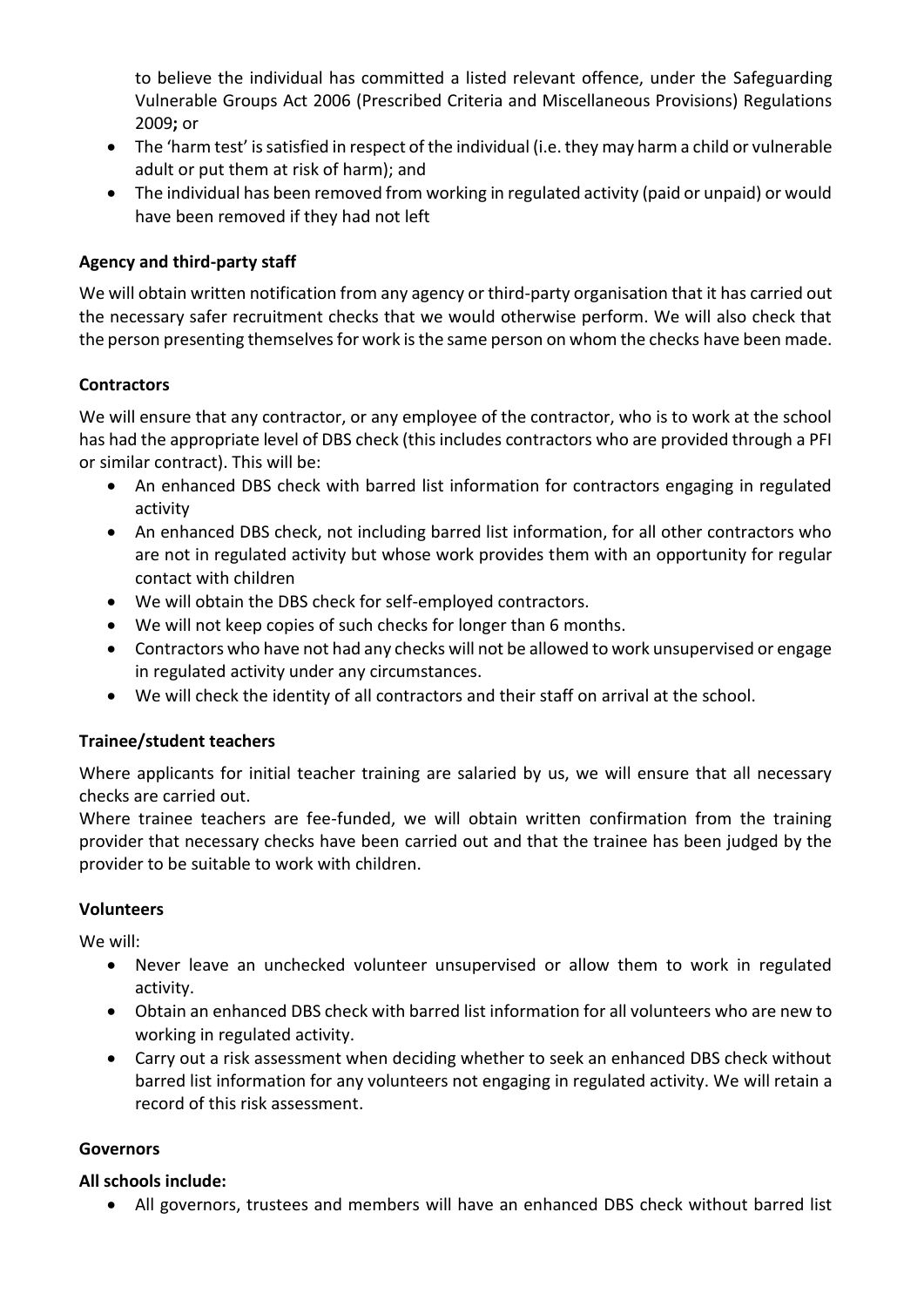to believe the individual has committed a listed relevant offence, under the Safeguarding Vulnerable Groups Act 2006 (Prescribed Criteria and Miscellaneous Provisions) Regulations 2009**;** or

- The 'harm test' is satisfied in respect of the individual (i.e. they may harm a child or vulnerable adult or put them at risk of harm); and
- The individual has been removed from working in regulated activity (paid or unpaid) or would have been removed if they had not left

**Agency and third-party staff**

We will obtain written notification from any agency or third-party organisation that it has carried out the necessary safer recruitment checks that we would otherwise perform. We will also check that the person presenting themselves for work is the same person on whom the checks have been made.

**Contractors**

We will ensure that any contractor, or any employee of the contractor, who is to work at the school has had the appropriate level of DBS check (this includes contractors who are provided through a PFI or similar contract). This will be:

- An enhanced DBS check with barred list information for contractors engaging in regulated activity
- An enhanced DBS check, not including barred list information, for all other contractors who are not in regulated activity but whose work provides them with an opportunity for regular contact with children
- We will obtain the DBS check for self-employed contractors.
- We will not keep copies of such checks for longer than 6 months.
- Contractors who have not had any checks will not be allowed to work unsupervised or engage in regulated activity under any circumstances.
- We will check the identity of all contractors and their staff on arrival at the school.

**Trainee/student teachers**

Where applicants for initial teacher training are salaried by us, we will ensure that all necessary checks are carried out.

Where trainee teachers are fee-funded, we will obtain written confirmation from the training provider that necessary checks have been carried out and that the trainee has been judged by the provider to be suitable to work with children.

**Volunteers**

We will:

- Never leave an unchecked volunteer unsupervised or allow them to work in regulated activity.
- Obtain an enhanced DBS check with barred list information for all volunteers who are new to working in regulated activity.
- Carry out a risk assessment when deciding whether to seek an enhanced DBS check without barred list information for any volunteers not engaging in regulated activity. We will retain a record of this risk assessment.

**Governors**

**All schools include:**

- All governors, trustees and members will have an enhanced DBS check without barred list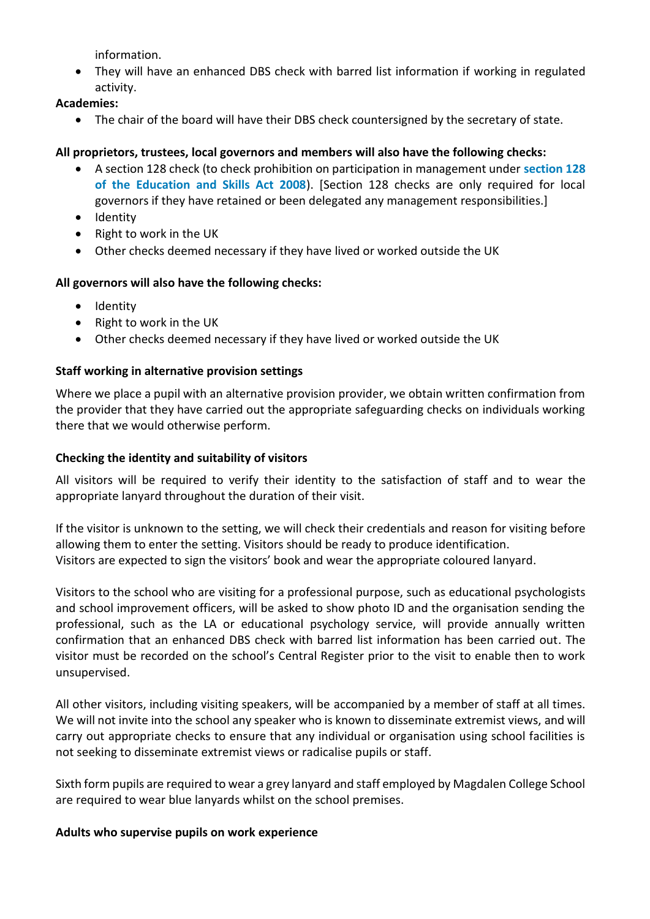information.

- They will have an enhanced DBS check with barred list information if working in regulated activity.

**Academies:**

- The chair of the board will have their DBS check countersigned by the secretary of state.

**All proprietors, trustees, local governors and members will also have the following checks:**

- A section 128 check (to check prohibition on participation in management under **section 128 of the Education and Skills Act 2008**). [Section 128 checks are only required for local governors if they have retained or been delegated any management responsibilities.]
- Identity
- Right to work in the UK
- Other checks deemed necessary if they have lived or worked outside the UK

**All governors will also have the following checks:**

- Identity
- Right to work in the UK
- Other checks deemed necessary if they have lived or worked outside the UK

**Staff working in alternative provision settings**

Where we place a pupil with an alternative provision provider, we obtain written confirmation from the provider that they have carried out the appropriate safeguarding checks on individuals working there that we would otherwise perform.

**Checking the identity and suitability of visitors**

All visitors will be required to verify their identity to the satisfaction of staff and to wear the appropriate lanyard throughout the duration of their visit.

If the visitor is unknown to the setting, we will check their credentials and reason for visiting before allowing them to enter the setting. Visitors should be ready to produce identification.
Visitors are expected to sign the visitors' book and wear the appropriate coloured lanyard.

Visitors to the school who are visiting for a professional purpose, such as educational psychologists and school improvement officers, will be asked to show photo ID and the organisation sending the professional, such as the LA or educational psychology service, will provide annually written confirmation that an enhanced DBS check with barred list information has been carried out. The visitor must be recorded on the school's Central Register prior to the visit to enable then to work unsupervised.

All other visitors, including visiting speakers, will be accompanied by a member of staff at all times. We will not invite into the school any speaker who is known to disseminate extremist views, and will carry out appropriate checks to ensure that any individual or organisation using school facilities is not seeking to disseminate extremist views or radicalise pupils or staff.

Sixth form pupils are required to wear a grey lanyard and staff employed by Magdalen College School are required to wear blue lanyards whilst on the school premises.

**Adults who supervise pupils on work experience**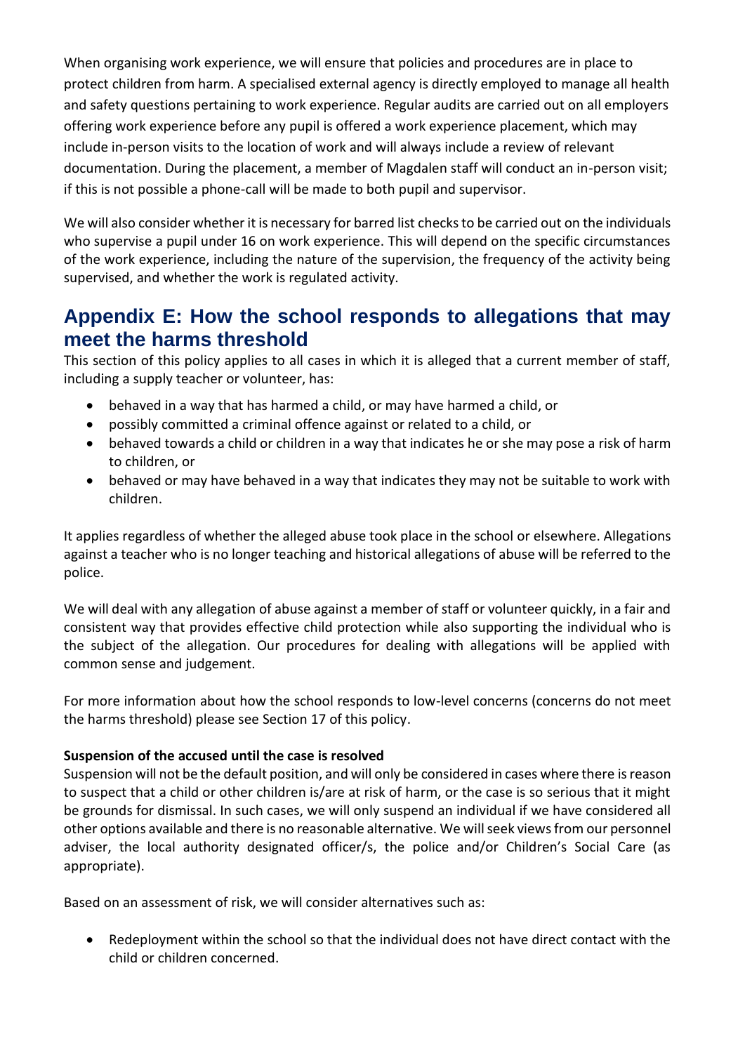When organising work experience, we will ensure that policies and procedures are in place to protect children from harm. A specialised external agency is directly employed to manage all health and safety questions pertaining to work experience. Regular audits are carried out on all employers offering work experience before any pupil is offered a work experience placement, which may include in-person visits to the location of work and will always include a review of relevant documentation. During the placement, a member of Magdalen staff will conduct an in-person visit; if this is not possible a phone-call will be made to both pupil and supervisor.

We will also consider whether it is necessary for barred list checks to be carried out on the individuals who supervise a pupil under 16 on work experience. This will depend on the specific circumstances of the work experience, including the nature of the supervision, the frequency of the activity being supervised, and whether the work is regulated activity.

## Appendix E: How the school responds to allegations that may meet the harms threshold

This section of this policy applies to all cases in which it is alleged that a current member of staff, including a supply teacher or volunteer, has:

- behaved in a way that has harmed a child, or may have harmed a child, or
- possibly committed a criminal offence against or related to a child, or
- behaved towards a child or children in a way that indicates he or she may pose a risk of harm to children, or
- behaved or may have behaved in a way that indicates they may not be suitable to work with children.

It applies regardless of whether the alleged abuse took place in the school or elsewhere. Allegations against a teacher who is no longer teaching and historical allegations of abuse will be referred to the police.

We will deal with any allegation of abuse against a member of staff or volunteer quickly, in a fair and consistent way that provides effective child protection while also supporting the individual who is the subject of the allegation. Our procedures for dealing with allegations will be applied with common sense and judgement.

For more information about how the school responds to low-level concerns (concerns do not meet the harms threshold) please see Section 17 of this policy.

**Suspension of the accused until the case is resolved**

Suspension will not be the default position, and will only be considered in cases where there is reason to suspect that a child or other children is/are at risk of harm, or the case is so serious that it might be grounds for dismissal. In such cases, we will only suspend an individual if we have considered all other options available and there is no reasonable alternative. We will seek views from our personnel adviser, the local authority designated officer/s, the police and/or Children's Social Care (as appropriate).

Based on an assessment of risk, we will consider alternatives such as:

- Redeployment within the school so that the individual does not have direct contact with the child or children concerned.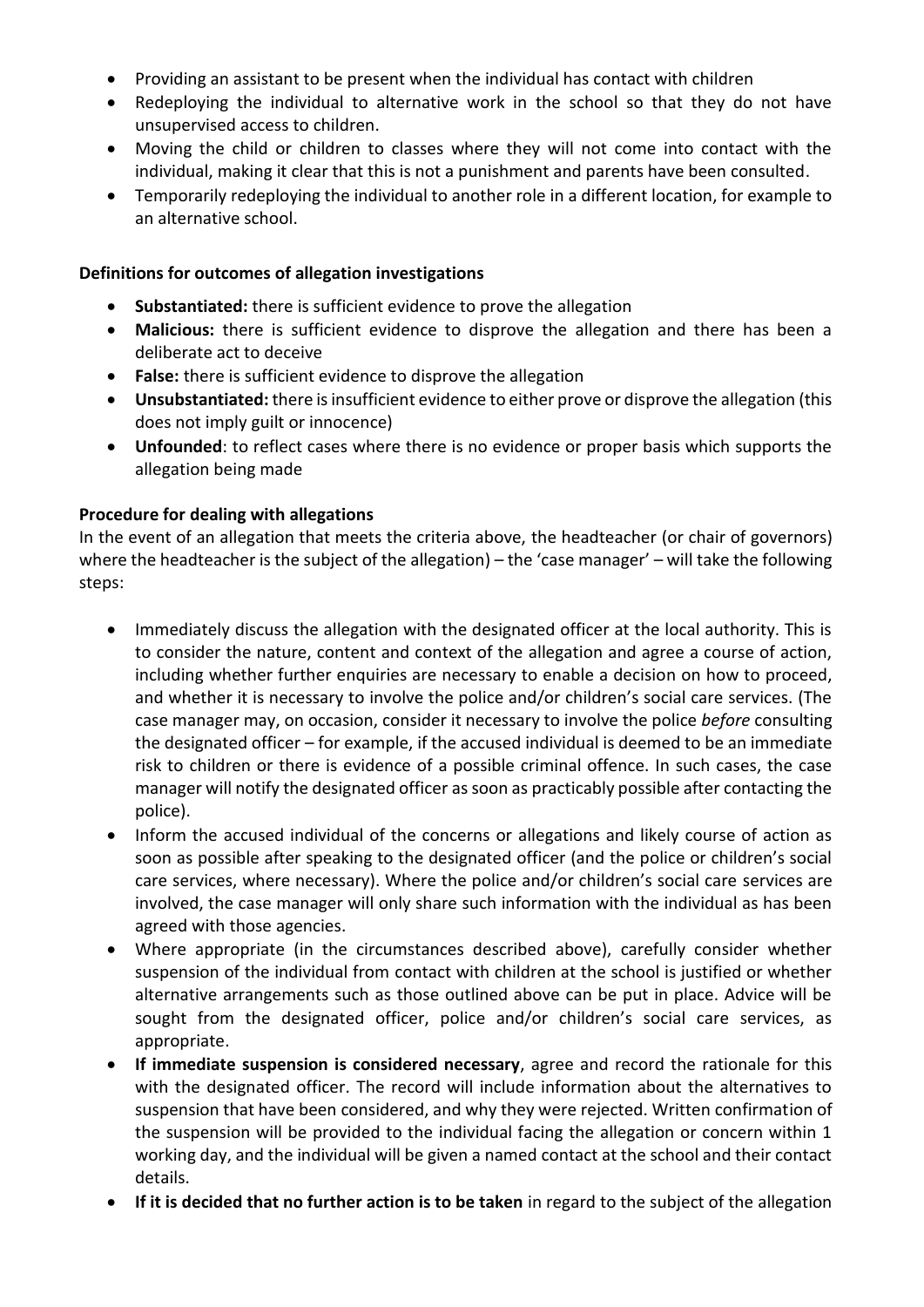- Providing an assistant to be present when the individual has contact with children
- Redeploying the individual to alternative work in the school so that they do not have unsupervised access to children.
- Moving the child or children to classes where they will not come into contact with the individual, making it clear that this is not a punishment and parents have been consulted.
- Temporarily redeploying the individual to another role in a different location, for example to an alternative school.

**Definitions for outcomes of allegation investigations**

- **Substantiated:** there is sufficient evidence to prove the allegation
- **Malicious:** there is sufficient evidence to disprove the allegation and there has been a deliberate act to deceive
- **False:** there is sufficient evidence to disprove the allegation
- **Unsubstantiated:** there is insufficient evidence to either prove or disprove the allegation (this does not imply guilt or innocence)
- **Unfounded**: to reflect cases where there is no evidence or proper basis which supports the allegation being made

**Procedure for dealing with allegations**

In the event of an allegation that meets the criteria above, the headteacher (or chair of governors) where the headteacher is the subject of the allegation) – the 'case manager' – will take the following steps:

- Immediately discuss the allegation with the designated officer at the local authority. This is to consider the nature, content and context of the allegation and agree a course of action, including whether further enquiries are necessary to enable a decision on how to proceed, and whether it is necessary to involve the police and/or children's social care services. (The case manager may, on occasion, consider it necessary to involve the police *before* consulting the designated officer – for example, if the accused individual is deemed to be an immediate risk to children or there is evidence of a possible criminal offence. In such cases, the case manager will notify the designated officer as soon as practicably possible after contacting the police).
- Inform the accused individual of the concerns or allegations and likely course of action as soon as possible after speaking to the designated officer (and the police or children's social care services, where necessary). Where the police and/or children's social care services are involved, the case manager will only share such information with the individual as has been agreed with those agencies.
- Where appropriate (in the circumstances described above), carefully consider whether suspension of the individual from contact with children at the school is justified or whether alternative arrangements such as those outlined above can be put in place. Advice will be sought from the designated officer, police and/or children's social care services, as appropriate.
- **If immediate suspension is considered necessary**, agree and record the rationale for this with the designated officer. The record will include information about the alternatives to suspension that have been considered, and why they were rejected. Written confirmation of the suspension will be provided to the individual facing the allegation or concern within 1 working day, and the individual will be given a named contact at the school and their contact details.
- **If it is decided that no further action is to be taken** in regard to the subject of the allegation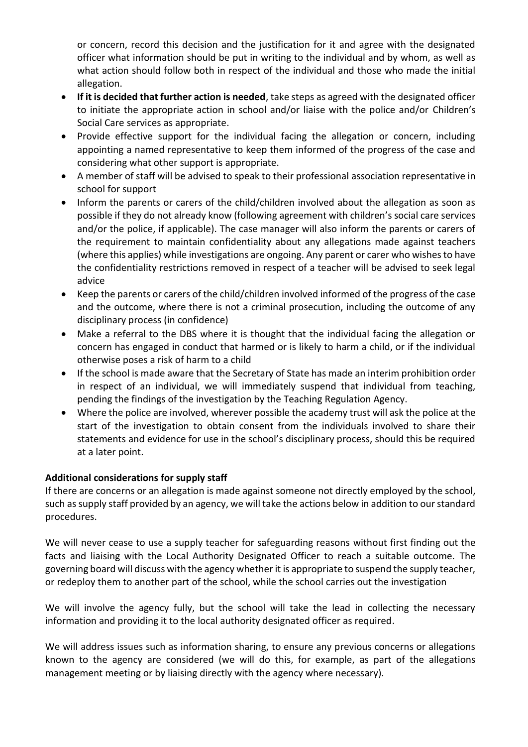or concern, record this decision and the justification for it and agree with the designated officer what information should be put in writing to the individual and by whom, as well as what action should follow both in respect of the individual and those who made the initial allegation.

- **If it is decided that further action is needed**, take steps as agreed with the designated officer to initiate the appropriate action in school and/or liaise with the police and/or Children's Social Care services as appropriate.
- Provide effective support for the individual facing the allegation or concern, including appointing a named representative to keep them informed of the progress of the case and considering what other support is appropriate.
- A member of staff will be advised to speak to their professional association representative in school for support
- Inform the parents or carers of the child/children involved about the allegation as soon as possible if they do not already know (following agreement with children's social care services and/or the police, if applicable). The case manager will also inform the parents or carers of the requirement to maintain confidentiality about any allegations made against teachers (where this applies) while investigations are ongoing. Any parent or carer who wishes to have the confidentiality restrictions removed in respect of a teacher will be advised to seek legal advice
- Keep the parents or carers of the child/children involved informed of the progress of the case and the outcome, where there is not a criminal prosecution, including the outcome of any disciplinary process (in confidence)
- Make a referral to the DBS where it is thought that the individual facing the allegation or concern has engaged in conduct that harmed or is likely to harm a child, or if the individual otherwise poses a risk of harm to a child
- If the school is made aware that the Secretary of State has made an interim prohibition order in respect of an individual, we will immediately suspend that individual from teaching, pending the findings of the investigation by the Teaching Regulation Agency.
- Where the police are involved, wherever possible the academy trust will ask the police at the start of the investigation to obtain consent from the individuals involved to share their statements and evidence for use in the school's disciplinary process, should this be required at a later point.

**Additional considerations for supply staff**

If there are concerns or an allegation is made against someone not directly employed by the school, such as supply staff provided by an agency, we will take the actions below in addition to our standard procedures.

We will never cease to use a supply teacher for safeguarding reasons without first finding out the facts and liaising with the Local Authority Designated Officer to reach a suitable outcome. The governing board will discuss with the agency whether it is appropriate to suspend the supply teacher, or redeploy them to another part of the school, while the school carries out the investigation

We will involve the agency fully, but the school will take the lead in collecting the necessary information and providing it to the local authority designated officer as required.

We will address issues such as information sharing, to ensure any previous concerns or allegations known to the agency are considered (we will do this, for example, as part of the allegations management meeting or by liaising directly with the agency where necessary).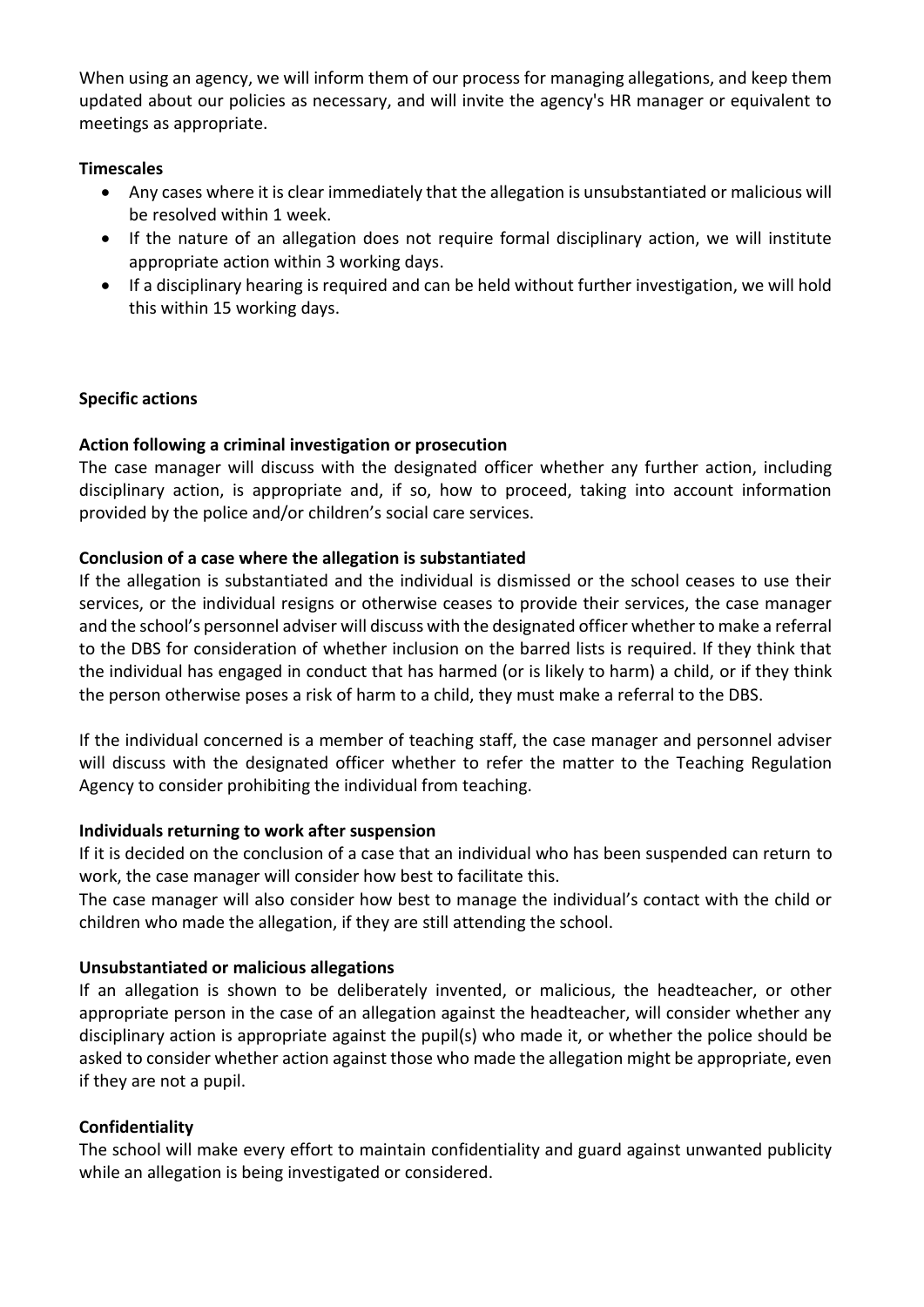When using an agency, we will inform them of our process for managing allegations, and keep them updated about our policies as necessary, and will invite the agency's HR manager or equivalent to meetings as appropriate.

**Timescales**

- Any cases where it is clear immediately that the allegation is unsubstantiated or malicious will be resolved within 1 week.
- If the nature of an allegation does not require formal disciplinary action, we will institute appropriate action within 3 working days.
- If a disciplinary hearing is required and can be held without further investigation, we will hold this within 15 working days.

**Specific actions**

**Action following a criminal investigation or prosecution**

The case manager will discuss with the designated officer whether any further action, including disciplinary action, is appropriate and, if so, how to proceed, taking into account information provided by the police and/or children's social care services.

**Conclusion of a case where the allegation is substantiated**

If the allegation is substantiated and the individual is dismissed or the school ceases to use their services, or the individual resigns or otherwise ceases to provide their services, the case manager and the school's personnel adviser will discuss with the designated officer whether to make a referral to the DBS for consideration of whether inclusion on the barred lists is required. If they think that the individual has engaged in conduct that has harmed (or is likely to harm) a child, or if they think the person otherwise poses a risk of harm to a child, they must make a referral to the DBS.

If the individual concerned is a member of teaching staff, the case manager and personnel adviser will discuss with the designated officer whether to refer the matter to the Teaching Regulation Agency to consider prohibiting the individual from teaching.

**Individuals returning to work after suspension**

If it is decided on the conclusion of a case that an individual who has been suspended can return to work, the case manager will consider how best to facilitate this.
The case manager will also consider how best to manage the individual's contact with the child or children who made the allegation, if they are still attending the school.

**Unsubstantiated or malicious allegations**

If an allegation is shown to be deliberately invented, or malicious, the headteacher, or other appropriate person in the case of an allegation against the headteacher, will consider whether any disciplinary action is appropriate against the pupil(s) who made it, or whether the police should be asked to consider whether action against those who made the allegation might be appropriate, even if they are not a pupil.

**Confidentiality**

The school will make every effort to maintain confidentiality and guard against unwanted publicity while an allegation is being investigated or considered.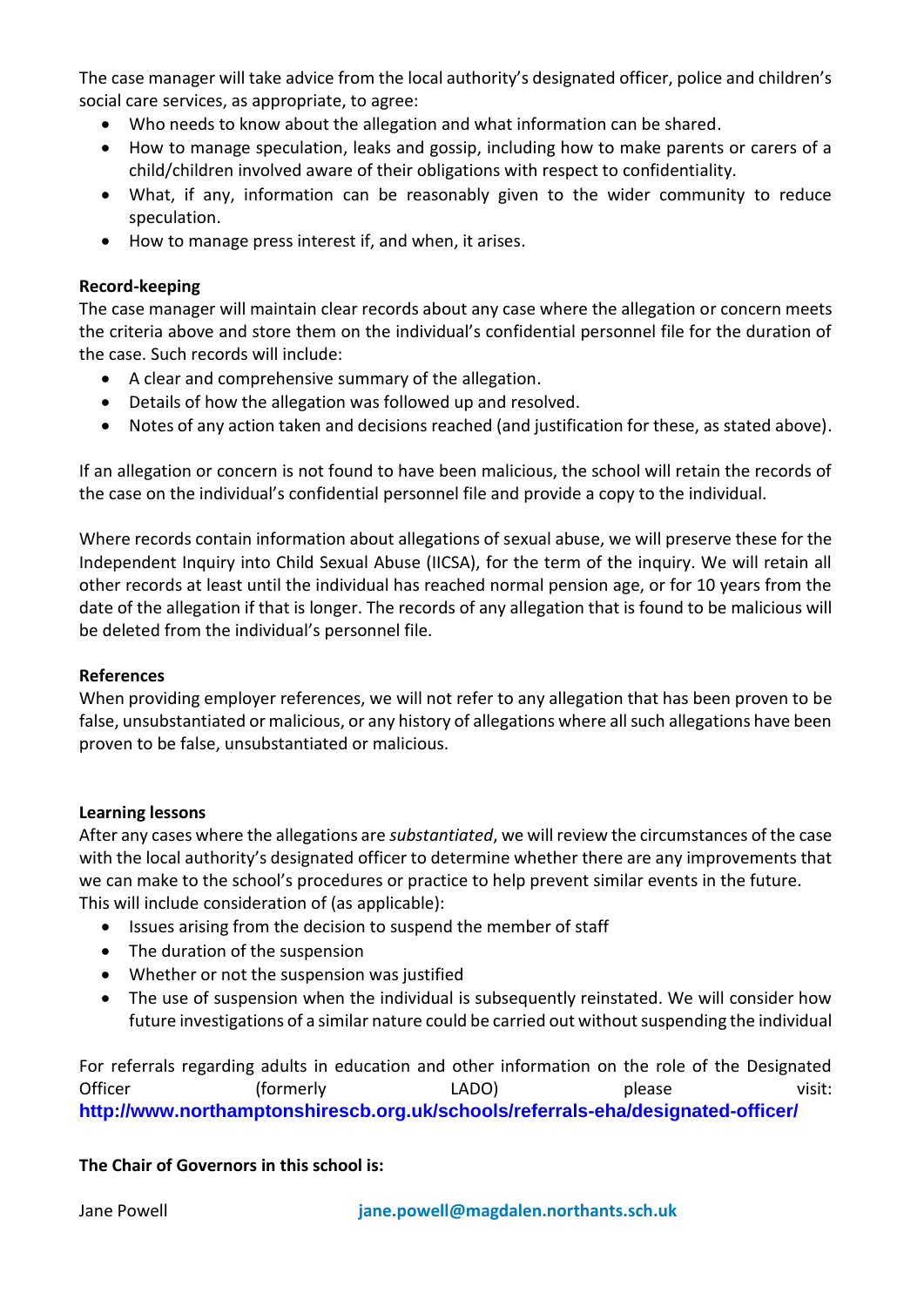The case manager will take advice from the local authority's designated officer, police and children's social care services, as appropriate, to agree:

- Who needs to know about the allegation and what information can be shared.
- How to manage speculation, leaks and gossip, including how to make parents or carers of a child/children involved aware of their obligations with respect to confidentiality.
- What, if any, information can be reasonably given to the wider community to reduce speculation.
- How to manage press interest if, and when, it arises.

**Record-keeping**

The case manager will maintain clear records about any case where the allegation or concern meets the criteria above and store them on the individual's confidential personnel file for the duration of the case. Such records will include:

- A clear and comprehensive summary of the allegation.
- Details of how the allegation was followed up and resolved.
- Notes of any action taken and decisions reached (and justification for these, as stated above).

If an allegation or concern is not found to have been malicious, the school will retain the records of the case on the individual's confidential personnel file and provide a copy to the individual.

Where records contain information about allegations of sexual abuse, we will preserve these for the Independent Inquiry into Child Sexual Abuse (IICSA), for the term of the inquiry. We will retain all other records at least until the individual has reached normal pension age, or for 10 years from the date of the allegation if that is longer. The records of any allegation that is found to be malicious will be deleted from the individual's personnel file.

**References**

When providing employer references, we will not refer to any allegation that has been proven to be false, unsubstantiated or malicious, or any history of allegations where all such allegations have been proven to be false, unsubstantiated or malicious.

**Learning lessons**

After any cases where the allegations are *substantiated*, we will review the circumstances of the case with the local authority's designated officer to determine whether there are any improvements that we can make to the school's procedures or practice to help prevent similar events in the future. This will include consideration of (as applicable):

- Issues arising from the decision to suspend the member of staff
- The duration of the suspension
- Whether or not the suspension was justified
- The use of suspension when the individual is subsequently reinstated. We will consider how future investigations of a similar nature could be carried out without suspending the individual

For referrals regarding adults in education and other information on the role of the Designated Officer (formerly LADO) please visit: **http://www.northamptonshirescb.org.uk/schools/referrals-eha/designated-officer/**

**The Chair of Governors in this school is:**

Jane Powell **jane.powell@magdalen.northants.sch.uk**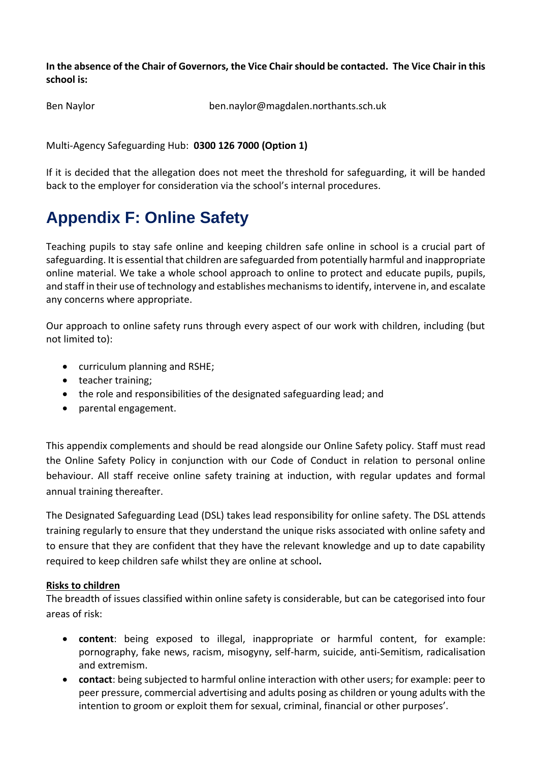**In the absence of the Chair of Governors, the Vice Chair should be contacted. The Vice Chair in this school is:**

Ben Naylor ben.naylor@magdalen.northants.sch.uk

Multi-Agency Safeguarding Hub: **0300 126 7000 (Option 1)**

If it is decided that the allegation does not meet the threshold for safeguarding, it will be handed back to the employer for consideration via the school's internal procedures.

# Appendix F: Online Safety

Teaching pupils to stay safe online and keeping children safe online in school is a crucial part of safeguarding. It is essential that children are safeguarded from potentially harmful and inappropriate online material. We take a whole school approach to online to protect and educate pupils, pupils, and staff in their use of technology and establishes mechanisms to identify, intervene in, and escalate any concerns where appropriate.

Our approach to online safety runs through every aspect of our work with children, including (but not limited to):

- curriculum planning and RSHE;
- teacher training;
- the role and responsibilities of the designated safeguarding lead; and
- parental engagement.

This appendix complements and should be read alongside our Online Safety policy. Staff must read the Online Safety Policy in conjunction with our Code of Conduct in relation to personal online behaviour. All staff receive online safety training at induction, with regular updates and formal annual training thereafter.

The Designated Safeguarding Lead (DSL) takes lead responsibility for online safety. The DSL attends training regularly to ensure that they understand the unique risks associated with online safety and to ensure that they are confident that they have the relevant knowledge and up to date capability required to keep children safe whilst they are online at school**.**

**Risks to children**

The breadth of issues classified within online safety is considerable, but can be categorised into four areas of risk:

- **content**: being exposed to illegal, inappropriate or harmful content, for example: pornography, fake news, racism, misogyny, self-harm, suicide, anti-Semitism, radicalisation and extremism.
- **contact**: being subjected to harmful online interaction with other users; for example: peer to peer pressure, commercial advertising and adults posing as children or young adults with the intention to groom or exploit them for sexual, criminal, financial or other purposes'.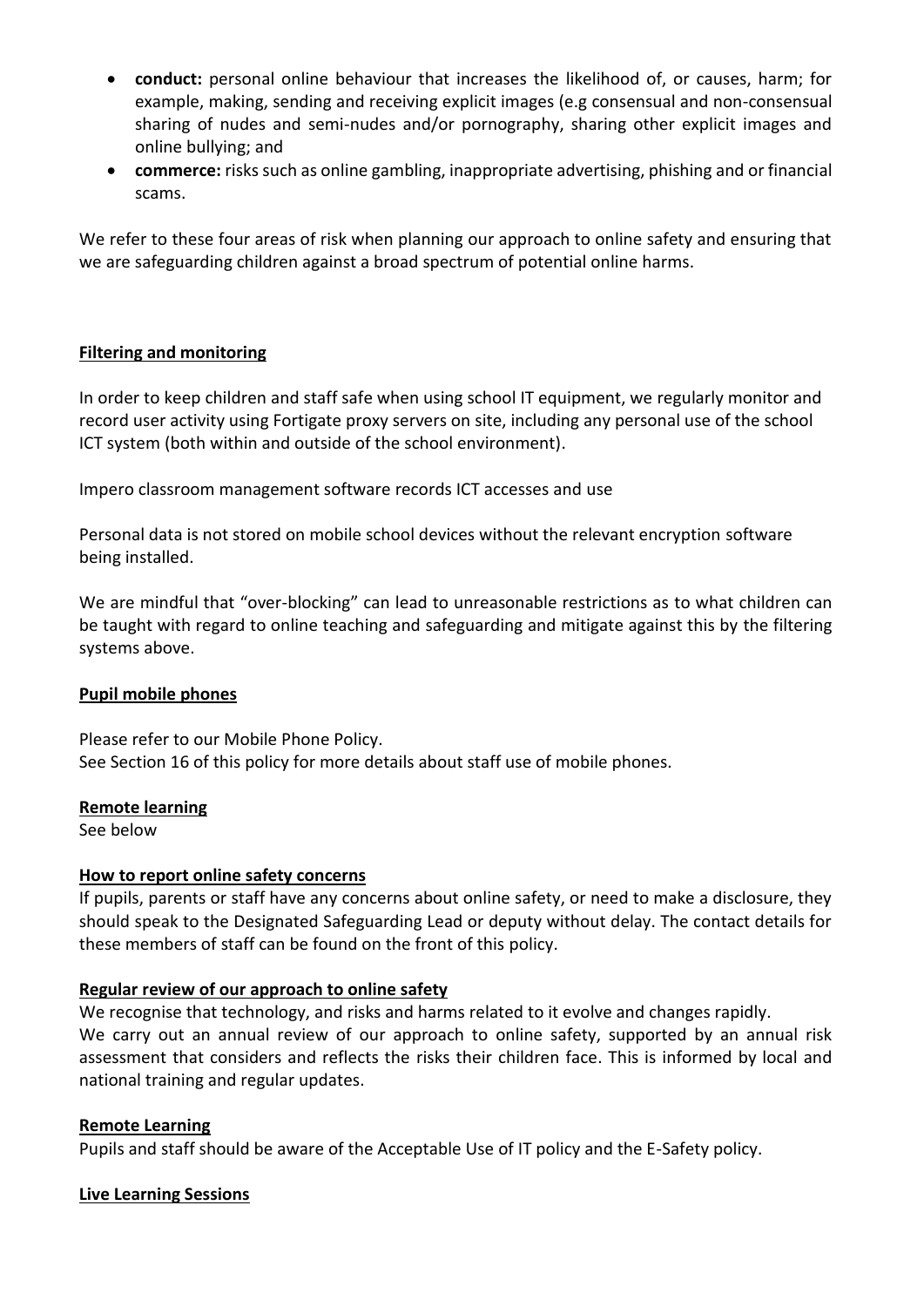- **conduct:** personal online behaviour that increases the likelihood of, or causes, harm; for example, making, sending and receiving explicit images (e.g consensual and non-consensual sharing of nudes and semi-nudes and/or pornography, sharing other explicit images and online bullying; and
- **commerce:** risks such as online gambling, inappropriate advertising, phishing and or financial scams.

We refer to these four areas of risk when planning our approach to online safety and ensuring that we are safeguarding children against a broad spectrum of potential online harms.

**Filtering and monitoring**

In order to keep children and staff safe when using school IT equipment, we regularly monitor and record user activity using Fortigate proxy servers on site, including any personal use of the school ICT system (both within and outside of the school environment).

Impero classroom management software records ICT accesses and use

Personal data is not stored on mobile school devices without the relevant encryption software being installed.

We are mindful that "over-blocking" can lead to unreasonable restrictions as to what children can be taught with regard to online teaching and safeguarding and mitigate against this by the filtering systems above.

**Pupil mobile phones**

Please refer to our Mobile Phone Policy.
See Section 16 of this policy for more details about staff use of mobile phones.

**Remote learning**

See below

**How to report online safety concerns**

If pupils, parents or staff have any concerns about online safety, or need to make a disclosure, they should speak to the Designated Safeguarding Lead or deputy without delay. The contact details for these members of staff can be found on the front of this policy.

**Regular review of our approach to online safety**

We recognise that technology, and risks and harms related to it evolve and changes rapidly.
We carry out an annual review of our approach to online safety, supported by an annual risk assessment that considers and reflects the risks their children face. This is informed by local and national training and regular updates.

**Remote Learning**

Pupils and staff should be aware of the Acceptable Use of IT policy and the E-Safety policy.

**Live Learning Sessions**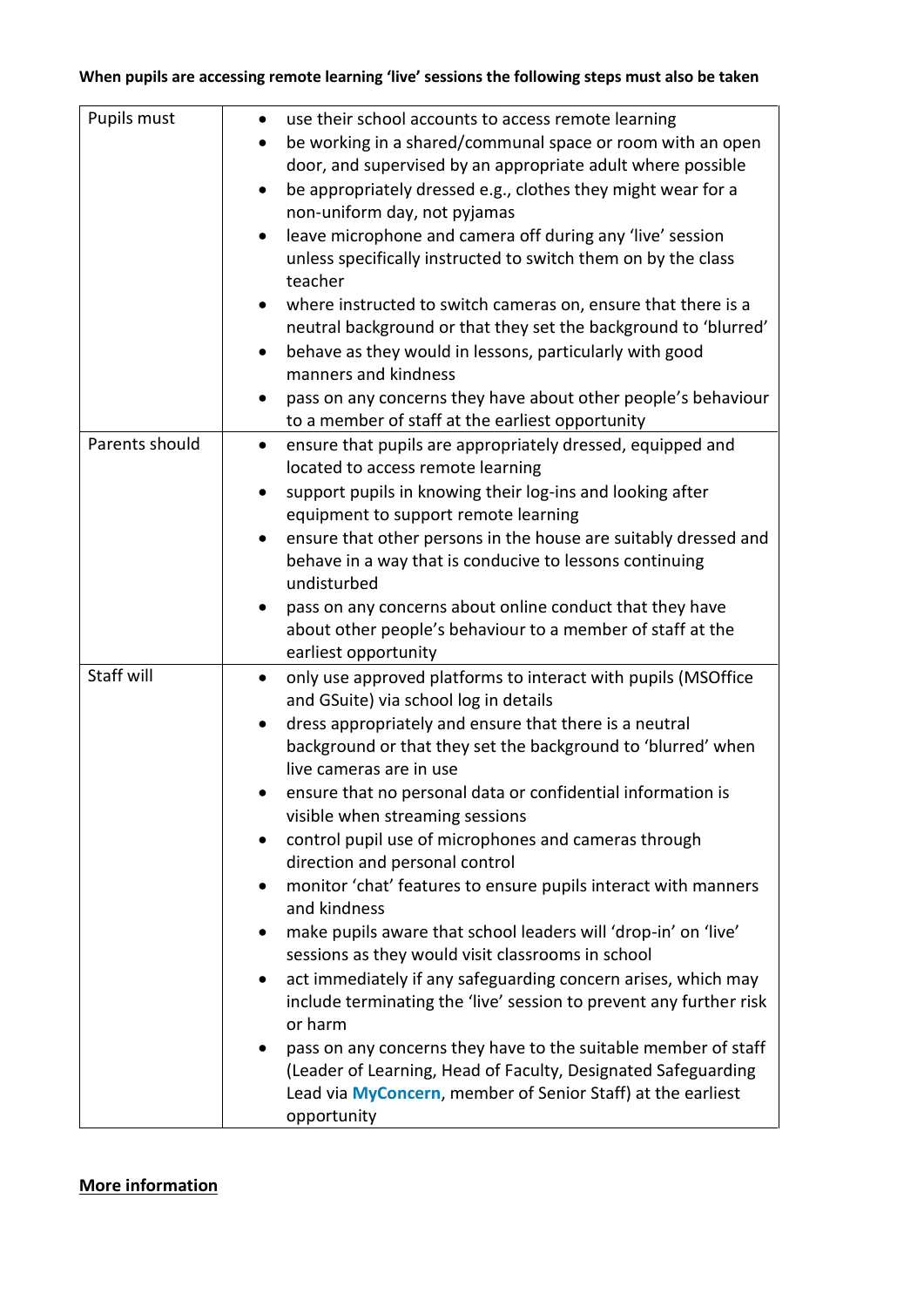**When pupils are accessing remote learning 'live' sessions the following steps must also be taken**

| | |
|---|---|
| Pupils must | • use their school accounts to access remote learning<br>• be working in a shared/communal space or room with an open door, and supervised by an appropriate adult where possible<br>• be appropriately dressed e.g., clothes they might wear for a non-uniform day, not pyjamas<br>• leave microphone and camera off during any 'live' session unless specifically instructed to switch them on by the class teacher<br>• where instructed to switch cameras on, ensure that there is a neutral background or that they set the background to 'blurred'<br>• behave as they would in lessons, particularly with good manners and kindness<br>• pass on any concerns they have about other people's behaviour to a member of staff at the earliest opportunity |
| Parents should | • ensure that pupils are appropriately dressed, equipped and located to access remote learning<br>• support pupils in knowing their log-ins and looking after equipment to support remote learning<br>• ensure that other persons in the house are suitably dressed and behave in a way that is conducive to lessons continuing undisturbed<br>• pass on any concerns about online conduct that they have about other people's behaviour to a member of staff at the earliest opportunity |
| Staff will | • only use approved platforms to interact with pupils (MSOffice and GSuite) via school log in details<br>• dress appropriately and ensure that there is a neutral background or that they set the background to 'blurred' when live cameras are in use<br>• ensure that no personal data or confidential information is visible when streaming sessions<br>• control pupil use of microphones and cameras through direction and personal control<br>• monitor 'chat' features to ensure pupils interact with manners and kindness<br>• make pupils aware that school leaders will 'drop-in' on 'live' sessions as they would visit classrooms in school<br>• act immediately if any safeguarding concern arises, which may include terminating the 'live' session to prevent any further risk or harm<br>• pass on any concerns they have to the suitable member of staff (Leader of Learning, Head of Faculty, Designated Safeguarding Lead via **MyConcern**, member of Senior Staff) at the earliest opportunity |

**More information**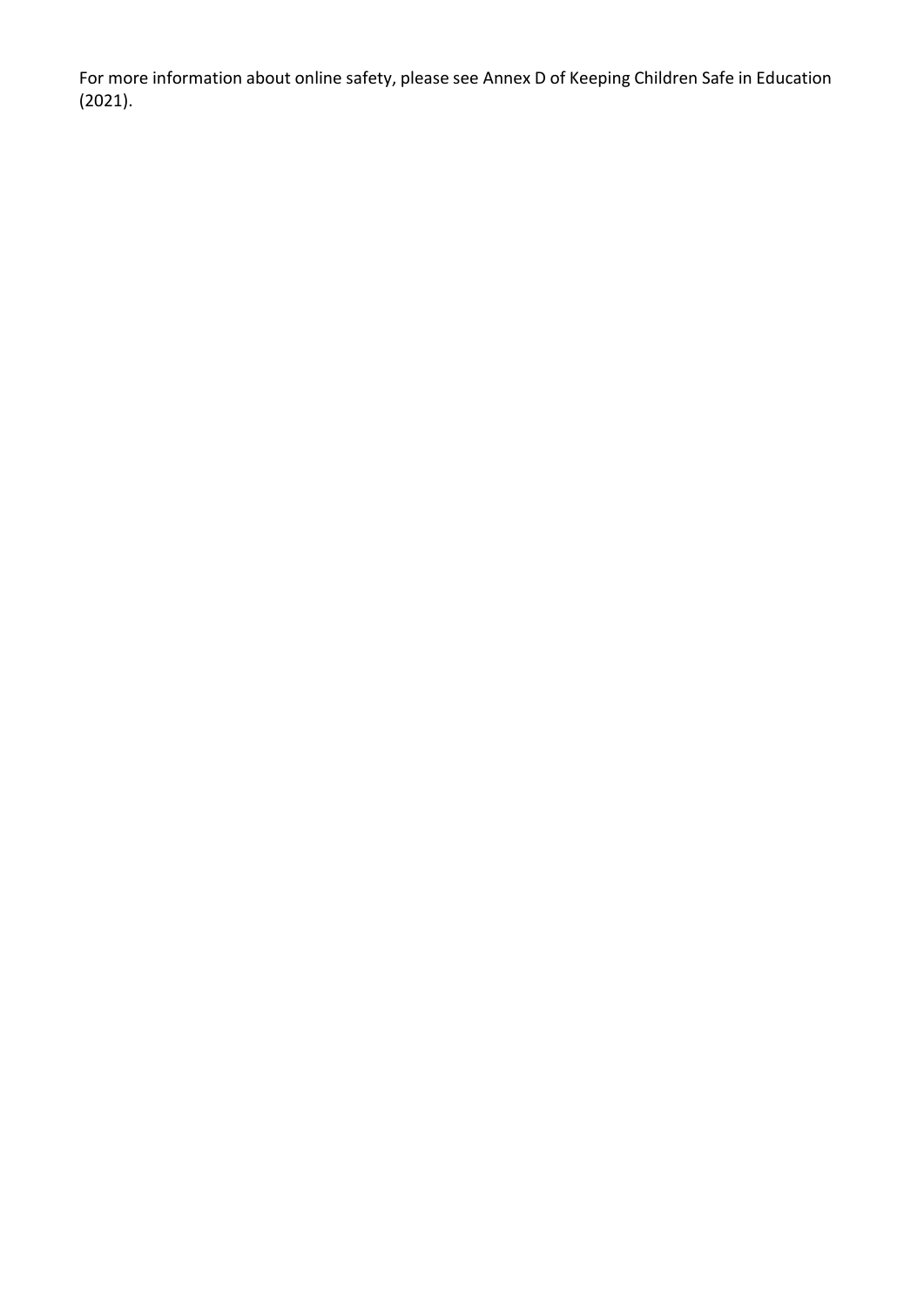For more information about online safety, please see Annex D of Keeping Children Safe in Education (2021).